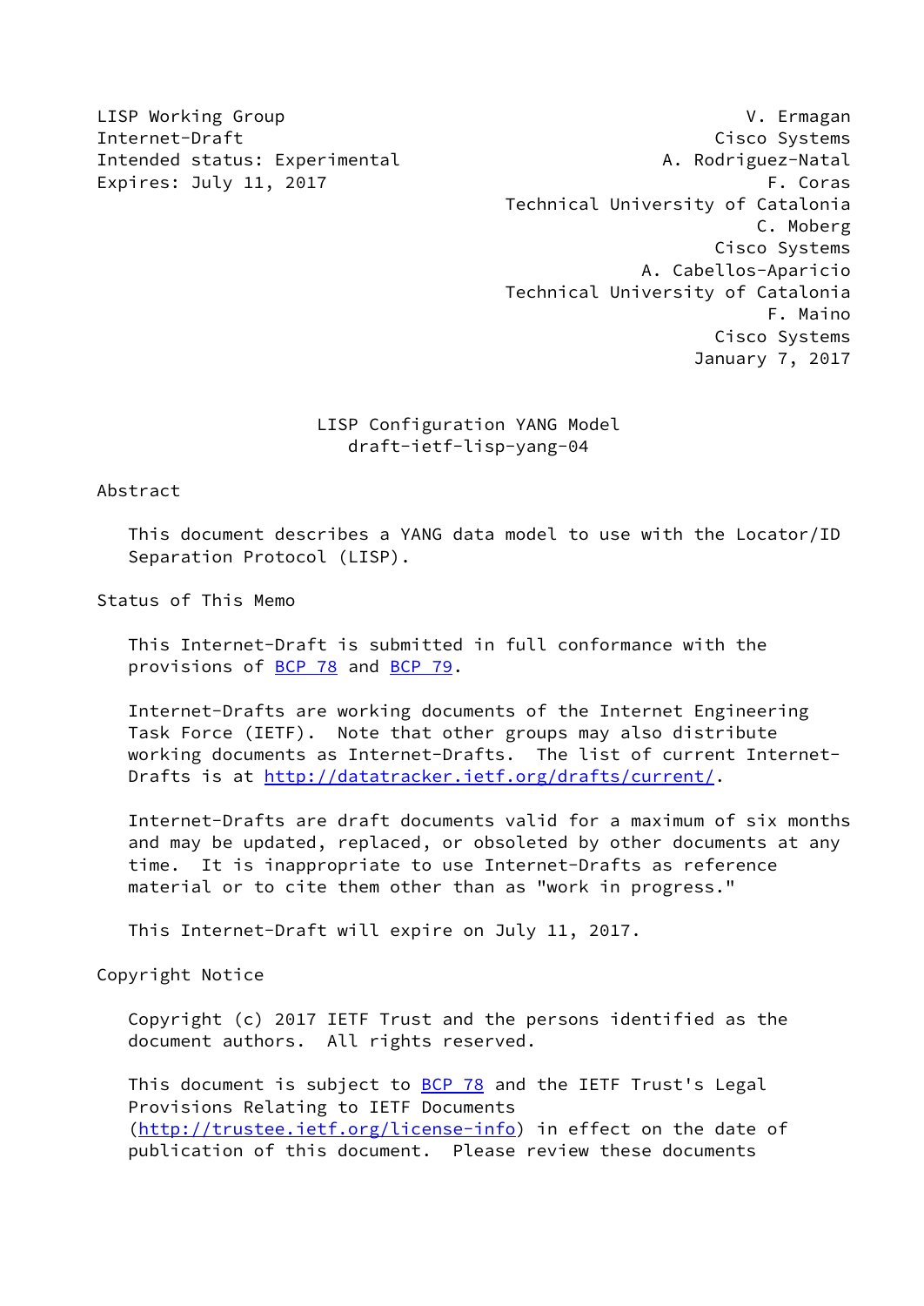LISP Working Group  
Internet-Draft  
Intended status: Experimental  
Expires: July 11, 2017

V. Ermagan  
Cisco Systems  
A. Rodriguez-Natal  
F. Coras  
Technical University of Catalonia  
C. Moberg  
Cisco Systems  
A. Cabellos-Aparicio  
Technical University of Catalonia  
F. Maino  
Cisco Systems  
January 7, 2017

# LISP Configuration YANG Model
## draft-ietf-lisp-yang-04

## Abstract

This document describes a YANG data model to use with the Locator/ID Separation Protocol (LISP).

## Status of This Memo

This Internet-Draft is submitted in full conformance with the provisions of BCP 78 and BCP 79.

Internet-Drafts are working documents of the Internet Engineering Task Force (IETF). Note that other groups may also distribute working documents as Internet-Drafts. The list of current Internet-Drafts is at http://datatracker.ietf.org/drafts/current/.

Internet-Drafts are draft documents valid for a maximum of six months and may be updated, replaced, or obsoleted by other documents at any time. It is inappropriate to use Internet-Drafts as reference material or to cite them other than as "work in progress."

This Internet-Draft will expire on July 11, 2017.

## Copyright Notice

Copyright (c) 2017 IETF Trust and the persons identified as the document authors. All rights reserved.

This document is subject to BCP 78 and the IETF Trust's Legal Provisions Relating to IETF Documents (http://trustee.ietf.org/license-info) in effect on the date of publication of this document. Please review these documents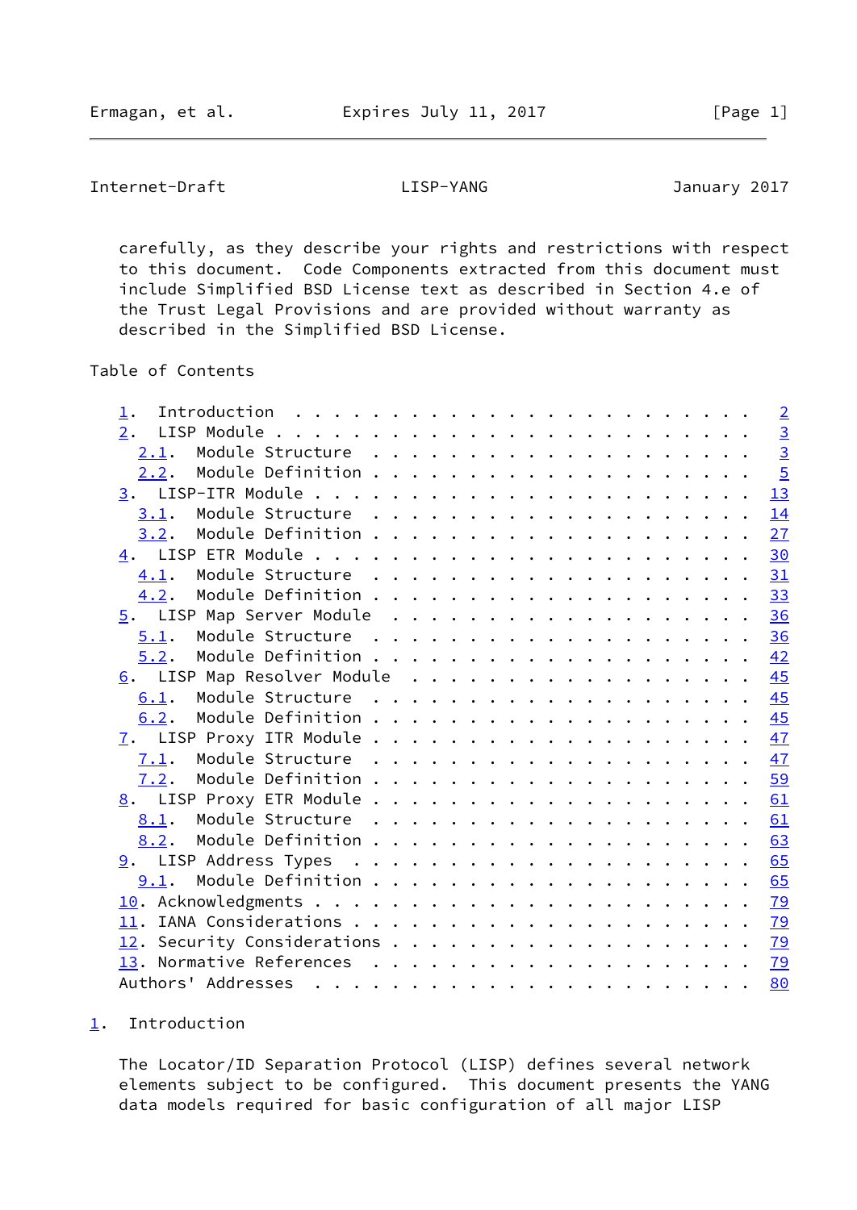carefully, as they describe your rights and restrictions with respect to this document. Code Components extracted from this document must include Simplified BSD License text as described in Section 4.e of the Trust Legal Provisions and are provided without warranty as described in the Simplified BSD License.

## Table of Contents

- 1. Introduction . . . . . . . . . . . . . . . . . . . . . . . . 2
- 2. LISP Module . . . . . . . . . . . . . . . . . . . . . . . . 3
  - 2.1. Module Structure . . . . . . . . . . . . . . . . . . . . 3
  - 2.2. Module Definition . . . . . . . . . . . . . . . . . . . 5
- 3. LISP-ITR Module . . . . . . . . . . . . . . . . . . . . . . 13
  - 3.1. Module Structure . . . . . . . . . . . . . . . . . . . . 14
  - 3.2. Module Definition . . . . . . . . . . . . . . . . . . . 27
- 4. LISP ETR Module . . . . . . . . . . . . . . . . . . . . . . 30
  - 4.1. Module Structure . . . . . . . . . . . . . . . . . . . . 31
  - 4.2. Module Definition . . . . . . . . . . . . . . . . . . . 33
- 5. LISP Map Server Module . . . . . . . . . . . . . . . . . . 36
  - 5.1. Module Structure . . . . . . . . . . . . . . . . . . . . 36
  - 5.2. Module Definition . . . . . . . . . . . . . . . . . . . 42
- 6. LISP Map Resolver Module . . . . . . . . . . . . . . . . . 45
  - 6.1. Module Structure . . . . . . . . . . . . . . . . . . . . 45
  - 6.2. Module Definition . . . . . . . . . . . . . . . . . . . 45
- 7. LISP Proxy ITR Module . . . . . . . . . . . . . . . . . . . 47
  - 7.1. Module Structure . . . . . . . . . . . . . . . . . . . . 47
  - 7.2. Module Definition . . . . . . . . . . . . . . . . . . . 59
- 8. LISP Proxy ETR Module . . . . . . . . . . . . . . . . . . . 61
  - 8.1. Module Structure . . . . . . . . . . . . . . . . . . . . 61
  - 8.2. Module Definition . . . . . . . . . . . . . . . . . . . 63
- 9. LISP Address Types . . . . . . . . . . . . . . . . . . . . 65
  - 9.1. Module Definition . . . . . . . . . . . . . . . . . . . 65
- 10. Acknowledgments . . . . . . . . . . . . . . . . . . . . . 79
- 11. IANA Considerations . . . . . . . . . . . . . . . . . . . 79
- 12. Security Considerations . . . . . . . . . . . . . . . . . 79
- 13. Normative References . . . . . . . . . . . . . . . . . . 79
- Authors' Addresses . . . . . . . . . . . . . . . . . . . . . . 80

## 1. Introduction

The Locator/ID Separation Protocol (LISP) defines several network elements subject to be configured. This document presents the YANG data models required for basic configuration of all major LISP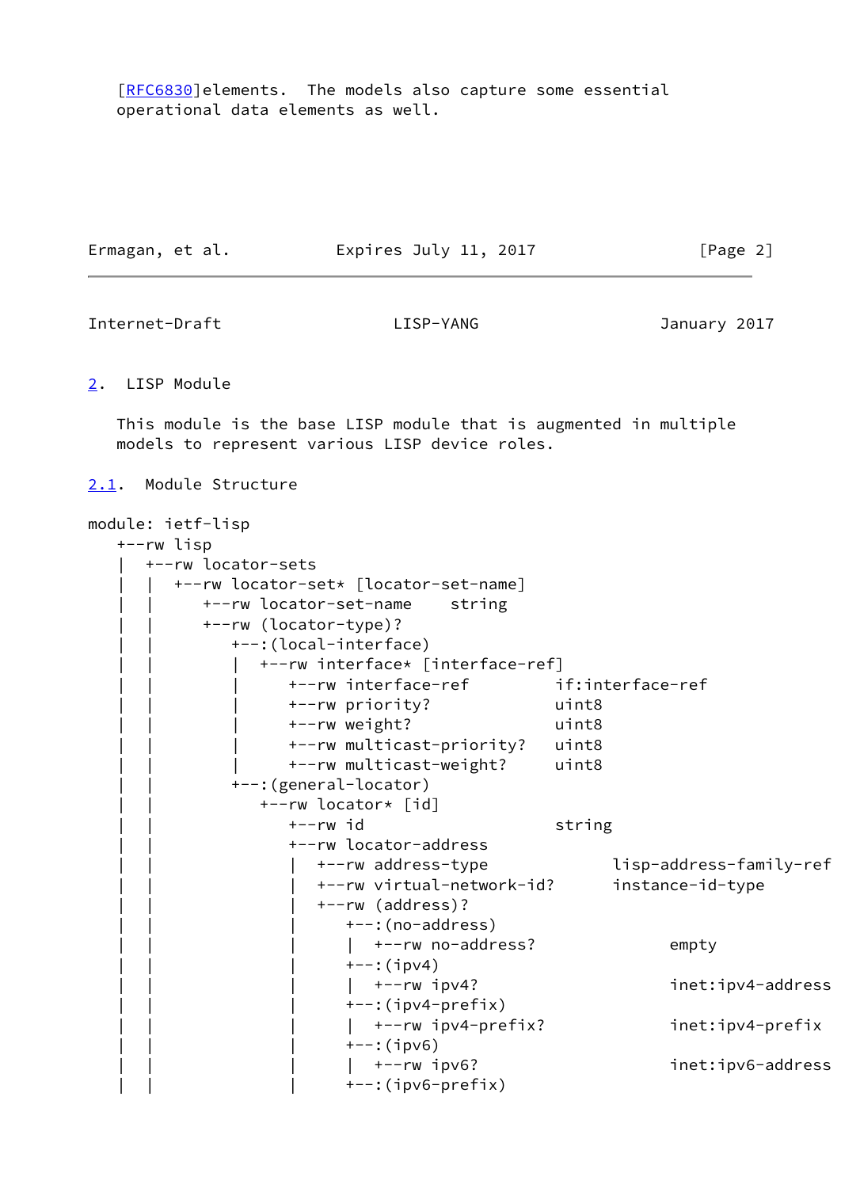[RFC6830]elements.  The models also capture some essential
operational data elements as well.

## 2. LISP Module

This module is the base LISP module that is augmented in multiple models to represent various LISP device roles.

### 2.1. Module Structure

```
module: ietf-lisp
   +--rw lisp
   |  +--rw locator-sets
   |  |  +--rw locator-set* [locator-set-name]
   |  |     +--rw locator-set-name    string
   |  |     +--rw (locator-type)?
   |  |        +--:(local-interface)
   |  |        |  +--rw interface* [interface-ref]
   |  |        |     +--rw interface-ref         if:interface-ref
   |  |        |     +--rw priority?             uint8
   |  |        |     +--rw weight?               uint8
   |  |        |     +--rw multicast-priority?   uint8
   |  |        |     +--rw multicast-weight?     uint8
   |  |        +--:(general-locator)
   |  |           +--rw locator* [id]
   |  |              +--rw id                    string
   |  |              +--rw locator-address
   |  |              |  +--rw address-type             lisp-address-family-ref
   |  |              |  +--rw virtual-network-id?      instance-id-type
   |  |              |  +--rw (address)?
   |  |              |     +--:(no-address)
   |  |              |     |  +--rw no-address?             empty
   |  |              |     +--:(ipv4)
   |  |              |     |  +--rw ipv4?                   inet:ipv4-address
   |  |              |     +--:(ipv4-prefix)
   |  |              |     |  +--rw ipv4-prefix?            inet:ipv4-prefix
   |  |              |     +--:(ipv6)
   |  |              |     |  +--rw ipv6?                   inet:ipv6-address
   |  |              |     +--:(ipv6-prefix)
```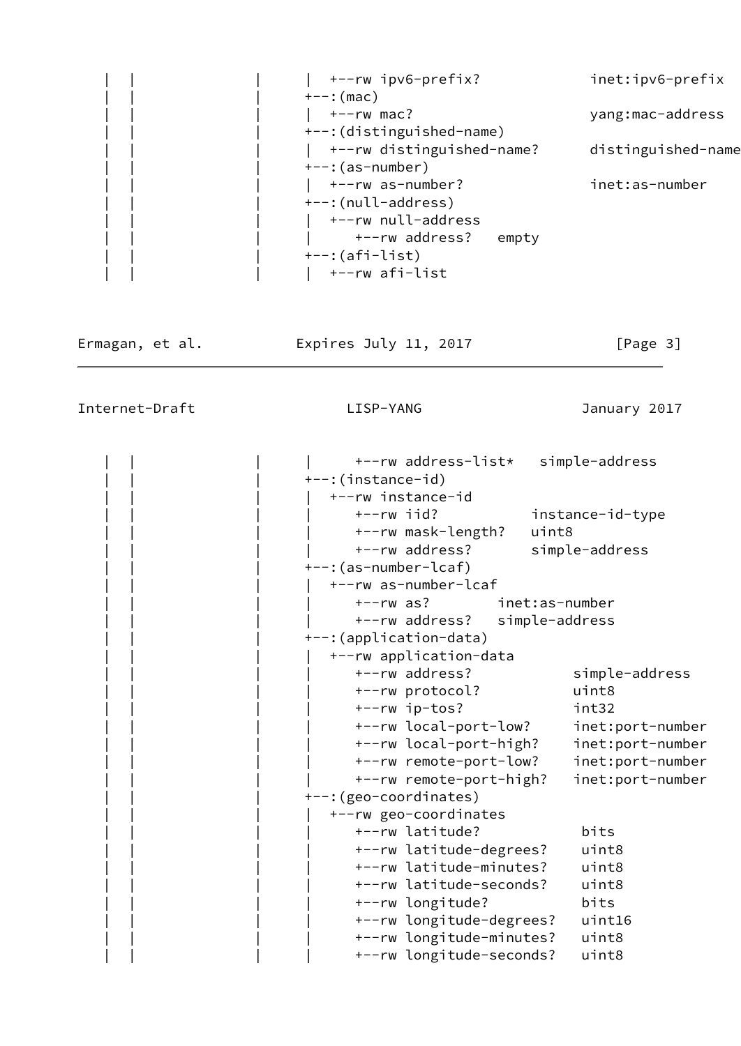```
   |  |             |      |  +--rw ipv6-prefix?            inet:ipv6-prefix
   |  |             |      +--:(mac)
   |  |             |      |  +--rw mac?                    yang:mac-address
   |  |             |      +--:(distinguished-name)
   |  |             |      |  +--rw distinguished-name?     distinguished-name
   |  |             |      +--:(as-number)
   |  |             |      |  +--rw as-number?              inet:as-number
   |  |             |      +--:(null-address)
   |  |             |      |  +--rw null-address
   |  |             |      |     +--rw address?   empty
   |  |             |      +--:(afi-list)
   |  |             |      |  +--rw afi-list
```

```
   |  |             |      |     +--rw address-list*   simple-address
   |  |             |      +--:(instance-id)
   |  |             |      |  +--rw instance-id
   |  |             |      |     +--rw iid?           instance-id-type
   |  |             |      |     +--rw mask-length?   uint8
   |  |             |      |     +--rw address?       simple-address
   |  |             |      +--:(as-number-lcaf)
   |  |             |      |  +--rw as-number-lcaf
   |  |             |      |     +--rw as?        inet:as-number
   |  |             |      |     +--rw address?   simple-address
   |  |             |      +--:(application-data)
   |  |             |      |  +--rw application-data
   |  |             |      |     +--rw address?            simple-address
   |  |             |      |     +--rw protocol?           uint8
   |  |             |      |     +--rw ip-tos?             int32
   |  |             |      |     +--rw local-port-low?     inet:port-number
   |  |             |      |     +--rw local-port-high?    inet:port-number
   |  |             |      |     +--rw remote-port-low?    inet:port-number
   |  |             |      |     +--rw remote-port-high?   inet:port-number
   |  |             |      +--:(geo-coordinates)
   |  |             |      |  +--rw geo-coordinates
   |  |             |      |     +--rw latitude?            bits
   |  |             |      |     +--rw latitude-degrees?    uint8
   |  |             |      |     +--rw latitude-minutes?    uint8
   |  |             |      |     +--rw latitude-seconds?    uint8
   |  |             |      |     +--rw longitude?           bits
   |  |             |      |     +--rw longitude-degrees?   uint16
   |  |             |      |     +--rw longitude-minutes?   uint8
   |  |             |      |     +--rw longitude-seconds?   uint8
```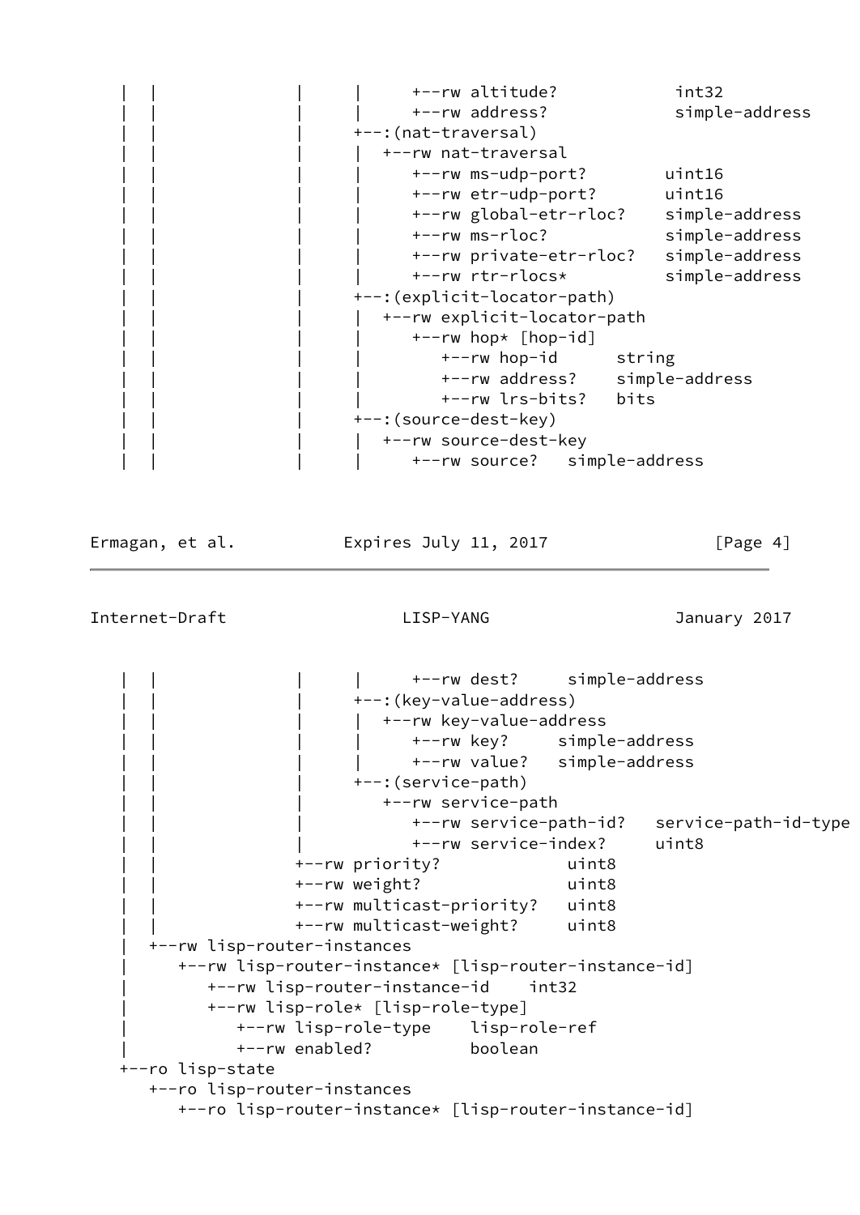```
   |  |              |     |     +--rw altitude?            int32
   |  |              |     |     +--rw address?             simple-address
   |  |              |     +--:(nat-traversal)
   |  |              |     |  +--rw nat-traversal
   |  |              |     |     +--rw ms-udp-port?        uint16
   |  |              |     |     +--rw etr-udp-port?       uint16
   |  |              |     |     +--rw global-etr-rloc?    simple-address
   |  |              |     |     +--rw ms-rloc?            simple-address
   |  |              |     |     +--rw private-etr-rloc?   simple-address
   |  |              |     |     +--rw rtr-rlocs*          simple-address
   |  |              |     +--:(explicit-locator-path)
   |  |              |     |  +--rw explicit-locator-path
   |  |              |     |     +--rw hop* [hop-id]
   |  |              |     |        +--rw hop-id      string
   |  |              |     |        +--rw address?    simple-address
   |  |              |     |        +--rw lrs-bits?   bits
   |  |              |     +--:(source-dest-key)
   |  |              |     |  +--rw source-dest-key
   |  |              |     |     +--rw source?   simple-address
```

```
   |  |              |     |     +--rw dest?     simple-address
   |  |              |     +--:(key-value-address)
   |  |              |     |  +--rw key-value-address
   |  |              |     |     +--rw key?     simple-address
   |  |              |     |     +--rw value?   simple-address
   |  |              |     +--:(service-path)
   |  |              |        +--rw service-path
   |  |              |           +--rw service-path-id?   service-path-id-type
   |  |              |           +--rw service-index?     uint8
   |  |              +--rw priority?             uint8
   |  |              +--rw weight?               uint8
   |  |              +--rw multicast-priority?   uint8
   |  |              +--rw multicast-weight?     uint8
   |  +--rw lisp-router-instances
   |     +--rw lisp-router-instance* [lisp-router-instance-id]
   |        +--rw lisp-router-instance-id    int32
   |        +--rw lisp-role* [lisp-role-type]
   |           +--rw lisp-role-type    lisp-role-ref
   |           +--rw enabled?          boolean
   +--ro lisp-state
      +--ro lisp-router-instances
         +--ro lisp-router-instance* [lisp-router-instance-id]
```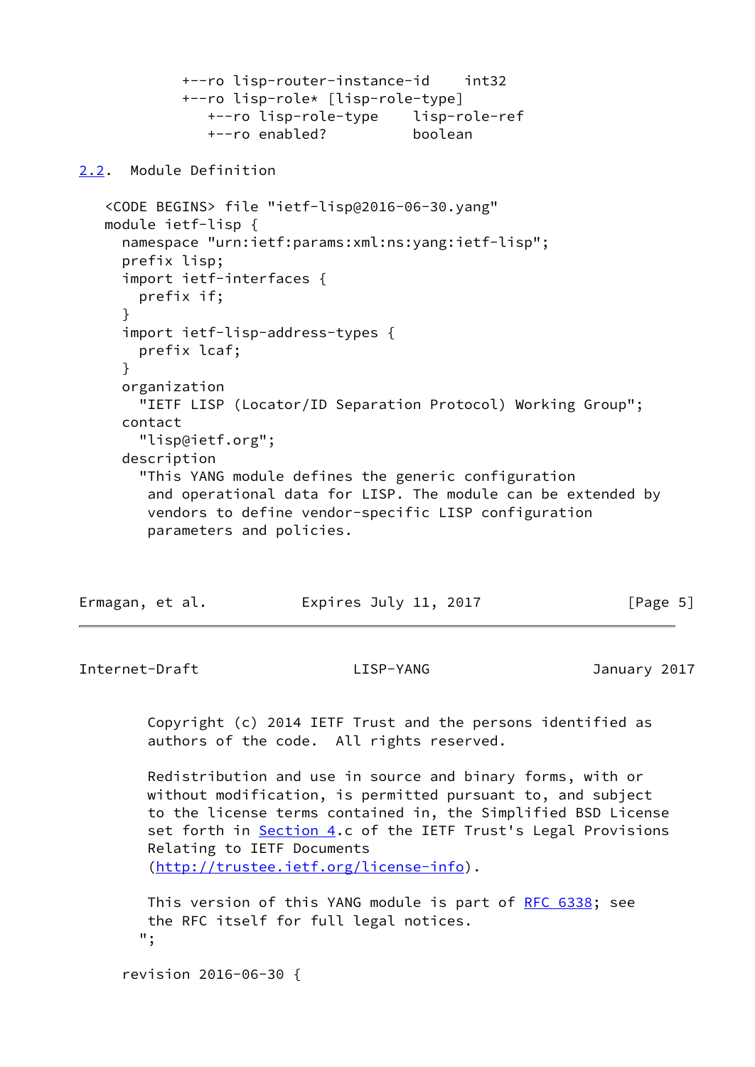```
            +--ro lisp-router-instance-id    int32
            +--ro lisp-role* [lisp-role-type]
               +--ro lisp-role-type    lisp-role-ref
               +--ro enabled?          boolean
```

### 2.2. Module Definition

```
   <CODE BEGINS> file "ietf-lisp@2016-06-30.yang"
   module ietf-lisp {
     namespace "urn:ietf:params:xml:ns:yang:ietf-lisp";
     prefix lisp;
     import ietf-interfaces {
       prefix if;
     }
     import ietf-lisp-address-types {
       prefix lcaf;
     }
     organization
       "IETF LISP (Locator/ID Separation Protocol) Working Group";
     contact
       "lisp@ietf.org";
     description
       "This YANG module defines the generic configuration
        and operational data for LISP. The module can be extended by
        vendors to define vendor-specific LISP configuration
        parameters and policies.

        Copyright (c) 2014 IETF Trust and the persons identified as
        authors of the code.  All rights reserved.

        Redistribution and use in source and binary forms, with or
        without modification, is permitted pursuant to, and subject
        to the license terms contained in, the Simplified BSD License
        set forth in Section 4.c of the IETF Trust's Legal Provisions
        Relating to IETF Documents
        (http://trustee.ietf.org/license-info).

        This version of this YANG module is part of RFC 6338; see
        the RFC itself for full legal notices.
       ";

     revision 2016-06-30 {
```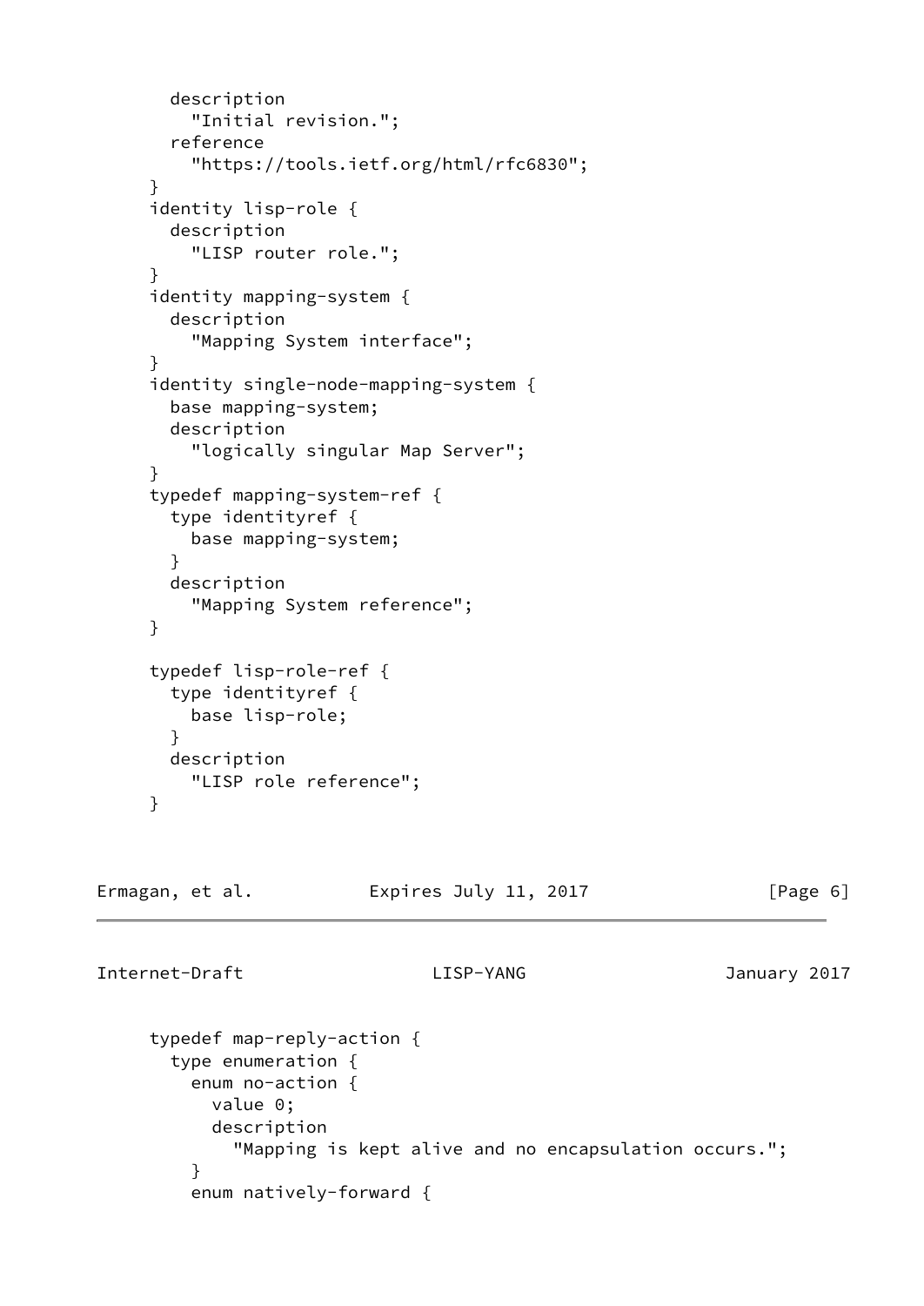```
       description
         "Initial revision.";
       reference
         "https://tools.ietf.org/html/rfc6830";
     }
     identity lisp-role {
       description
         "LISP router role.";
     }
     identity mapping-system {
       description
         "Mapping System interface";
     }
     identity single-node-mapping-system {
       base mapping-system;
       description
         "logically singular Map Server";
     }
     typedef mapping-system-ref {
       type identityref {
         base mapping-system;
       }
       description
         "Mapping System reference";
     }

     typedef lisp-role-ref {
       type identityref {
         base lisp-role;
       }
       description
         "LISP role reference";
     }
```

```
     typedef map-reply-action {
       type enumeration {
         enum no-action {
           value 0;
           description
             "Mapping is kept alive and no encapsulation occurs.";
         }
         enum natively-forward {
```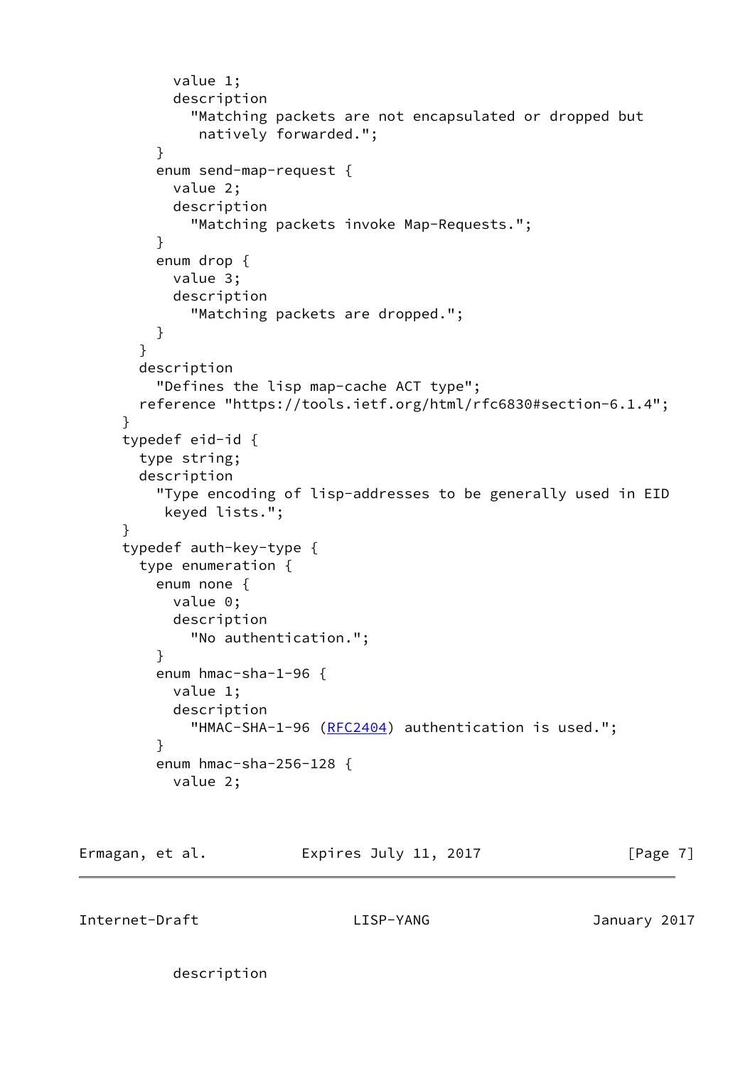```
          value 1;
          description
            "Matching packets are not encapsulated or dropped but
             natively forwarded.";
        }
        enum send-map-request {
          value 2;
          description
            "Matching packets invoke Map-Requests.";
        }
        enum drop {
          value 3;
          description
            "Matching packets are dropped.";
        }
      }
      description
        "Defines the lisp map-cache ACT type";
      reference "https://tools.ietf.org/html/rfc6830#section-6.1.4";
    }
    typedef eid-id {
      type string;
      description
        "Type encoding of lisp-addresses to be generally used in EID
         keyed lists.";
    }
    typedef auth-key-type {
      type enumeration {
        enum none {
          value 0;
          description
            "No authentication.";
        }
        enum hmac-sha-1-96 {
          value 1;
          description
            "HMAC-SHA-1-96 (RFC2404) authentication is used.";
        }
        enum hmac-sha-256-128 {
          value 2;
```

```
          description
```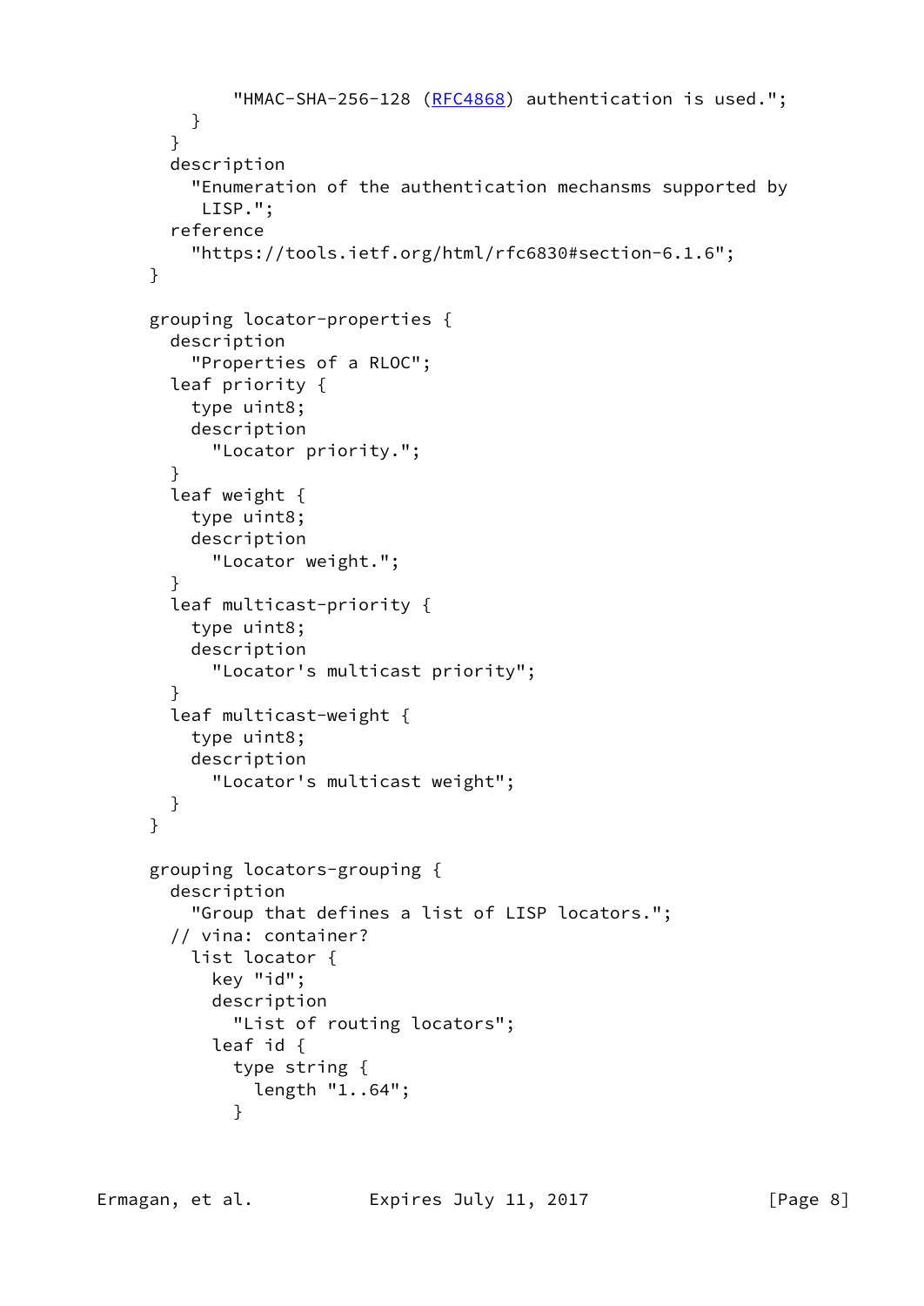```
            "HMAC-SHA-256-128 (RFC4868) authentication is used.";
        }
      }
      description
        "Enumeration of the authentication mechansms supported by
         LISP.";
      reference
        "https://tools.ietf.org/html/rfc6830#section-6.1.6";
    }

    grouping locator-properties {
      description
        "Properties of a RLOC";
      leaf priority {
        type uint8;
        description
          "Locator priority.";
      }
      leaf weight {
        type uint8;
        description
          "Locator weight.";
      }
      leaf multicast-priority {
        type uint8;
        description
          "Locator's multicast priority";
      }
      leaf multicast-weight {
        type uint8;
        description
          "Locator's multicast weight";
      }
    }

    grouping locators-grouping {
      description
        "Group that defines a list of LISP locators.";
      // vina: container?
        list locator {
          key "id";
          description
            "List of routing locators";
          leaf id {
            type string {
              length "1..64";
            }
```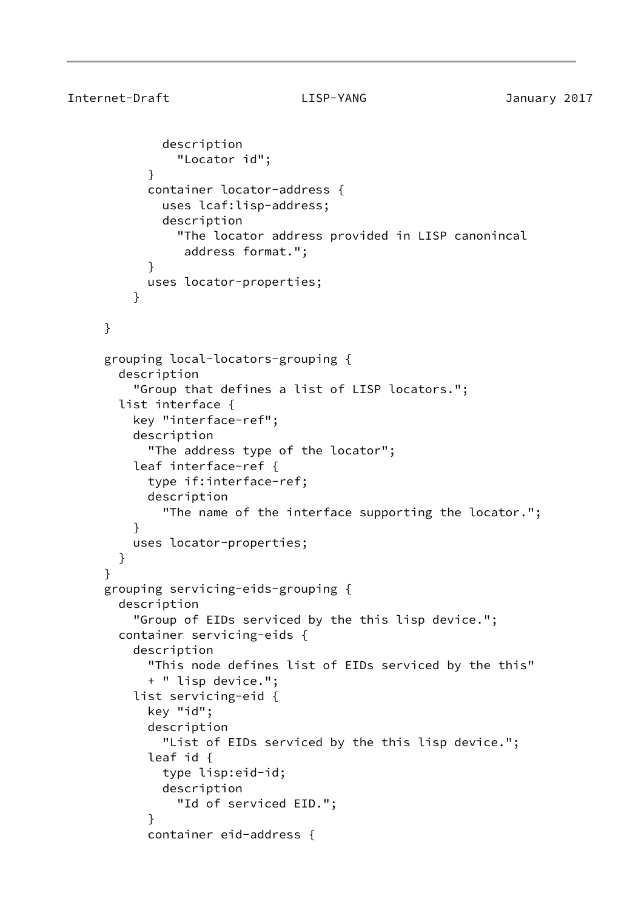```
            description
              "Locator id";
          }
          container locator-address {
            uses lcaf:lisp-address;
            description
              "The locator address provided in LISP canonincal
               address format.";
          }
          uses locator-properties;
        }

     }

     grouping local-locators-grouping {
       description
         "Group that defines a list of LISP locators.";
       list interface {
         key "interface-ref";
         description
           "The address type of the locator";
         leaf interface-ref {
           type if:interface-ref;
           description
             "The name of the interface supporting the locator.";
         }
         uses locator-properties;
       }
     }
     grouping servicing-eids-grouping {
       description
         "Group of EIDs serviced by the this lisp device.";
       container servicing-eids {
         description
           "This node defines list of EIDs serviced by the this"
           + " lisp device.";
         list servicing-eid {
           key "id";
           description
             "List of EIDs serviced by the this lisp device.";
           leaf id {
             type lisp:eid-id;
             description
               "Id of serviced EID.";
           }
           container eid-address {
```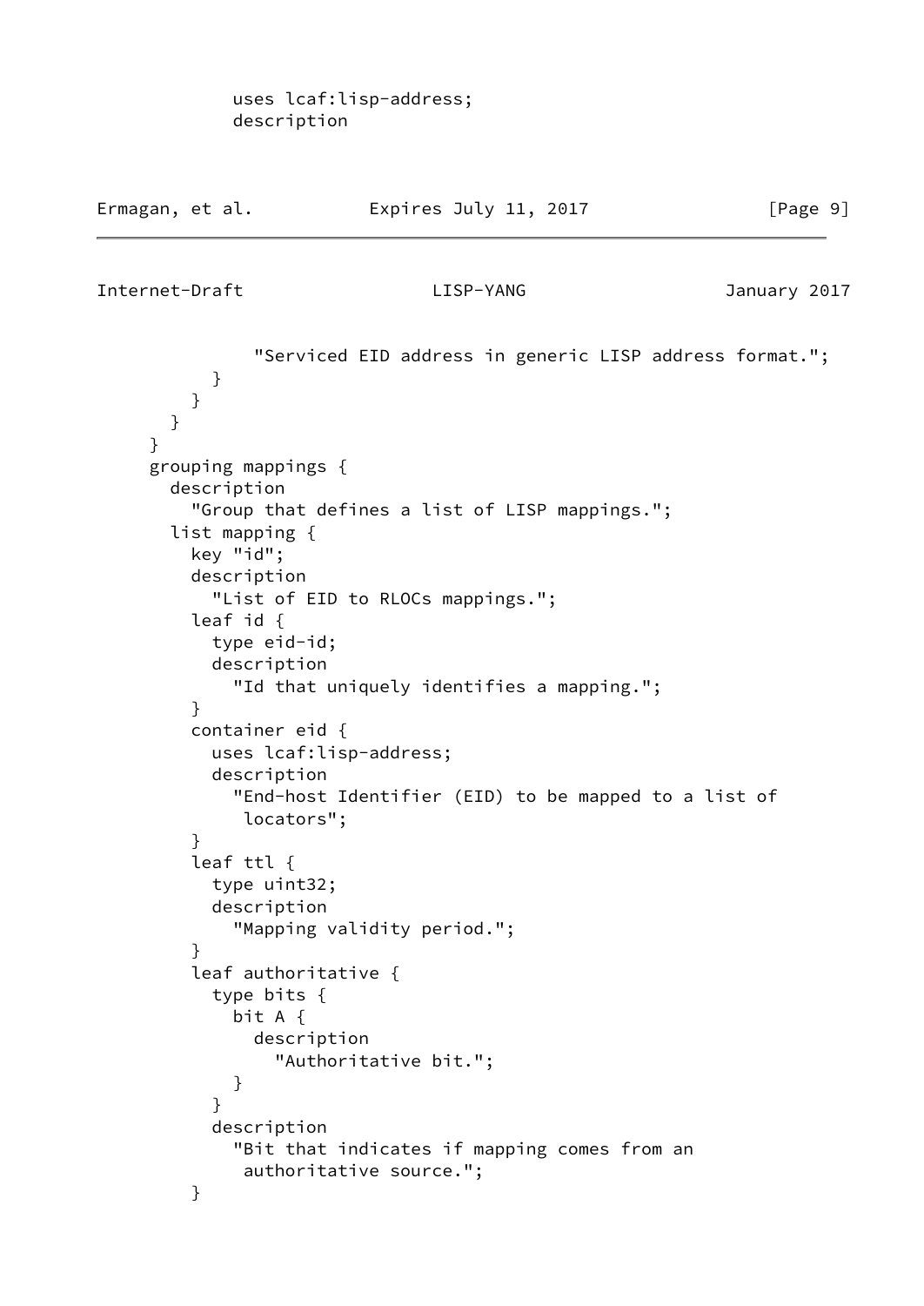```
            uses lcaf:lisp-address;
            description
```

```
                "Serviced EID address in generic LISP address format.";
          }
        }
      }
    }
    grouping mappings {
      description
        "Group that defines a list of LISP mappings.";
      list mapping {
        key "id";
        description
          "List of EID to RLOCs mappings.";
        leaf id {
          type eid-id;
          description
            "Id that uniquely identifies a mapping.";
        }
        container eid {
          uses lcaf:lisp-address;
          description
            "End-host Identifier (EID) to be mapped to a list of
             locators";
        }
        leaf ttl {
          type uint32;
          description
            "Mapping validity period.";
        }
        leaf authoritative {
          type bits {
            bit A {
              description
                "Authoritative bit.";
            }
          }
          description
            "Bit that indicates if mapping comes from an
             authoritative source.";
        }
```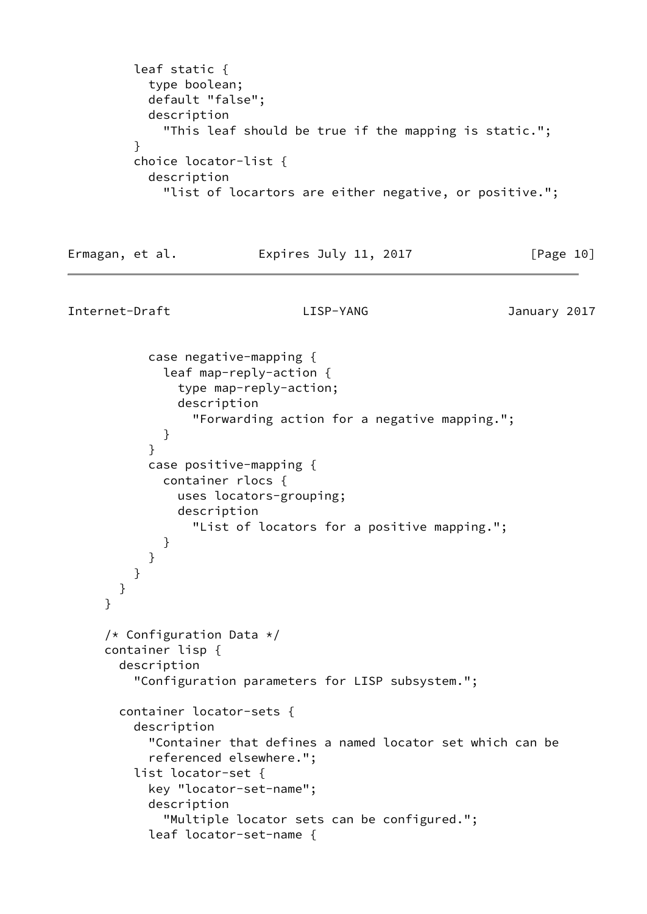```
        leaf static {
          type boolean;
          default "false";
          description
            "This leaf should be true if the mapping is static.";
        }
        choice locator-list {
          description
            "list of locartors are either negative, or positive.";
```

```
          case negative-mapping {
            leaf map-reply-action {
              type map-reply-action;
              description
                "Forwarding action for a negative mapping.";
            }
          }
          case positive-mapping {
            container rlocs {
              uses locators-grouping;
              description
                "List of locators for a positive mapping.";
            }
          }
        }
      }
    }

    /* Configuration Data */
    container lisp {
      description
        "Configuration parameters for LISP subsystem.";

      container locator-sets {
        description
          "Container that defines a named locator set which can be
          referenced elsewhere.";
        list locator-set {
          key "locator-set-name";
          description
            "Multiple locator sets can be configured.";
          leaf locator-set-name {
```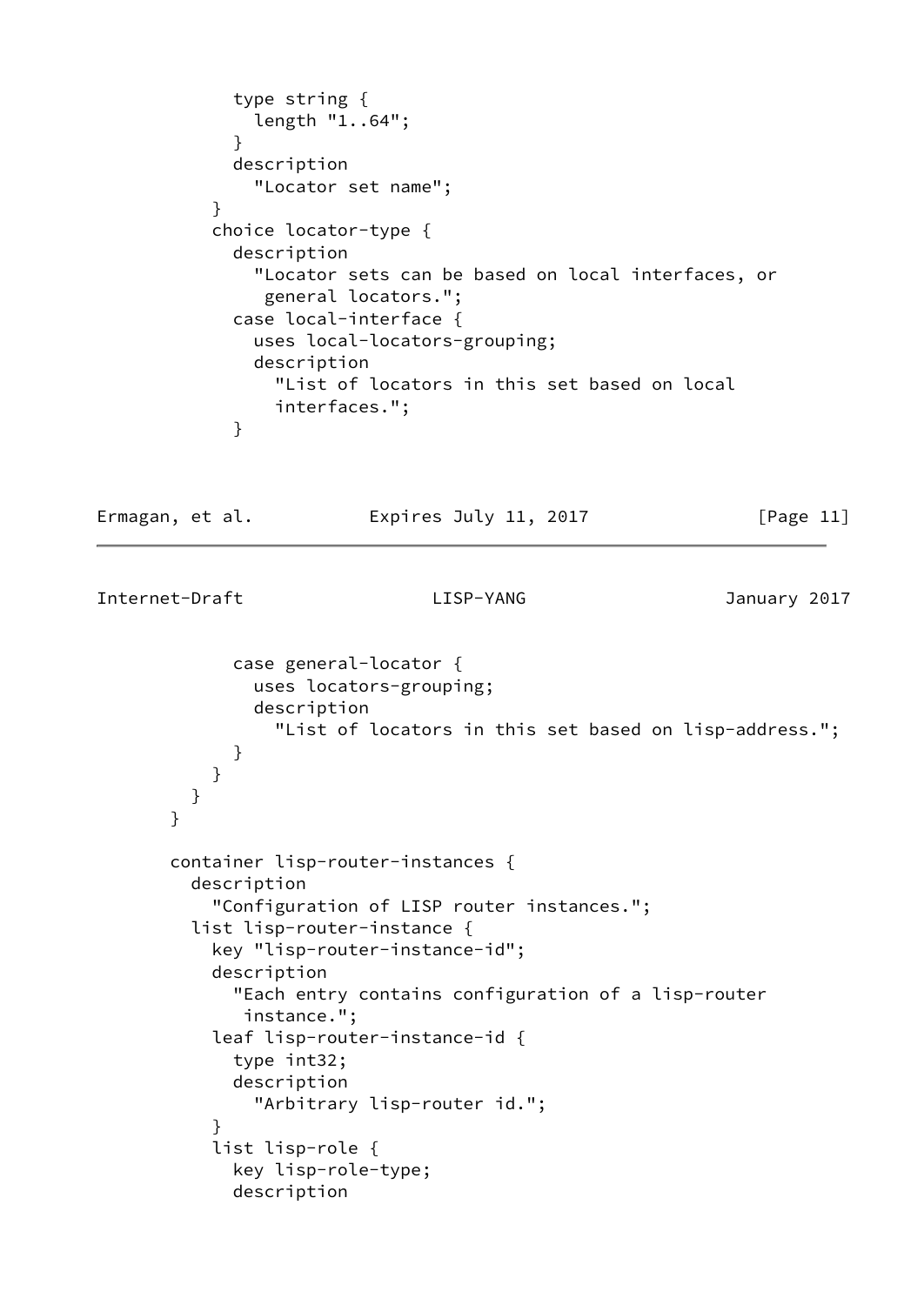```
          type string {
            length "1..64";
          }
          description
            "Locator set name";
        }
        choice locator-type {
          description
            "Locator sets can be based on local interfaces, or
             general locators.";
          case local-interface {
            uses local-locators-grouping;
            description
              "List of locators in this set based on local
              interfaces.";
          }
```

```
          case general-locator {
            uses locators-grouping;
            description
              "List of locators in this set based on lisp-address.";
          }
        }
      }
    }

    container lisp-router-instances {
      description
        "Configuration of LISP router instances.";
      list lisp-router-instance {
        key "lisp-router-instance-id";
        description
          "Each entry contains configuration of a lisp-router
           instance.";
        leaf lisp-router-instance-id {
          type int32;
          description
            "Arbitrary lisp-router id.";
        }
        list lisp-role {
          key lisp-role-type;
          description
```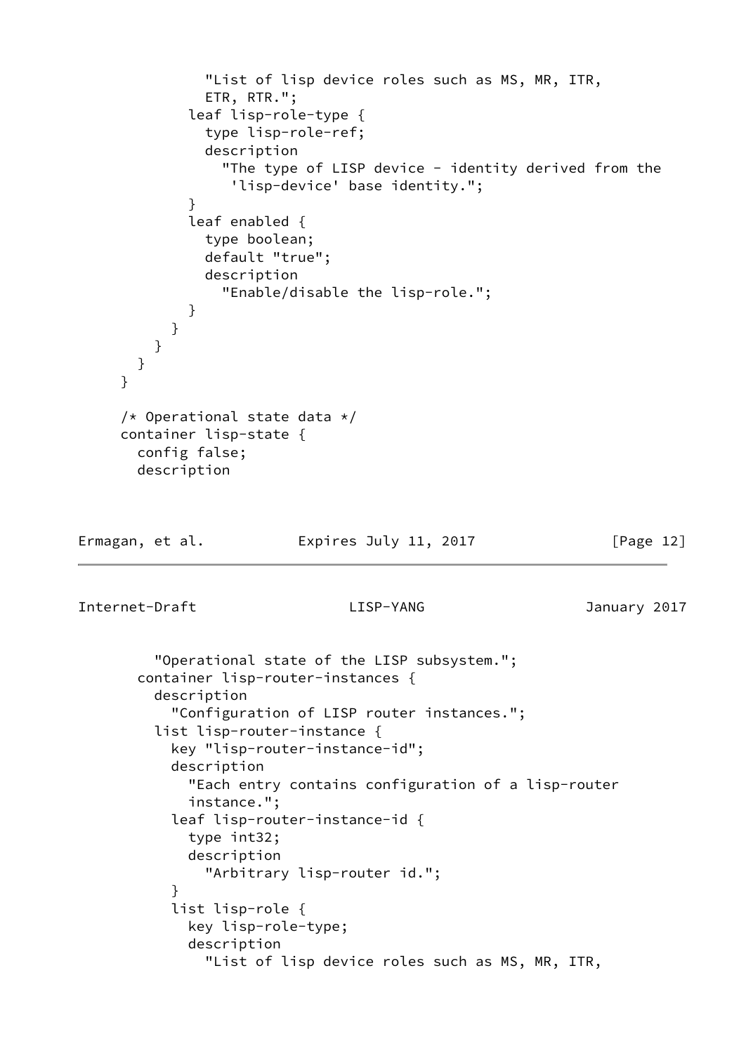```
            "List of lisp device roles such as MS, MR, ITR,
            ETR, RTR.";
          leaf lisp-role-type {
            type lisp-role-ref;
            description
              "The type of LISP device - identity derived from the
               'lisp-device' base identity.";
          }
          leaf enabled {
            type boolean;
            default "true";
            description
              "Enable/disable the lisp-role.";
          }
        }
      }
    }
  }

  /* Operational state data */
  container lisp-state {
    config false;
    description
      "Operational state of the LISP subsystem.";
    container lisp-router-instances {
      description
        "Configuration of LISP router instances.";
      list lisp-router-instance {
        key "lisp-router-instance-id";
        description
          "Each entry contains configuration of a lisp-router
          instance.";
        leaf lisp-router-instance-id {
          type int32;
          description
            "Arbitrary lisp-router id.";
        }
        list lisp-role {
          key lisp-role-type;
          description
            "List of lisp device roles such as MS, MR, ITR,
```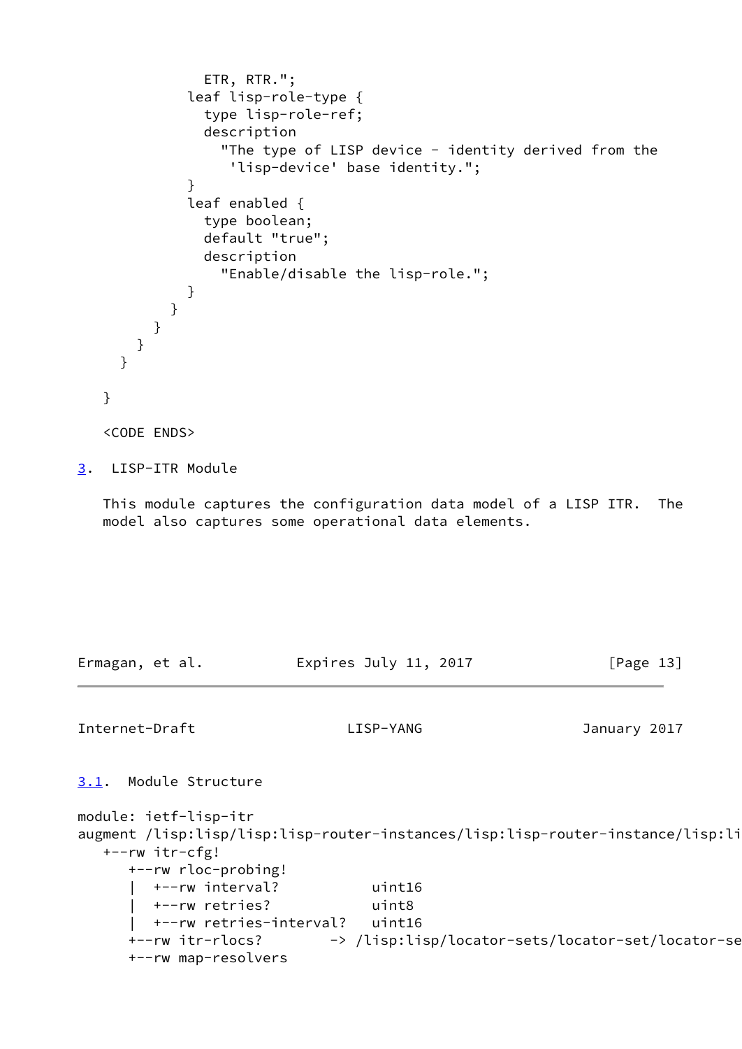```
              ETR, RTR.";
            leaf lisp-role-type {
              type lisp-role-ref;
              description
                "The type of LISP device - identity derived from the
                 'lisp-device' base identity.";
            }
            leaf enabled {
              type boolean;
              default "true";
              description
                "Enable/disable the lisp-role.";
            }
          }
        }
      }
    }

  }

  <CODE ENDS>
```

## 3. LISP-ITR Module

This module captures the configuration data model of a LISP ITR. The model also captures some operational data elements.

### 3.1. Module Structure

```
module: ietf-lisp-itr
augment /lisp:lisp/lisp:lisp-router-instances/lisp:lisp-router-instance/lisp:li
   +--rw itr-cfg!
      +--rw rloc-probing!
      |  +--rw interval?           uint16
      |  +--rw retries?            uint8
      |  +--rw retries-interval?   uint16
      +--rw itr-rlocs?        -> /lisp:lisp/locator-sets/locator-set/locator-se
      +--rw map-resolvers
```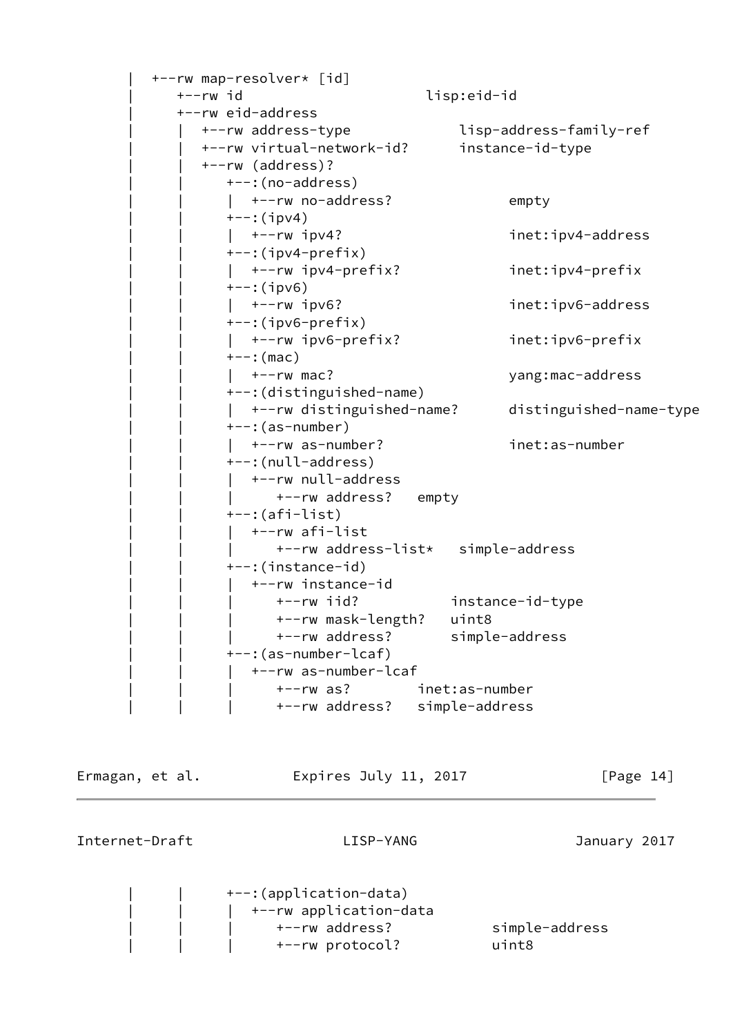```
       |  +--rw map-resolver* [id]
       |     +--rw id                      lisp:eid-id
       |     +--rw eid-address
       |     |  +--rw address-type             lisp-address-family-ref
       |     |  +--rw virtual-network-id?      instance-id-type
       |     |  +--rw (address)?
       |     |     +--:(no-address)
       |     |     |  +--rw no-address?              empty
       |     |     +--:(ipv4)
       |     |     |  +--rw ipv4?                    inet:ipv4-address
       |     |     +--:(ipv4-prefix)
       |     |     |  +--rw ipv4-prefix?             inet:ipv4-prefix
       |     |     +--:(ipv6)
       |     |     |  +--rw ipv6?                    inet:ipv6-address
       |     |     +--:(ipv6-prefix)
       |     |     |  +--rw ipv6-prefix?             inet:ipv6-prefix
       |     |     +--:(mac)
       |     |     |  +--rw mac?                     yang:mac-address
       |     |     +--:(distinguished-name)
       |     |     |  +--rw distinguished-name?      distinguished-name-type
       |     |     +--:(as-number)
       |     |     |  +--rw as-number?               inet:as-number
       |     |     +--:(null-address)
       |     |     |  +--rw null-address
       |     |     |     +--rw address?   empty
       |     |     +--:(afi-list)
       |     |     |  +--rw afi-list
       |     |     |     +--rw address-list*   simple-address
       |     |     +--:(instance-id)
       |     |     |  +--rw instance-id
       |     |     |     +--rw iid?           instance-id-type
       |     |     |     +--rw mask-length?   uint8
       |     |     |     +--rw address?       simple-address
       |     |     +--:(as-number-lcaf)
       |     |     |  +--rw as-number-lcaf
       |     |     |     +--rw as?        inet:as-number
       |     |     |     +--rw address?   simple-address
       |     |     +--:(application-data)
       |     |     |  +--rw application-data
       |     |     |     +--rw address?           simple-address
       |     |     |     +--rw protocol?          uint8
```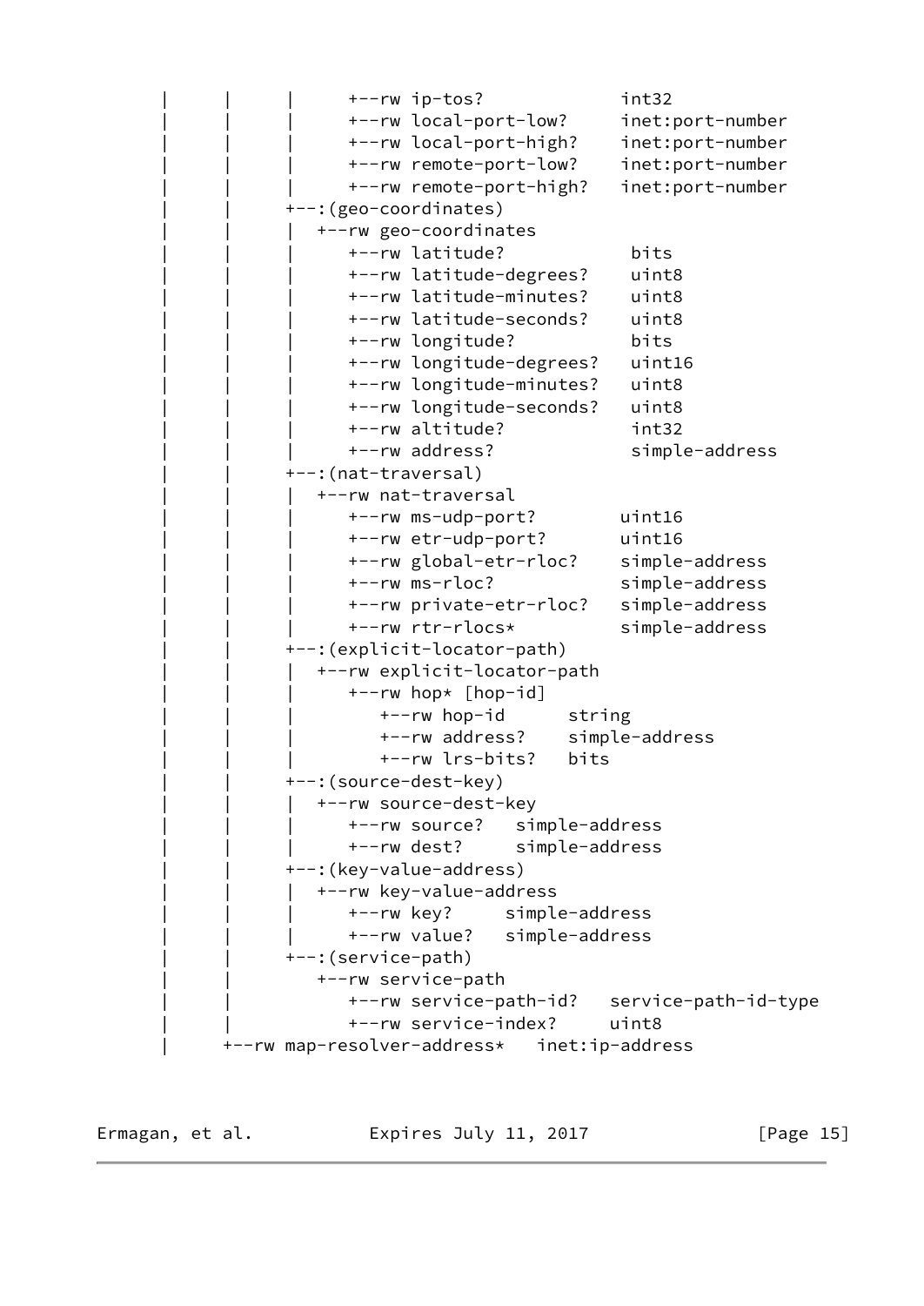```
     |      |      |      +--rw ip-tos?             int32
     |      |      |      +--rw local-port-low?     inet:port-number
     |      |      |      +--rw local-port-high?    inet:port-number
     |      |      |      +--rw remote-port-low?    inet:port-number
     |      |      |      +--rw remote-port-high?   inet:port-number
     |      |      +--:(geo-coordinates)
     |      |      |  +--rw geo-coordinates
     |      |      |     +--rw latitude?             bits
     |      |      |     +--rw latitude-degrees?    uint8
     |      |      |     +--rw latitude-minutes?    uint8
     |      |      |     +--rw latitude-seconds?    uint8
     |      |      |     +--rw longitude?            bits
     |      |      |     +--rw longitude-degrees?   uint16
     |      |      |     +--rw longitude-minutes?   uint8
     |      |      |     +--rw longitude-seconds?   uint8
     |      |      |     +--rw altitude?            int32
     |      |      |     +--rw address?             simple-address
     |      |      +--:(nat-traversal)
     |      |      |  +--rw nat-traversal
     |      |      |     +--rw ms-udp-port?        uint16
     |      |      |     +--rw etr-udp-port?       uint16
     |      |      |     +--rw global-etr-rloc?    simple-address
     |      |      |     +--rw ms-rloc?            simple-address
     |      |      |     +--rw private-etr-rloc?   simple-address
     |      |      |     +--rw rtr-rlocs*          simple-address
     |      |      +--:(explicit-locator-path)
     |      |      |  +--rw explicit-locator-path
     |      |      |     +--rw hop* [hop-id]
     |      |      |        +--rw hop-id      string
     |      |      |        +--rw address?    simple-address
     |      |      |        +--rw lrs-bits?   bits
     |      |      +--:(source-dest-key)
     |      |      |  +--rw source-dest-key
     |      |      |     +--rw source?   simple-address
     |      |      |     +--rw dest?     simple-address
     |      |      +--:(key-value-address)
     |      |      |  +--rw key-value-address
     |      |      |     +--rw key?     simple-address
     |      |      |     +--rw value?   simple-address
     |      |      +--:(service-path)
     |      |         +--rw service-path
     |      |            +--rw service-path-id?   service-path-id-type
     |      |            +--rw service-index?     uint8
     |      +--rw map-resolver-address*   inet:ip-address
```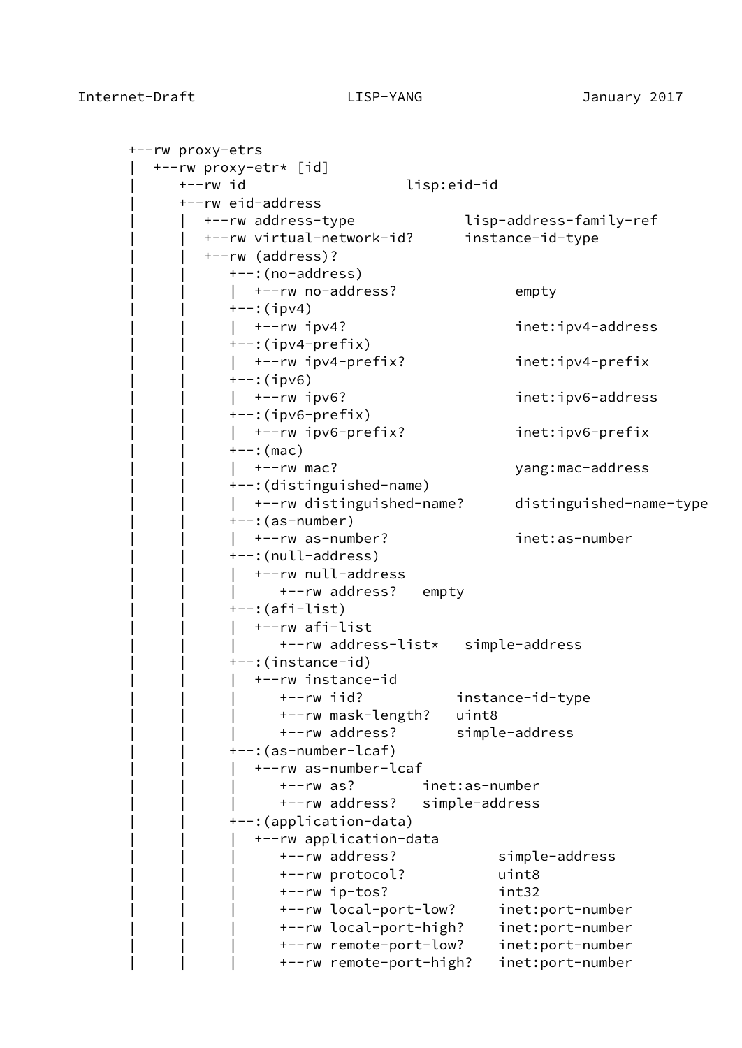```
      +--rw proxy-etrs
      |  +--rw proxy-etr* [id]
      |     +--rw id                     lisp:eid-id
      |     +--rw eid-address
      |     |  +--rw address-type             lisp-address-family-ref
      |     |  +--rw virtual-network-id?      instance-id-type
      |     |  +--rw (address)?
      |     |     +--:(no-address)
      |     |     |  +--rw no-address?              empty
      |     |     +--:(ipv4)
      |     |     |  +--rw ipv4?                    inet:ipv4-address
      |     |     +--:(ipv4-prefix)
      |     |     |  +--rw ipv4-prefix?             inet:ipv4-prefix
      |     |     +--:(ipv6)
      |     |     |  +--rw ipv6?                    inet:ipv6-address
      |     |     +--:(ipv6-prefix)
      |     |     |  +--rw ipv6-prefix?             inet:ipv6-prefix
      |     |     +--:(mac)
      |     |     |  +--rw mac?                     yang:mac-address
      |     |     +--:(distinguished-name)
      |     |     |  +--rw distinguished-name?      distinguished-name-type
      |     |     +--:(as-number)
      |     |     |  +--rw as-number?               inet:as-number
      |     |     +--:(null-address)
      |     |     |  +--rw null-address
      |     |     |     +--rw address?   empty
      |     |     +--:(afi-list)
      |     |     |  +--rw afi-list
      |     |     |     +--rw address-list*   simple-address
      |     |     +--:(instance-id)
      |     |     |  +--rw instance-id
      |     |     |     +--rw iid?           instance-id-type
      |     |     |     +--rw mask-length?   uint8
      |     |     |     +--rw address?       simple-address
      |     |     +--:(as-number-lcaf)
      |     |     |  +--rw as-number-lcaf
      |     |     |     +--rw as?        inet:as-number
      |     |     |     +--rw address?   simple-address
      |     |     +--:(application-data)
      |     |     |  +--rw application-data
      |     |     |     +--rw address?            simple-address
      |     |     |     +--rw protocol?           uint8
      |     |     |     +--rw ip-tos?             int32
      |     |     |     +--rw local-port-low?     inet:port-number
      |     |     |     +--rw local-port-high?    inet:port-number
      |     |     |     +--rw remote-port-low?    inet:port-number
      |     |     |     +--rw remote-port-high?   inet:port-number
```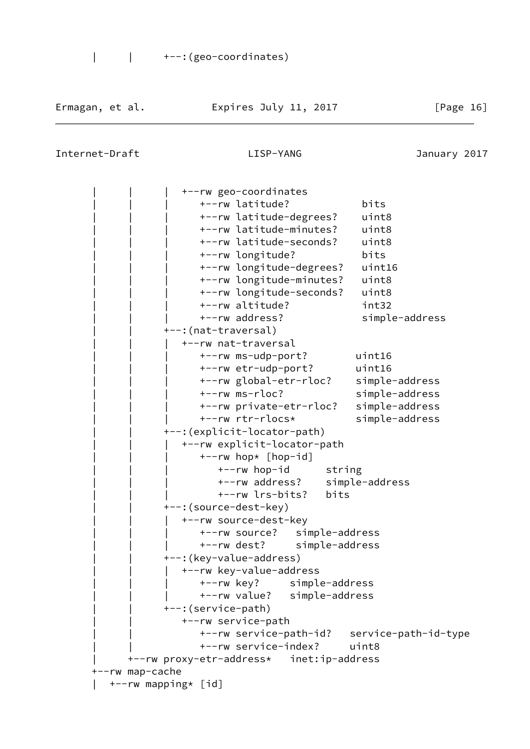```
     |     |     +--:(geo-coordinates)
```

```
     |     |     |  +--rw geo-coordinates
     |     |     |     +--rw latitude?            bits
     |     |     |     +--rw latitude-degrees?    uint8
     |     |     |     +--rw latitude-minutes?    uint8
     |     |     |     +--rw latitude-seconds?    uint8
     |     |     |     +--rw longitude?           bits
     |     |     |     +--rw longitude-degrees?   uint16
     |     |     |     +--rw longitude-minutes?   uint8
     |     |     |     +--rw longitude-seconds?   uint8
     |     |     |     +--rw altitude?            int32
     |     |     |     +--rw address?             simple-address
     |     |     +--:(nat-traversal)
     |     |     |  +--rw nat-traversal
     |     |     |     +--rw ms-udp-port?        uint16
     |     |     |     +--rw etr-udp-port?       uint16
     |     |     |     +--rw global-etr-rloc?    simple-address
     |     |     |     +--rw ms-rloc?            simple-address
     |     |     |     +--rw private-etr-rloc?   simple-address
     |     |     |     +--rw rtr-rlocs*          simple-address
     |     |     +--:(explicit-locator-path)
     |     |     |  +--rw explicit-locator-path
     |     |     |     +--rw hop* [hop-id]
     |     |     |        +--rw hop-id      string
     |     |     |        +--rw address?    simple-address
     |     |     |        +--rw lrs-bits?   bits
     |     |     +--:(source-dest-key)
     |     |     |  +--rw source-dest-key
     |     |     |     +--rw source?   simple-address
     |     |     |     +--rw dest?     simple-address
     |     |     +--:(key-value-address)
     |     |     |  +--rw key-value-address
     |     |     |     +--rw key?     simple-address
     |     |     |     +--rw value?   simple-address
     |     |     +--:(service-path)
     |     |        +--rw service-path
     |     |           +--rw service-path-id?   service-path-id-type
     |     |           +--rw service-index?     uint8
     |     +--rw proxy-etr-address*   inet:ip-address
     +--rw map-cache
     |  +--rw mapping* [id]
```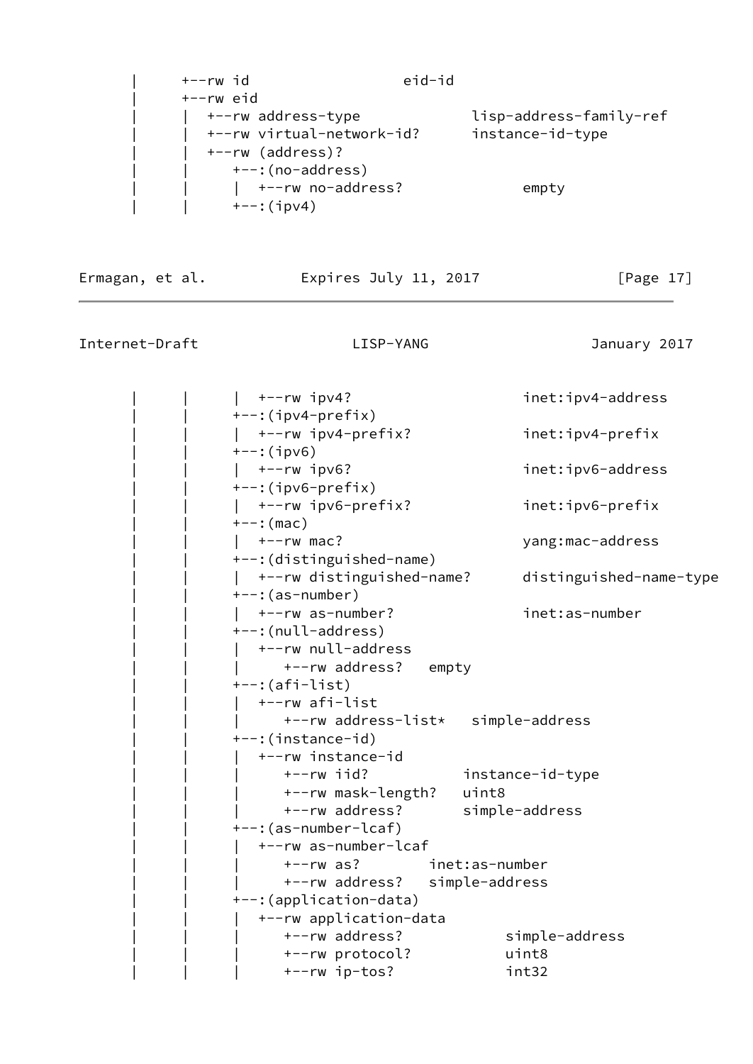```
     |     +--rw id                  eid-id
     |     +--rw eid
     |     |  +--rw address-type            lisp-address-family-ref
     |     |  +--rw virtual-network-id?     instance-id-type
     |     |  +--rw (address)?
     |     |     +--:(no-address)
     |     |     |  +--rw no-address?             empty
     |     |     +--:(ipv4)
```

```
     |     |     |  +--rw ipv4?                   inet:ipv4-address
     |     |     +--:(ipv4-prefix)
     |     |     |  +--rw ipv4-prefix?            inet:ipv4-prefix
     |     |     +--:(ipv6)
     |     |     |  +--rw ipv6?                   inet:ipv6-address
     |     |     +--:(ipv6-prefix)
     |     |     |  +--rw ipv6-prefix?            inet:ipv6-prefix
     |     |     +--:(mac)
     |     |     |  +--rw mac?                    yang:mac-address
     |     |     +--:(distinguished-name)
     |     |     |  +--rw distinguished-name?     distinguished-name-type
     |     |     +--:(as-number)
     |     |     |  +--rw as-number?              inet:as-number
     |     |     +--:(null-address)
     |     |     |  +--rw null-address
     |     |     |     +--rw address?   empty
     |     |     +--:(afi-list)
     |     |     |  +--rw afi-list
     |     |     |     +--rw address-list*   simple-address
     |     |     +--:(instance-id)
     |     |     |  +--rw instance-id
     |     |     |     +--rw iid?           instance-id-type
     |     |     |     +--rw mask-length?   uint8
     |     |     |     +--rw address?       simple-address
     |     |     +--:(as-number-lcaf)
     |     |     |  +--rw as-number-lcaf
     |     |     |     +--rw as?        inet:as-number
     |     |     |     +--rw address?   simple-address
     |     |     +--:(application-data)
     |     |     |  +--rw application-data
     |     |     |     +--rw address?            simple-address
     |     |     |     +--rw protocol?           uint8
     |     |     |     +--rw ip-tos?             int32
```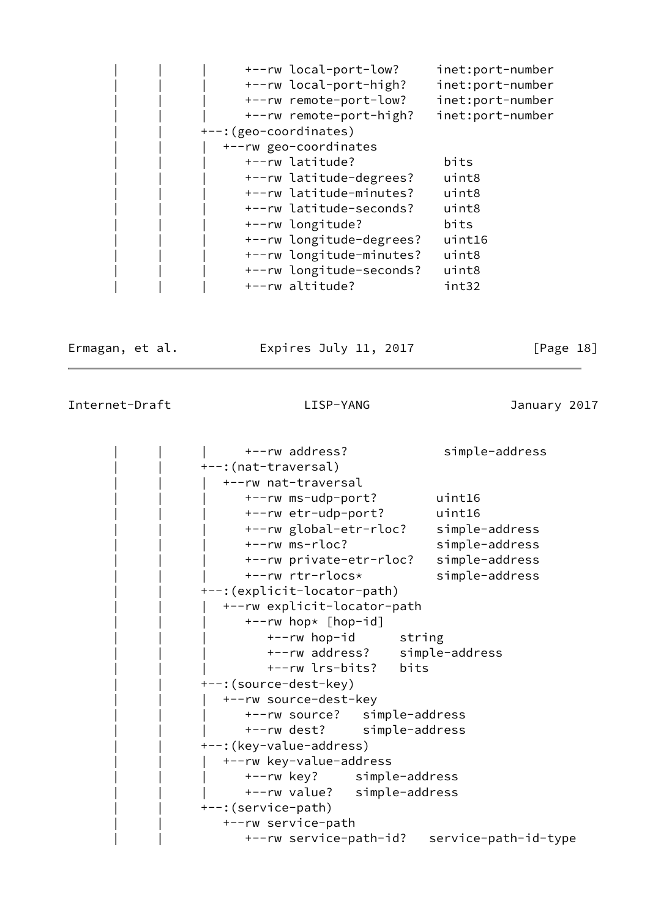```
     |     |     |     +--rw local-port-low?     inet:port-number
     |     |     |     +--rw local-port-high?    inet:port-number
     |     |     |     +--rw remote-port-low?    inet:port-number
     |     |     |     +--rw remote-port-high?   inet:port-number
     |     |     +--:(geo-coordinates)
     |     |     |  +--rw geo-coordinates
     |     |     |     +--rw latitude?            bits
     |     |     |     +--rw latitude-degrees?    uint8
     |     |     |     +--rw latitude-minutes?    uint8
     |     |     |     +--rw latitude-seconds?    uint8
     |     |     |     +--rw longitude?           bits
     |     |     |     +--rw longitude-degrees?   uint16
     |     |     |     +--rw longitude-minutes?   uint8
     |     |     |     +--rw longitude-seconds?   uint8
     |     |     |     +--rw altitude?            int32
```

```
     |     |     |     +--rw address?             simple-address
     |     |     +--:(nat-traversal)
     |     |     |  +--rw nat-traversal
     |     |     |     +--rw ms-udp-port?        uint16
     |     |     |     +--rw etr-udp-port?       uint16
     |     |     |     +--rw global-etr-rloc?    simple-address
     |     |     |     +--rw ms-rloc?            simple-address
     |     |     |     +--rw private-etr-rloc?   simple-address
     |     |     |     +--rw rtr-rlocs*          simple-address
     |     |     +--:(explicit-locator-path)
     |     |     |  +--rw explicit-locator-path
     |     |     |     +--rw hop* [hop-id]
     |     |     |        +--rw hop-id      string
     |     |     |        +--rw address?    simple-address
     |     |     |        +--rw lrs-bits?   bits
     |     |     +--:(source-dest-key)
     |     |     |  +--rw source-dest-key
     |     |     |     +--rw source?   simple-address
     |     |     |     +--rw dest?     simple-address
     |     |     +--:(key-value-address)
     |     |     |  +--rw key-value-address
     |     |     |     +--rw key?     simple-address
     |     |     |     +--rw value?   simple-address
     |     |     +--:(service-path)
     |     |        +--rw service-path
     |     |           +--rw service-path-id?   service-path-id-type
```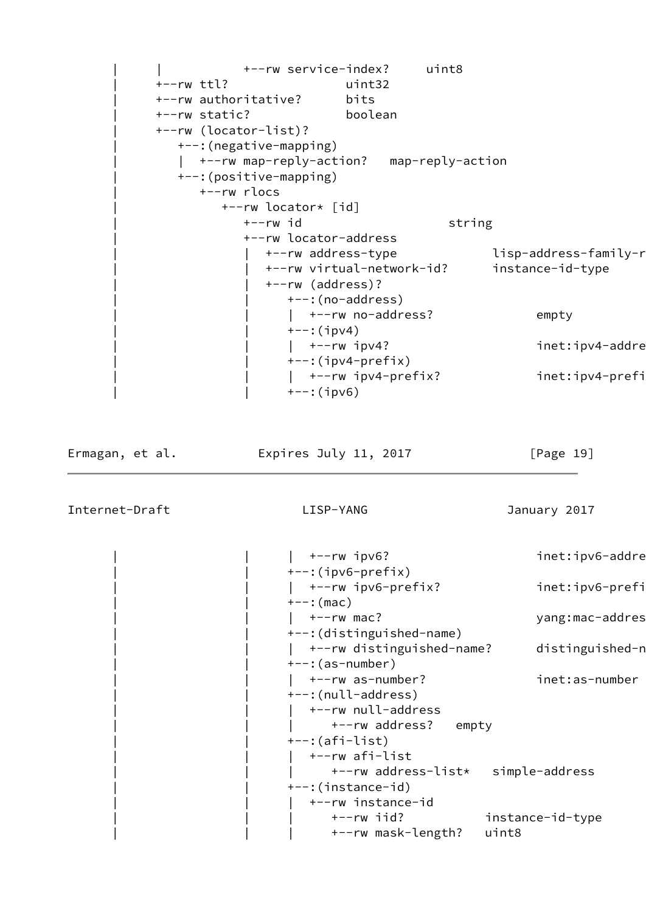```
       |     |           +--rw service-index?     uint8
       |     +--rw ttl?                uint32
       |     +--rw authoritative?      bits
       |     +--rw static?             boolean
       |     +--rw (locator-list)?
       |        +--:(negative-mapping)
       |        |  +--rw map-reply-action?   map-reply-action
       |        +--:(positive-mapping)
       |           +--rw rlocs
       |              +--rw locator* [id]
       |                 +--rw id                     string
       |                 +--rw locator-address
       |                 |  +--rw address-type            lisp-address-family-r
       |                 |  +--rw virtual-network-id?     instance-id-type
       |                 |  +--rw (address)?
       |                 |     +--:(no-address)
       |                 |     |  +--rw no-address?              empty
       |                 |     +--:(ipv4)
       |                 |     |  +--rw ipv4?                    inet:ipv4-addre
       |                 |     +--:(ipv4-prefix)
       |                 |     |  +--rw ipv4-prefix?             inet:ipv4-prefi
       |                 |     +--:(ipv6)
```

```
       |                 |     |  +--rw ipv6?                    inet:ipv6-addre
       |                 |     +--:(ipv6-prefix)
       |                 |     |  +--rw ipv6-prefix?             inet:ipv6-prefi
       |                 |     +--:(mac)
       |                 |     |  +--rw mac?                     yang:mac-addres
       |                 |     +--:(distinguished-name)
       |                 |     |  +--rw distinguished-name?      distinguished-n
       |                 |     +--:(as-number)
       |                 |     |  +--rw as-number?               inet:as-number
       |                 |     +--:(null-address)
       |                 |     |  +--rw null-address
       |                 |     |     +--rw address?   empty
       |                 |     +--:(afi-list)
       |                 |     |  +--rw afi-list
       |                 |     |     +--rw address-list*   simple-address
       |                 |     +--:(instance-id)
       |                 |     |  +--rw instance-id
       |                 |     |     +--rw iid?           instance-id-type
       |                 |     |     +--rw mask-length?   uint8
```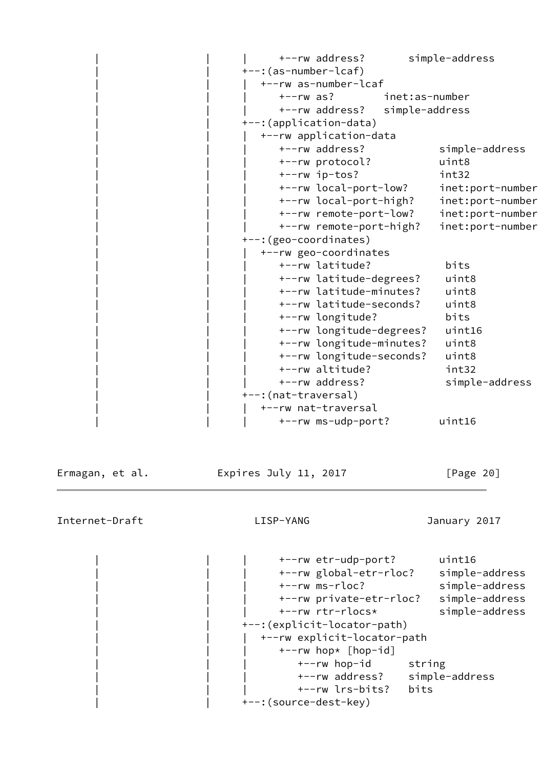```
       |                 |      |     +--rw address?       simple-address
       |                 |      +--:(as-number-lcaf)
       |                 |      |  +--rw as-number-lcaf
       |                 |      |     +--rw as?        inet:as-number
       |                 |      |     +--rw address?   simple-address
       |                 |      +--:(application-data)
       |                 |      |  +--rw application-data
       |                 |      |     +--rw address?            simple-address
       |                 |      |     +--rw protocol?           uint8
       |                 |      |     +--rw ip-tos?             int32
       |                 |      |     +--rw local-port-low?     inet:port-number
       |                 |      |     +--rw local-port-high?    inet:port-number
       |                 |      |     +--rw remote-port-low?    inet:port-number
       |                 |      |     +--rw remote-port-high?   inet:port-number
       |                 |      +--:(geo-coordinates)
       |                 |      |  +--rw geo-coordinates
       |                 |      |     +--rw latitude?            bits
       |                 |      |     +--rw latitude-degrees?    uint8
       |                 |      |     +--rw latitude-minutes?    uint8
       |                 |      |     +--rw latitude-seconds?    uint8
       |                 |      |     +--rw longitude?           bits
       |                 |      |     +--rw longitude-degrees?   uint16
       |                 |      |     +--rw longitude-minutes?   uint8
       |                 |      |     +--rw longitude-seconds?   uint8
       |                 |      |     +--rw altitude?            int32
       |                 |      |     +--rw address?             simple-address
       |                 |      +--:(nat-traversal)
       |                 |      |  +--rw nat-traversal
       |                 |      |     +--rw ms-udp-port?        uint16
       |                 |      |     +--rw etr-udp-port?       uint16
       |                 |      |     +--rw global-etr-rloc?    simple-address
       |                 |      |     +--rw ms-rloc?            simple-address
       |                 |      |     +--rw private-etr-rloc?   simple-address
       |                 |      |     +--rw rtr-rlocs*          simple-address
       |                 |      +--:(explicit-locator-path)
       |                 |      |  +--rw explicit-locator-path
       |                 |      |     +--rw hop* [hop-id]
       |                 |      |        +--rw hop-id      string
       |                 |      |        +--rw address?    simple-address
       |                 |      |        +--rw lrs-bits?   bits
       |                 |      +--:(source-dest-key)
```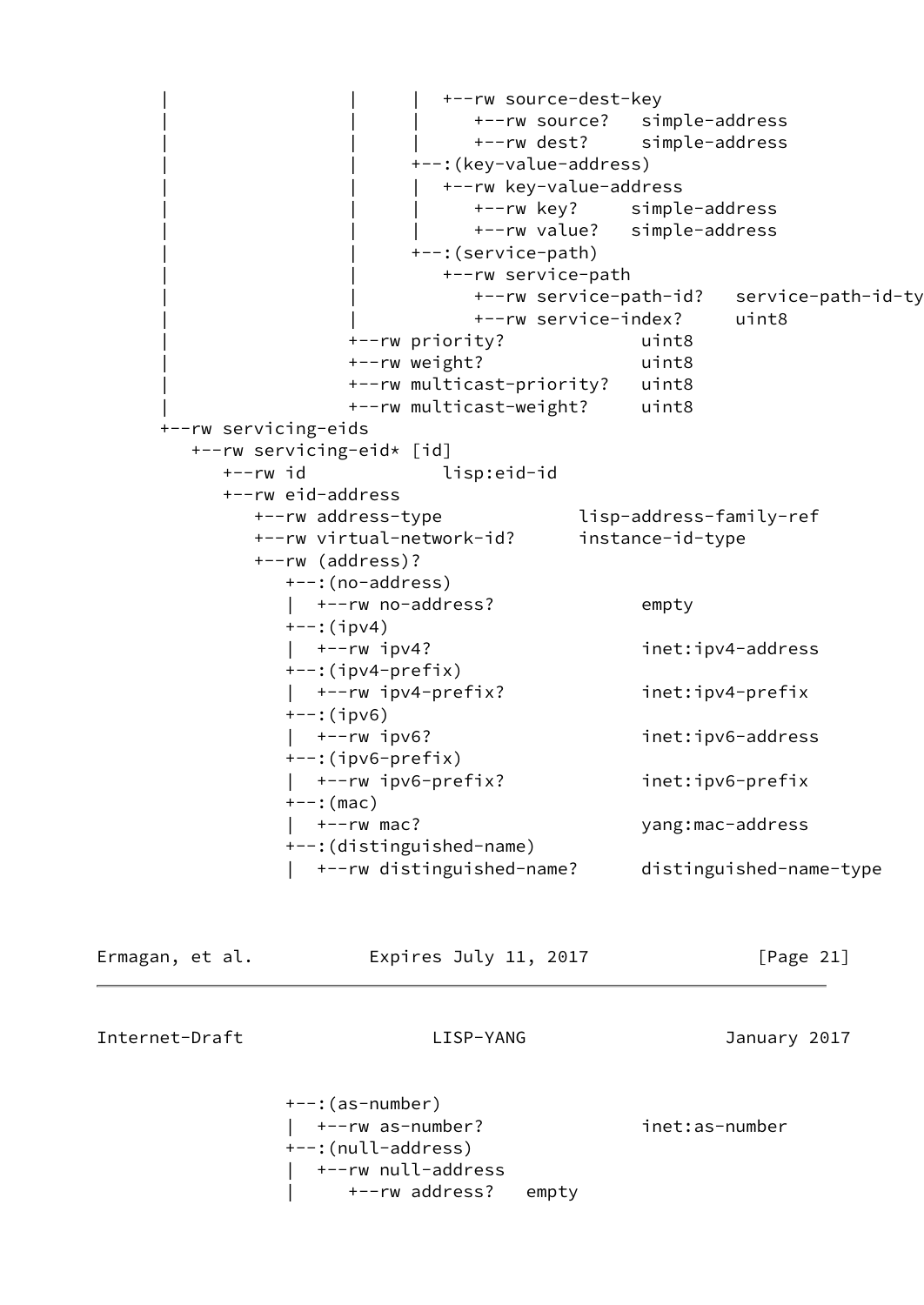```
       |                 |      |  +--rw source-dest-key
       |                 |      |     +--rw source?   simple-address
       |                 |      |     +--rw dest?     simple-address
       |                 |      +--:(key-value-address)
       |                 |      |  +--rw key-value-address
       |                 |      |     +--rw key?     simple-address
       |                 |      |     +--rw value?   simple-address
       |                 |      +--:(service-path)
       |                 |         +--rw service-path
       |                 |            +--rw service-path-id?   service-path-id-ty
       |                 |            +--rw service-index?     uint8
       |                 +--rw priority?             uint8
       |                 +--rw weight?               uint8
       |                 +--rw multicast-priority?   uint8
       |                 +--rw multicast-weight?     uint8
       +--rw servicing-eids
          +--rw servicing-eid* [id]
             +--rw id            lisp:eid-id
             +--rw eid-address
                +--rw address-type            lisp-address-family-ref
                +--rw virtual-network-id?      instance-id-type
                +--rw (address)?
                   +--:(no-address)
                   |  +--rw no-address?              empty
                   +--:(ipv4)
                   |  +--rw ipv4?                    inet:ipv4-address
                   +--:(ipv4-prefix)
                   |  +--rw ipv4-prefix?             inet:ipv4-prefix
                   +--:(ipv6)
                   |  +--rw ipv6?                    inet:ipv6-address
                   +--:(ipv6-prefix)
                   |  +--rw ipv6-prefix?             inet:ipv6-prefix
                   +--:(mac)
                   |  +--rw mac?                     yang:mac-address
                   +--:(distinguished-name)
                   |  +--rw distinguished-name?      distinguished-name-type
```

```
                   +--:(as-number)
                   |  +--rw as-number?               inet:as-number
                   +--:(null-address)
                   |  +--rw null-address
                   |     +--rw address?   empty
```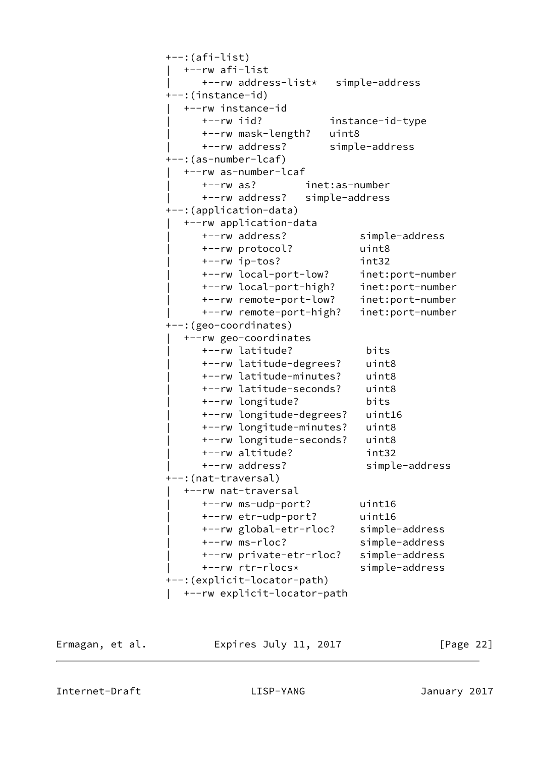```
          +--:(afi-list)
          |  +--rw afi-list
          |     +--rw address-list*   simple-address
          +--:(instance-id)
          |  +--rw instance-id
          |     +--rw iid?           instance-id-type
          |     +--rw mask-length?   uint8
          |     +--rw address?       simple-address
          +--:(as-number-lcaf)
          |  +--rw as-number-lcaf
          |     +--rw as?        inet:as-number
          |     +--rw address?   simple-address
          +--:(application-data)
          |  +--rw application-data
          |     +--rw address?            simple-address
          |     +--rw protocol?           uint8
          |     +--rw ip-tos?             int32
          |     +--rw local-port-low?     inet:port-number
          |     +--rw local-port-high?    inet:port-number
          |     +--rw remote-port-low?    inet:port-number
          |     +--rw remote-port-high?   inet:port-number
          +--:(geo-coordinates)
          |  +--rw geo-coordinates
          |     +--rw latitude?            bits
          |     +--rw latitude-degrees?    uint8
          |     +--rw latitude-minutes?    uint8
          |     +--rw latitude-seconds?    uint8
          |     +--rw longitude?           bits
          |     +--rw longitude-degrees?   uint16
          |     +--rw longitude-minutes?   uint8
          |     +--rw longitude-seconds?   uint8
          |     +--rw altitude?            int32
          |     +--rw address?             simple-address
          +--:(nat-traversal)
          |  +--rw nat-traversal
          |     +--rw ms-udp-port?        uint16
          |     +--rw etr-udp-port?       uint16
          |     +--rw global-etr-rloc?    simple-address
          |     +--rw ms-rloc?            simple-address
          |     +--rw private-etr-rloc?   simple-address
          |     +--rw rtr-rlocs*          simple-address
          +--:(explicit-locator-path)
          |  +--rw explicit-locator-path
```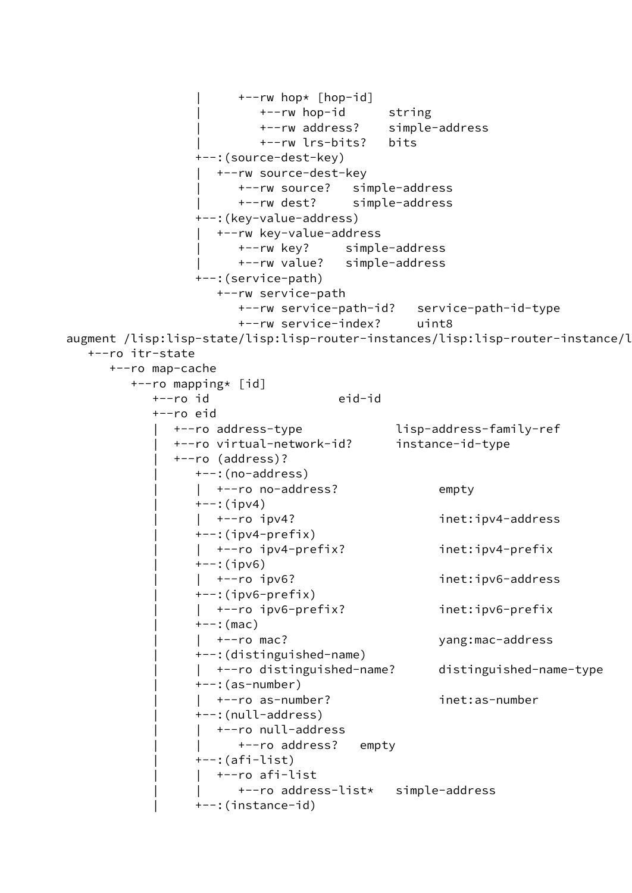```
                  |     +--rw hop* [hop-id]
                  |        +--rw hop-id      string
                  |        +--rw address?    simple-address
                  |        +--rw lrs-bits?   bits
                  +--:(source-dest-key)
                  |  +--rw source-dest-key
                  |     +--rw source?   simple-address
                  |     +--rw dest?     simple-address
                  +--:(key-value-address)
                  |  +--rw key-value-address
                  |     +--rw key?     simple-address
                  |     +--rw value?   simple-address
                  +--:(service-path)
                     +--rw service-path
                        +--rw service-path-id?   service-path-id-type
                        +--rw service-index?     uint8
  augment /lisp:lisp-state/lisp:lisp-router-instances/lisp:lisp-router-instance/l
     +--ro itr-state
        +--ro map-cache
           +--ro mapping* [id]
              +--ro id                  eid-id
              +--ro eid
              |  +--ro address-type             lisp-address-family-ref
              |  +--ro virtual-network-id?      instance-id-type
              |  +--ro (address)?
              |     +--:(no-address)
              |     |  +--ro no-address?              empty
              |     +--:(ipv4)
              |     |  +--ro ipv4?                    inet:ipv4-address
              |     +--:(ipv4-prefix)
              |     |  +--ro ipv4-prefix?             inet:ipv4-prefix
              |     +--:(ipv6)
              |     |  +--ro ipv6?                    inet:ipv6-address
              |     +--:(ipv6-prefix)
              |     |  +--ro ipv6-prefix?             inet:ipv6-prefix
              |     +--:(mac)
              |     |  +--ro mac?                     yang:mac-address
              |     +--:(distinguished-name)
              |     |  +--ro distinguished-name?      distinguished-name-type
              |     +--:(as-number)
              |     |  +--ro as-number?               inet:as-number
              |     +--:(null-address)
              |     |  +--ro null-address
              |     |     +--ro address?   empty
              |     +--:(afi-list)
              |     |  +--ro afi-list
              |     |     +--ro address-list*   simple-address
              |     +--:(instance-id)
```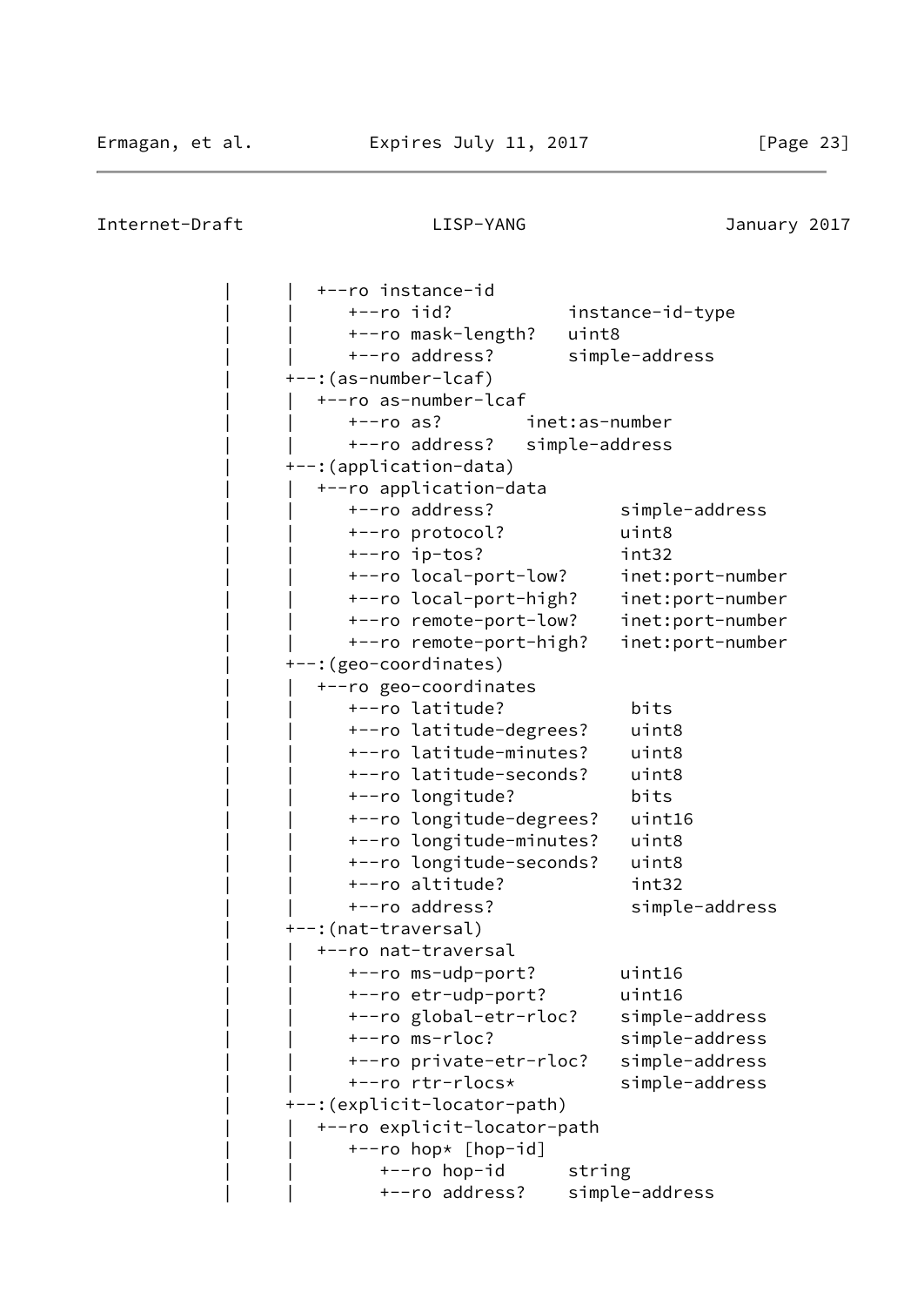```
           |      |  +--ro instance-id
           |      |     +--ro iid?           instance-id-type
           |      |     +--ro mask-length?   uint8
           |      |     +--ro address?       simple-address
           |      +--:(as-number-lcaf)
           |      |  +--ro as-number-lcaf
           |      |     +--ro as?        inet:as-number
           |      |     +--ro address?   simple-address
           |      +--:(application-data)
           |      |  +--ro application-data
           |      |     +--ro address?            simple-address
           |      |     +--ro protocol?           uint8
           |      |     +--ro ip-tos?             int32
           |      |     +--ro local-port-low?     inet:port-number
           |      |     +--ro local-port-high?    inet:port-number
           |      |     +--ro remote-port-low?    inet:port-number
           |      |     +--ro remote-port-high?   inet:port-number
           |      +--:(geo-coordinates)
           |      |  +--ro geo-coordinates
           |      |     +--ro latitude?            bits
           |      |     +--ro latitude-degrees?    uint8
           |      |     +--ro latitude-minutes?    uint8
           |      |     +--ro latitude-seconds?    uint8
           |      |     +--ro longitude?           bits
           |      |     +--ro longitude-degrees?   uint16
           |      |     +--ro longitude-minutes?   uint8
           |      |     +--ro longitude-seconds?   uint8
           |      |     +--ro altitude?            int32
           |      |     +--ro address?             simple-address
           |      +--:(nat-traversal)
           |      |  +--ro nat-traversal
           |      |     +--ro ms-udp-port?        uint16
           |      |     +--ro etr-udp-port?       uint16
           |      |     +--ro global-etr-rloc?    simple-address
           |      |     +--ro ms-rloc?            simple-address
           |      |     +--ro private-etr-rloc?   simple-address
           |      |     +--ro rtr-rlocs*          simple-address
           |      +--:(explicit-locator-path)
           |      |  +--ro explicit-locator-path
           |      |     +--ro hop* [hop-id]
           |      |        +--ro hop-id      string
           |      |        +--ro address?    simple-address
```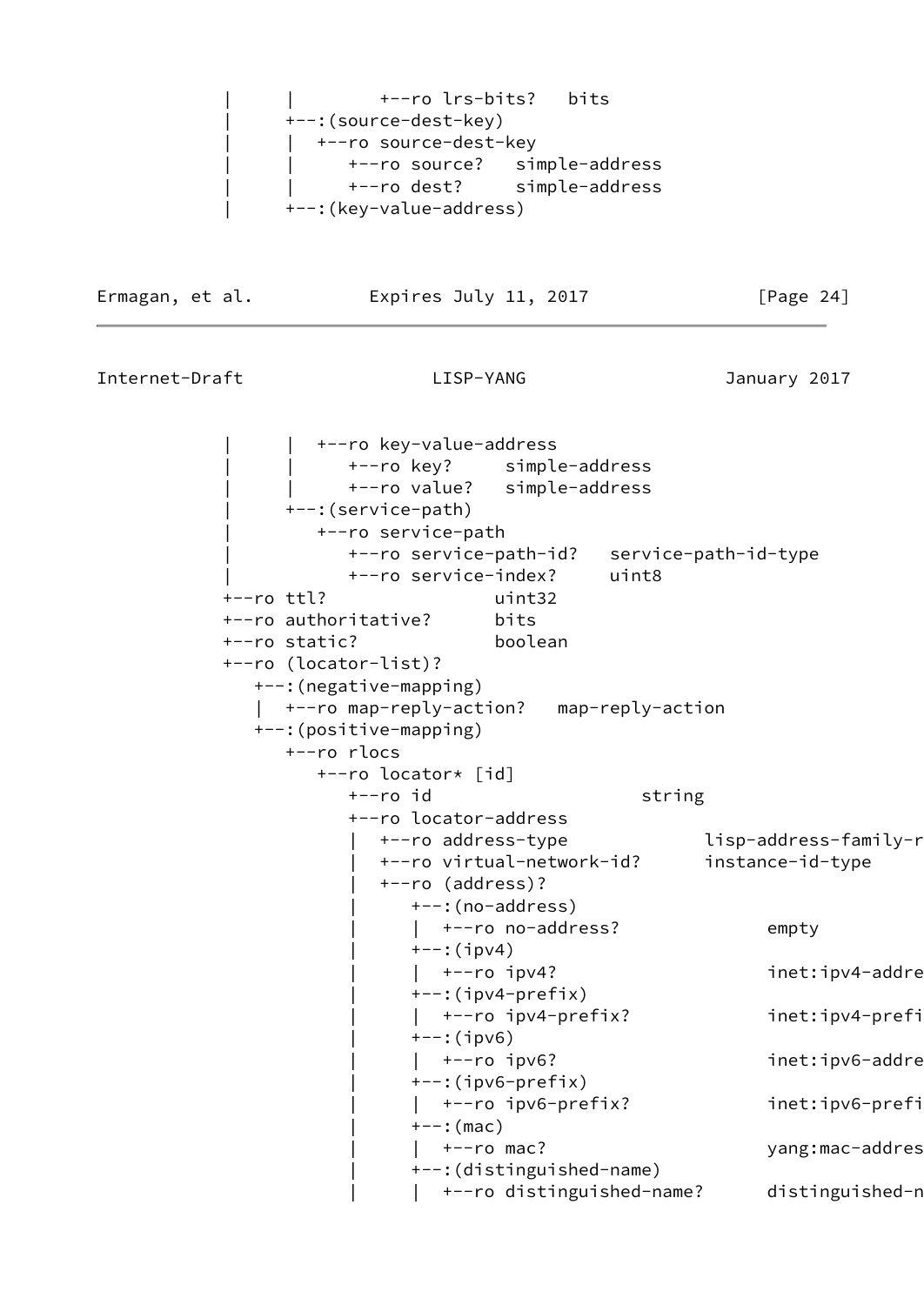```
           |     |        +--ro lrs-bits?   bits
           |     +--:(source-dest-key)
           |     |  +--ro source-dest-key
           |     |     +--ro source?   simple-address
           |     |     +--ro dest?     simple-address
           |     +--:(key-value-address)
```

```
           |     |  +--ro key-value-address
           |     |     +--ro key?     simple-address
           |     |     +--ro value?   simple-address
           |     +--:(service-path)
           |        +--ro service-path
           |           +--ro service-path-id?   service-path-id-type
           |           +--ro service-index?     uint8
           +--ro ttl?               uint32
           +--ro authoritative?     bits
           +--ro static?            boolean
           +--ro (locator-list)?
              +--:(negative-mapping)
              |  +--ro map-reply-action?   map-reply-action
              +--:(positive-mapping)
                 +--ro rlocs
                    +--ro locator* [id]
                       +--ro id                    string
                       +--ro locator-address
                       |  +--ro address-type            lisp-address-family-r
                       |  +--ro virtual-network-id?     instance-id-type
                       |  +--ro (address)?
                       |     +--:(no-address)
                       |     |  +--ro no-address?             empty
                       |     +--:(ipv4)
                       |     |  +--ro ipv4?                   inet:ipv4-addre
                       |     +--:(ipv4-prefix)
                       |     |  +--ro ipv4-prefix?            inet:ipv4-prefi
                       |     +--:(ipv6)
                       |     |  +--ro ipv6?                   inet:ipv6-addre
                       |     +--:(ipv6-prefix)
                       |     |  +--ro ipv6-prefix?            inet:ipv6-prefi
                       |     +--:(mac)
                       |     |  +--ro mac?                    yang:mac-addres
                       |     +--:(distinguished-name)
                       |     |  +--ro distinguished-name?     distinguished-n
```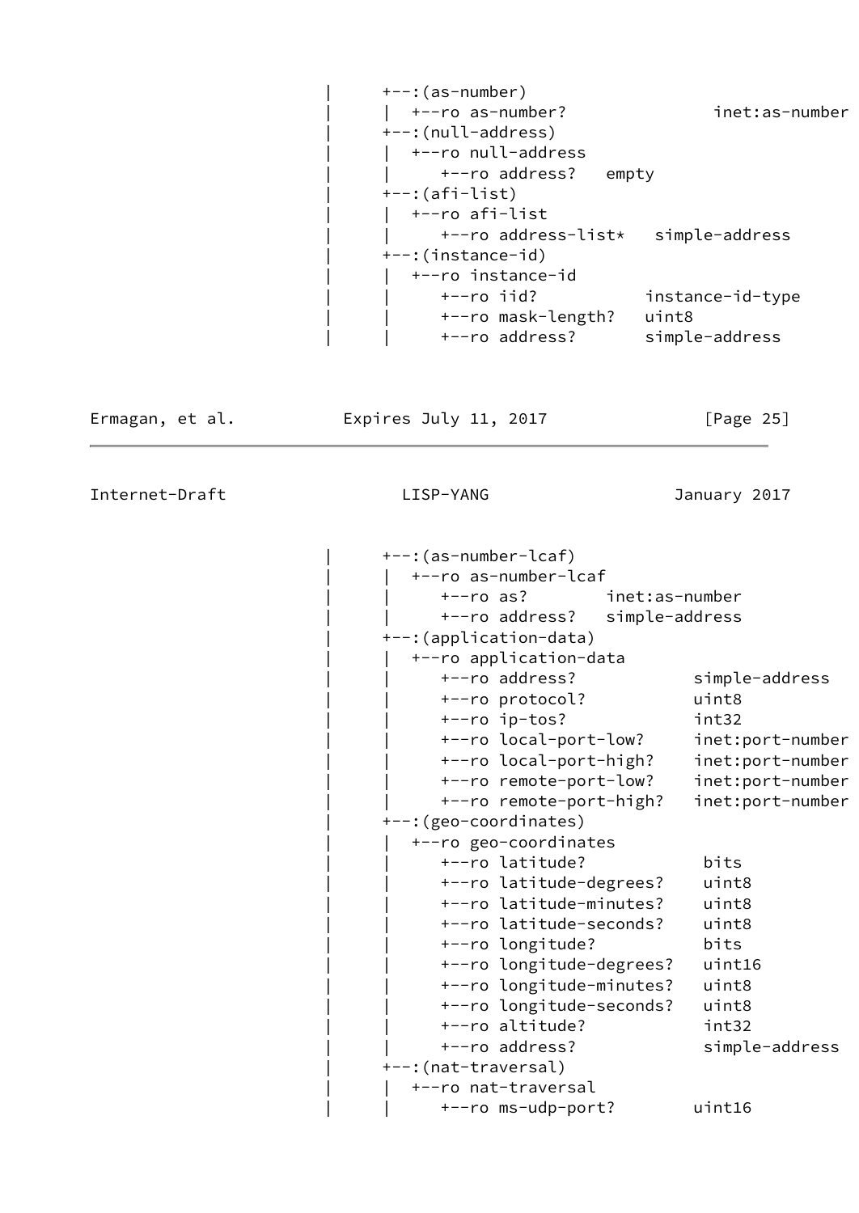```
     |     +--:(as-number)
     |     |  +--ro as-number?              inet:as-number
     |     +--:(null-address)
     |     |  +--ro null-address
     |     |     +--ro address?   empty
     |     +--:(afi-list)
     |     |  +--ro afi-list
     |     |     +--ro address-list*   simple-address
     |     +--:(instance-id)
     |     |  +--ro instance-id
     |     |     +--ro iid?           instance-id-type
     |     |     +--ro mask-length?   uint8
     |     |     +--ro address?       simple-address
```

```
     |     +--:(as-number-lcaf)
     |     |  +--ro as-number-lcaf
     |     |     +--ro as?        inet:as-number
     |     |     +--ro address?   simple-address
     |     +--:(application-data)
     |     |  +--ro application-data
     |     |     +--ro address?            simple-address
     |     |     +--ro protocol?           uint8
     |     |     +--ro ip-tos?             int32
     |     |     +--ro local-port-low?     inet:port-number
     |     |     +--ro local-port-high?    inet:port-number
     |     |     +--ro remote-port-low?    inet:port-number
     |     |     +--ro remote-port-high?   inet:port-number
     |     +--:(geo-coordinates)
     |     |  +--ro geo-coordinates
     |     |     +--ro latitude?            bits
     |     |     +--ro latitude-degrees?    uint8
     |     |     +--ro latitude-minutes?    uint8
     |     |     +--ro latitude-seconds?    uint8
     |     |     +--ro longitude?           bits
     |     |     +--ro longitude-degrees?   uint16
     |     |     +--ro longitude-minutes?   uint8
     |     |     +--ro longitude-seconds?   uint8
     |     |     +--ro altitude?            int32
     |     |     +--ro address?             simple-address
     |     +--:(nat-traversal)
     |     |  +--ro nat-traversal
     |     |     +--ro ms-udp-port?        uint16
```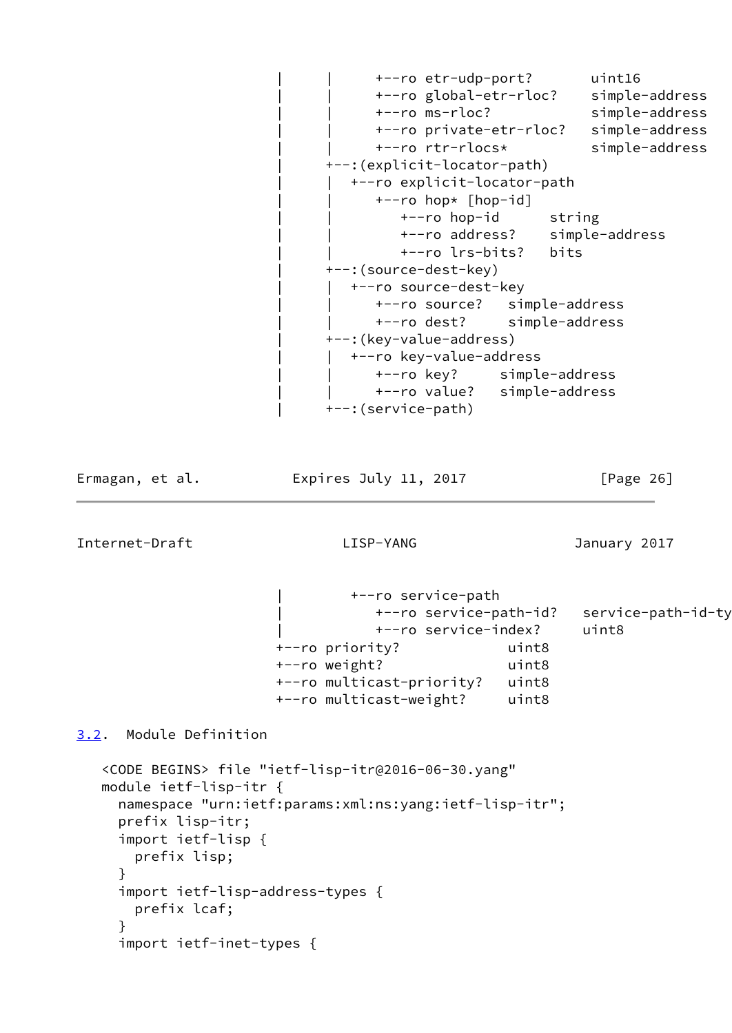```
                        |      |      +--ro etr-udp-port?       uint16
                        |      |      +--ro global-etr-rloc?    simple-address
                        |      |      +--ro ms-rloc?            simple-address
                        |      |      +--ro private-etr-rloc?   simple-address
                        |      |      +--ro rtr-rlocs*          simple-address
                        |      +--:(explicit-locator-path)
                        |      |  +--ro explicit-locator-path
                        |      |     +--ro hop* [hop-id]
                        |      |        +--ro hop-id      string
                        |      |        +--ro address?    simple-address
                        |      |        +--ro lrs-bits?   bits
                        |      +--:(source-dest-key)
                        |      |  +--ro source-dest-key
                        |      |     +--ro source?   simple-address
                        |      |     +--ro dest?     simple-address
                        |      +--:(key-value-address)
                        |      |  +--ro key-value-address
                        |      |     +--ro key?     simple-address
                        |      |     +--ro value?   simple-address
                        |      +--:(service-path)
```

```
                        |         +--ro service-path
                        |            +--ro service-path-id?   service-path-id-ty
                        |            +--ro service-index?     uint8
                        +--ro priority?             uint8
                        +--ro weight?               uint8
                        +--ro multicast-priority?   uint8
                        +--ro multicast-weight?     uint8
```

### 3.2. Module Definition

```
   <CODE BEGINS> file "ietf-lisp-itr@2016-06-30.yang"
   module ietf-lisp-itr {
     namespace "urn:ietf:params:xml:ns:yang:ietf-lisp-itr";
     prefix lisp-itr;
     import ietf-lisp {
       prefix lisp;
     }
     import ietf-lisp-address-types {
       prefix lcaf;
     }
     import ietf-inet-types {
```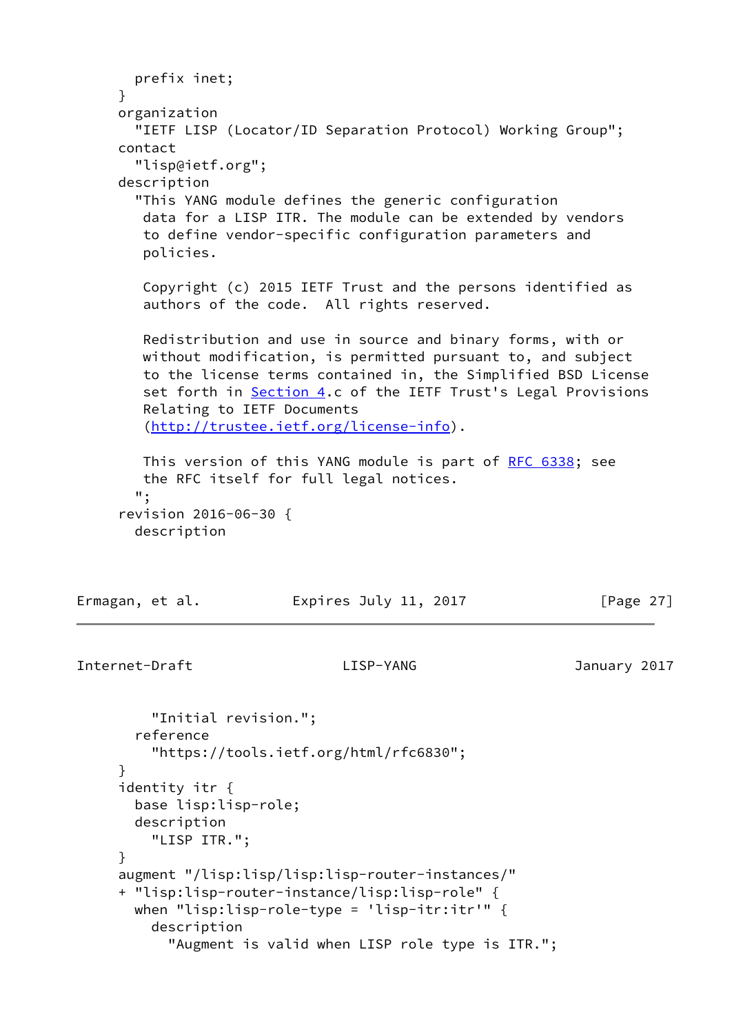```
        prefix inet;
      }
      organization
        "IETF LISP (Locator/ID Separation Protocol) Working Group";
      contact
        "lisp@ietf.org";
      description
        "This YANG module defines the generic configuration
         data for a LISP ITR. The module can be extended by vendors
         to define vendor-specific configuration parameters and
         policies.

         Copyright (c) 2015 IETF Trust and the persons identified as
         authors of the code.  All rights reserved.

         Redistribution and use in source and binary forms, with or
         without modification, is permitted pursuant to, and subject
         to the license terms contained in, the Simplified BSD License
         set forth in Section 4.c of the IETF Trust's Legal Provisions
         Relating to IETF Documents
         (http://trustee.ietf.org/license-info).

         This version of this YANG module is part of RFC 6338; see
         the RFC itself for full legal notices.
        ";
      revision 2016-06-30 {
        description
          "Initial revision.";
        reference
          "https://tools.ietf.org/html/rfc6830";
      }
      identity itr {
        base lisp:lisp-role;
        description
          "LISP ITR.";
      }
      augment "/lisp:lisp/lisp:lisp-router-instances/"
      + "lisp:lisp-router-instance/lisp:lisp-role" {
        when "lisp:lisp-role-type = 'lisp-itr:itr'" {
          description
            "Augment is valid when LISP role type is ITR.";
```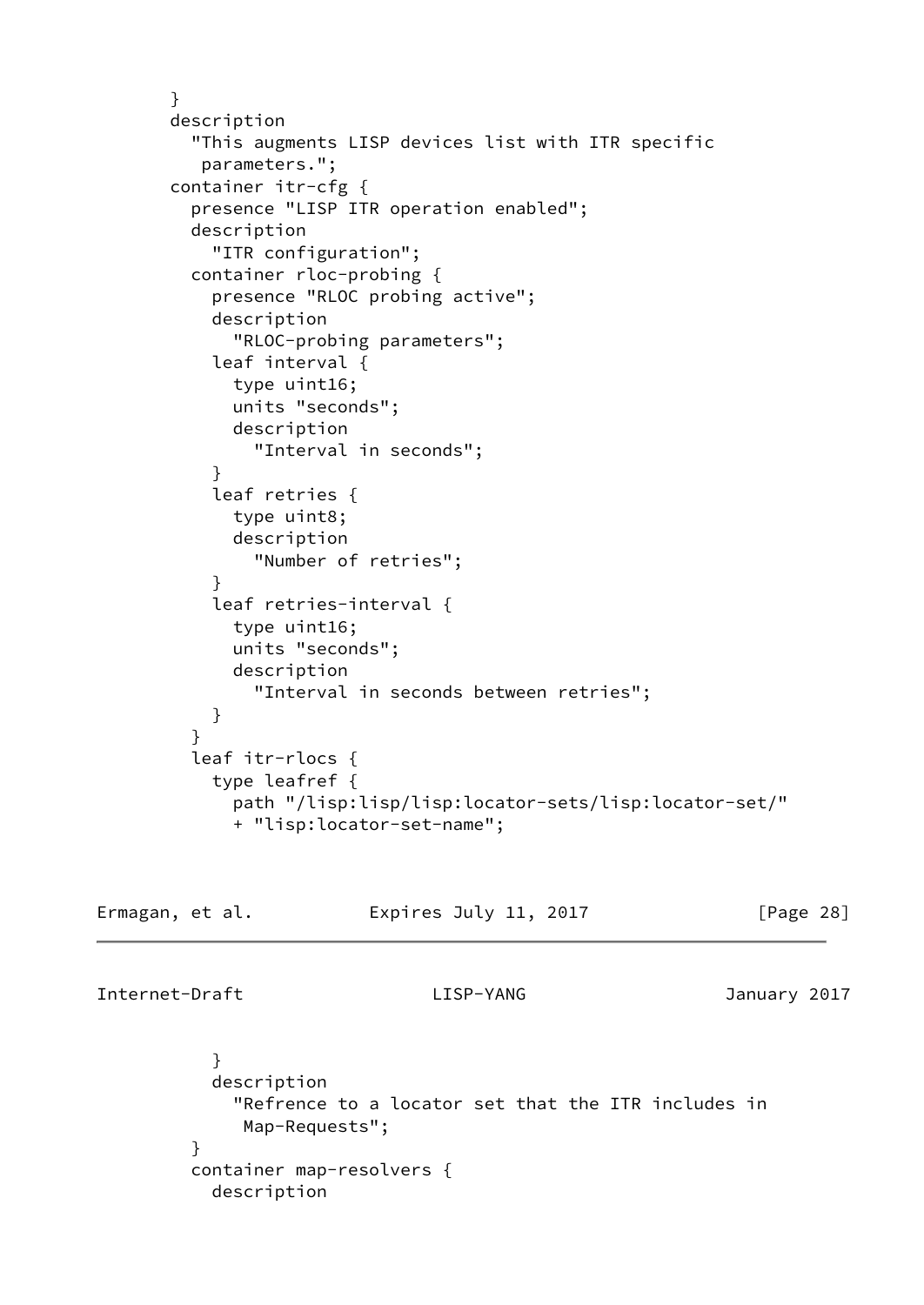```
      }
      description
        "This augments LISP devices list with ITR specific
         parameters.";
      container itr-cfg {
        presence "LISP ITR operation enabled";
        description
          "ITR configuration";
        container rloc-probing {
          presence "RLOC probing active";
          description
            "RLOC-probing parameters";
          leaf interval {
            type uint16;
            units "seconds";
            description
              "Interval in seconds";
          }
          leaf retries {
            type uint8;
            description
              "Number of retries";
          }
          leaf retries-interval {
            type uint16;
            units "seconds";
            description
              "Interval in seconds between retries";
          }
        }
        leaf itr-rlocs {
          type leafref {
            path "/lisp:lisp/lisp:locator-sets/lisp:locator-set/"
            + "lisp:locator-set-name";
          }
          description
            "Refrence to a locator set that the ITR includes in
             Map-Requests";
        }
        container map-resolvers {
          description
```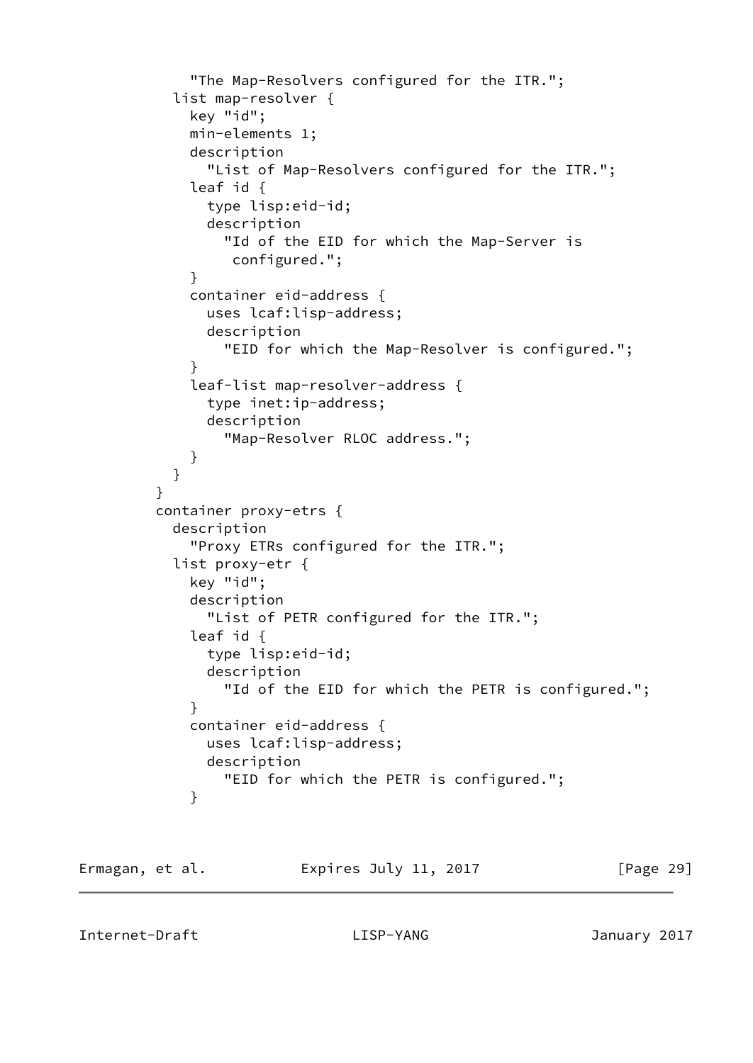```
            "The Map-Resolvers configured for the ITR.";
          list map-resolver {
            key "id";
            min-elements 1;
            description
              "List of Map-Resolvers configured for the ITR.";
            leaf id {
              type lisp:eid-id;
              description
                "Id of the EID for which the Map-Server is
                 configured.";
            }
            container eid-address {
              uses lcaf:lisp-address;
              description
                "EID for which the Map-Resolver is configured.";
            }
            leaf-list map-resolver-address {
              type inet:ip-address;
              description
                "Map-Resolver RLOC address.";
            }
          }
        }
        container proxy-etrs {
          description
            "Proxy ETRs configured for the ITR.";
          list proxy-etr {
            key "id";
            description
              "List of PETR configured for the ITR.";
            leaf id {
              type lisp:eid-id;
              description
                "Id of the EID for which the PETR is configured.";
            }
            container eid-address {
              uses lcaf:lisp-address;
              description
                "EID for which the PETR is configured.";
            }
```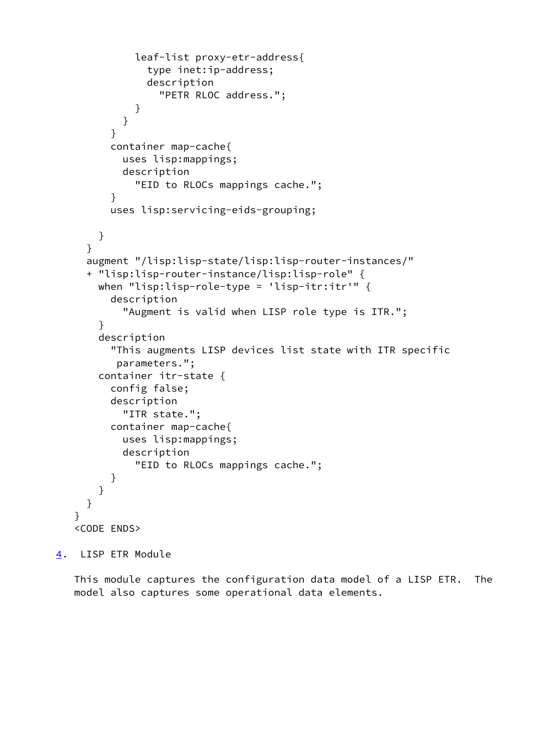```
            leaf-list proxy-etr-address{
              type inet:ip-address;
              description
                "PETR RLOC address.";
            }
          }
        }
        container map-cache{
          uses lisp:mappings;
          description
            "EID to RLOCs mappings cache.";
        }
        uses lisp:servicing-eids-grouping;

      }
    }
    augment "/lisp:lisp-state/lisp:lisp-router-instances/"
    + "lisp:lisp-router-instance/lisp:lisp-role" {
      when "lisp:lisp-role-type = 'lisp-itr:itr'" {
        description
          "Augment is valid when LISP role type is ITR.";
      }
      description
        "This augments LISP devices list state with ITR specific
         parameters.";
      container itr-state {
        config false;
        description
          "ITR state.";
        container map-cache{
          uses lisp:mappings;
          description
            "EID to RLOCs mappings cache.";
        }
      }
    }
  }
  <CODE ENDS>
```

## 4. LISP ETR Module

This module captures the configuration data model of a LISP ETR. The model also captures some operational data elements.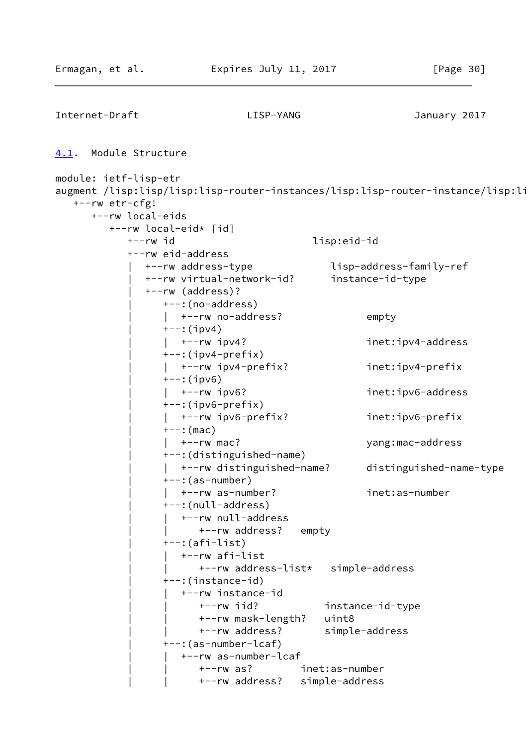## 4.1. Module Structure

```
module: ietf-lisp-etr
augment /lisp:lisp/lisp:lisp-router-instances/lisp:lisp-router-instance/lisp:li
   +--rw etr-cfg!
      +--rw local-eids
         +--rw local-eid* [id]
            +--rw id                        lisp:eid-id
            +--rw eid-address
            |  +--rw address-type             lisp-address-family-ref
            |  +--rw virtual-network-id?      instance-id-type
            |  +--rw (address)?
            |     +--:(no-address)
            |     |  +--rw no-address?              empty
            |     +--:(ipv4)
            |     |  +--rw ipv4?                    inet:ipv4-address
            |     +--:(ipv4-prefix)
            |     |  +--rw ipv4-prefix?             inet:ipv4-prefix
            |     +--:(ipv6)
            |     |  +--rw ipv6?                    inet:ipv6-address
            |     +--:(ipv6-prefix)
            |     |  +--rw ipv6-prefix?             inet:ipv6-prefix
            |     +--:(mac)
            |     |  +--rw mac?                     yang:mac-address
            |     +--:(distinguished-name)
            |     |  +--rw distinguished-name?      distinguished-name-type
            |     +--:(as-number)
            |     |  +--rw as-number?               inet:as-number
            |     +--:(null-address)
            |     |  +--rw null-address
            |     |     +--rw address?   empty
            |     +--:(afi-list)
            |     |  +--rw afi-list
            |     |     +--rw address-list*   simple-address
            |     +--:(instance-id)
            |     |  +--rw instance-id
            |     |     +--rw iid?           instance-id-type
            |     |     +--rw mask-length?   uint8
            |     |     +--rw address?       simple-address
            |     +--:(as-number-lcaf)
            |     |  +--rw as-number-lcaf
            |     |     +--rw as?        inet:as-number
            |     |     +--rw address?   simple-address
```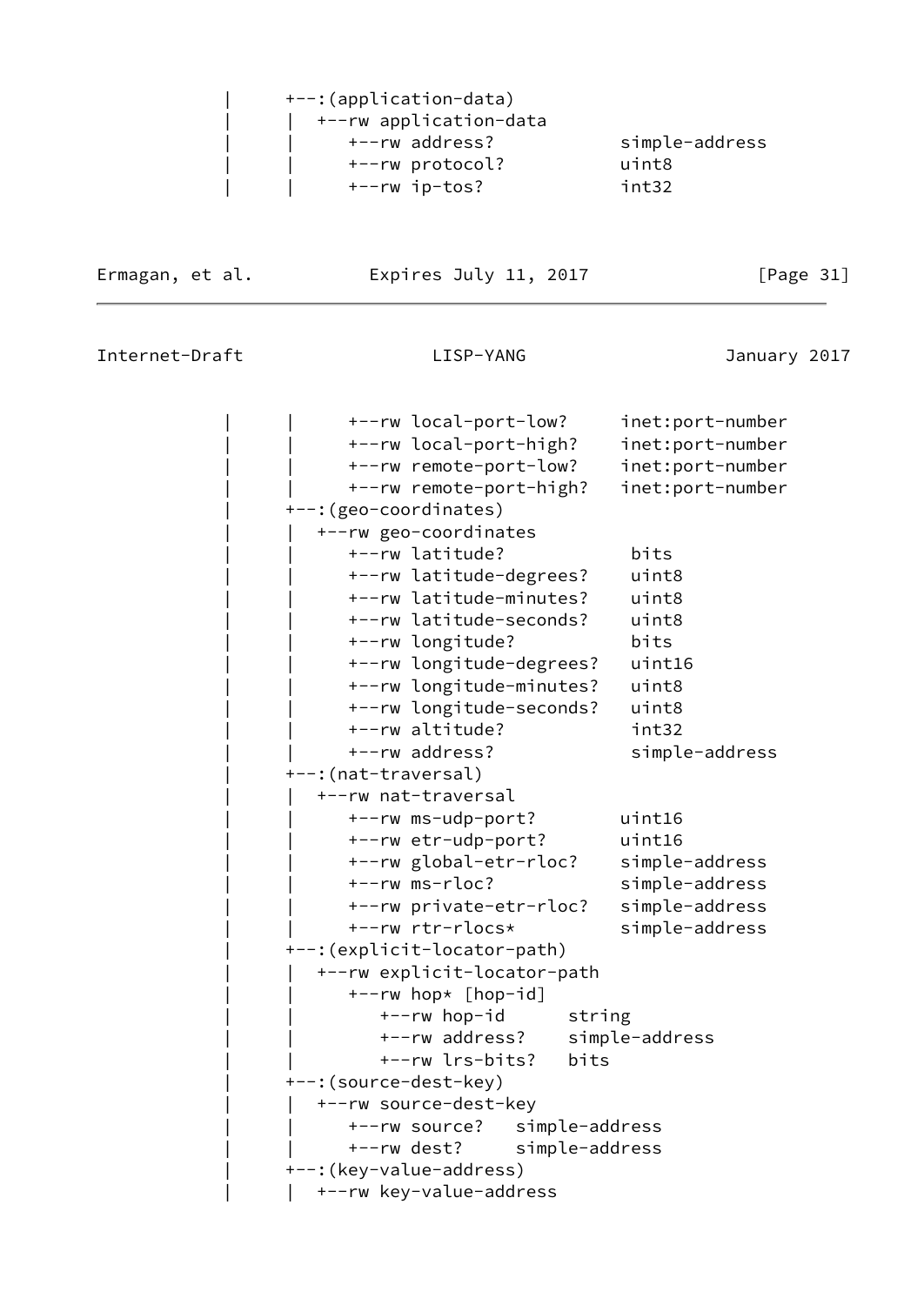```
      |     +--:(application-data)
      |     |  +--rw application-data
      |     |     +--rw address?            simple-address
      |     |     +--rw protocol?           uint8
      |     |     +--rw ip-tos?             int32
      |     |     +--rw local-port-low?     inet:port-number
      |     |     +--rw local-port-high?    inet:port-number
      |     |     +--rw remote-port-low?    inet:port-number
      |     |     +--rw remote-port-high?   inet:port-number
      |     +--:(geo-coordinates)
      |     |  +--rw geo-coordinates
      |     |     +--rw latitude?            bits
      |     |     +--rw latitude-degrees?    uint8
      |     |     +--rw latitude-minutes?    uint8
      |     |     +--rw latitude-seconds?    uint8
      |     |     +--rw longitude?           bits
      |     |     +--rw longitude-degrees?   uint16
      |     |     +--rw longitude-minutes?   uint8
      |     |     +--rw longitude-seconds?   uint8
      |     |     +--rw altitude?            int32
      |     |     +--rw address?             simple-address
      |     +--:(nat-traversal)
      |     |  +--rw nat-traversal
      |     |     +--rw ms-udp-port?        uint16
      |     |     +--rw etr-udp-port?       uint16
      |     |     +--rw global-etr-rloc?    simple-address
      |     |     +--rw ms-rloc?            simple-address
      |     |     +--rw private-etr-rloc?   simple-address
      |     |     +--rw rtr-rlocs*          simple-address
      |     +--:(explicit-locator-path)
      |     |  +--rw explicit-locator-path
      |     |     +--rw hop* [hop-id]
      |     |        +--rw hop-id      string
      |     |        +--rw address?    simple-address
      |     |        +--rw lrs-bits?   bits
      |     +--:(source-dest-key)
      |     |  +--rw source-dest-key
      |     |     +--rw source?   simple-address
      |     |     +--rw dest?     simple-address
      |     +--:(key-value-address)
      |     |  +--rw key-value-address
```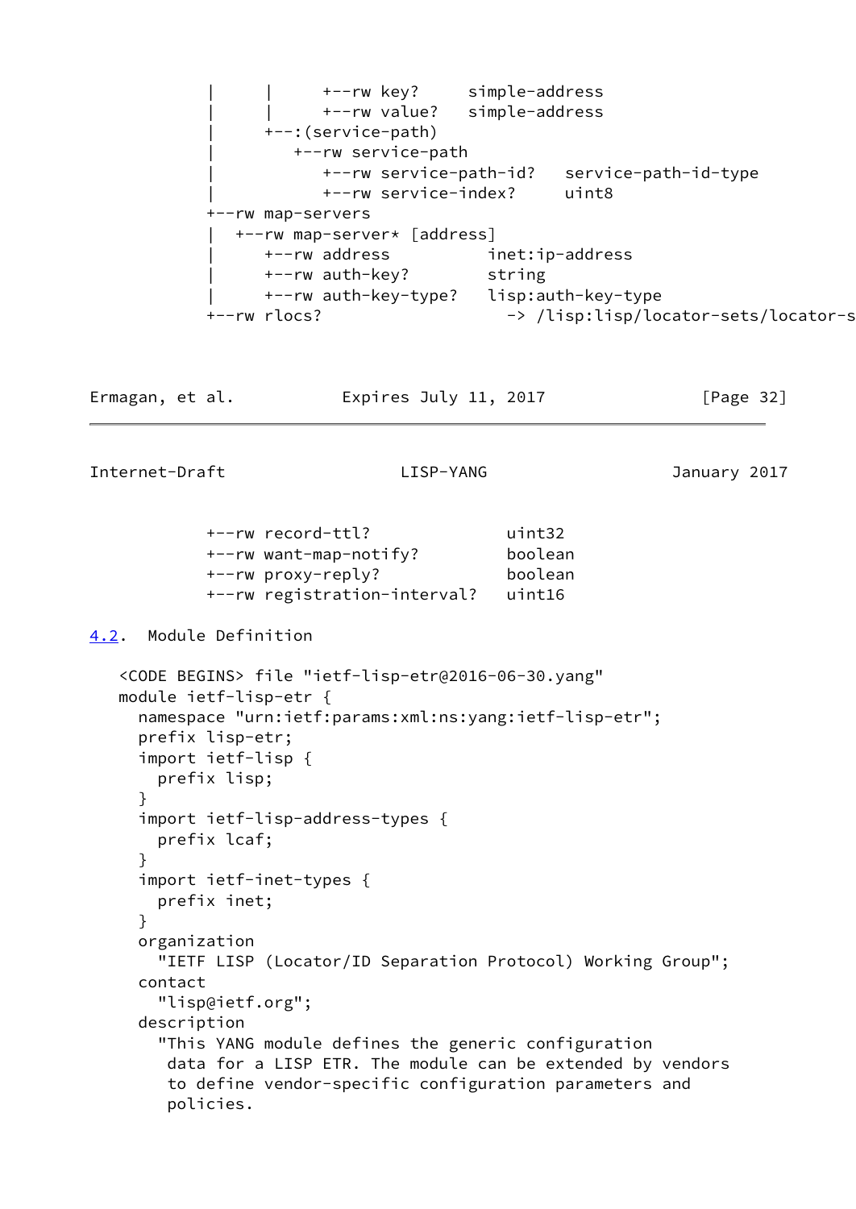```
           |     |     +--rw key?     simple-address
           |     |     +--rw value?   simple-address
           |     +--:(service-path)
           |        +--rw service-path
           |           +--rw service-path-id?   service-path-id-type
           |           +--rw service-index?     uint8
           +--rw map-servers
           |  +--rw map-server* [address]
           |     +--rw address          inet:ip-address
           |     +--rw auth-key?        string
           |     +--rw auth-key-type?   lisp:auth-key-type
           +--rw rlocs?                   -> /lisp:lisp/locator-sets/locator-s
```

```
           +--rw record-ttl?              uint32
           +--rw want-map-notify?         boolean
           +--rw proxy-reply?             boolean
           +--rw registration-interval?   uint16
```

## 4.2. Module Definition

```
   <CODE BEGINS> file "ietf-lisp-etr@2016-06-30.yang"
   module ietf-lisp-etr {
     namespace "urn:ietf:params:xml:ns:yang:ietf-lisp-etr";
     prefix lisp-etr;
     import ietf-lisp {
       prefix lisp;
     }
     import ietf-lisp-address-types {
       prefix lcaf;
     }
     import ietf-inet-types {
       prefix inet;
     }
     organization
       "IETF LISP (Locator/ID Separation Protocol) Working Group";
     contact
       "lisp@ietf.org";
     description
       "This YANG module defines the generic configuration
        data for a LISP ETR. The module can be extended by vendors
        to define vendor-specific configuration parameters and
        policies.
```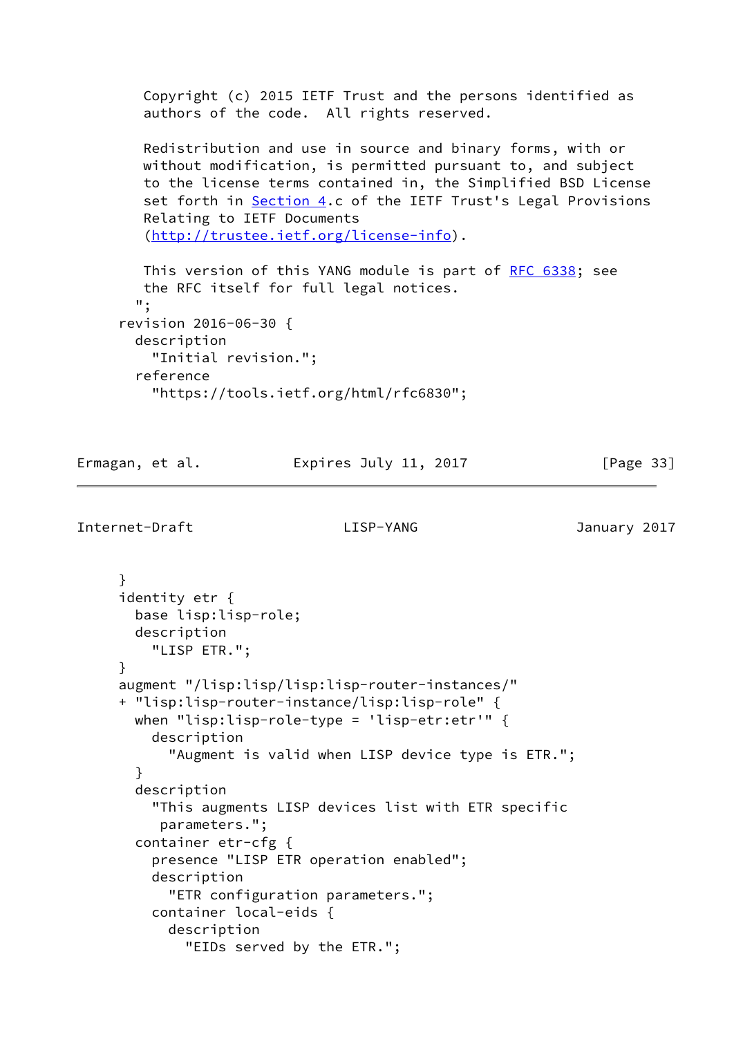```
       Copyright (c) 2015 IETF Trust and the persons identified as
       authors of the code.  All rights reserved.

       Redistribution and use in source and binary forms, with or
       without modification, is permitted pursuant to, and subject
       to the license terms contained in, the Simplified BSD License
       set forth in Section 4.c of the IETF Trust's Legal Provisions
       Relating to IETF Documents
       (http://trustee.ietf.org/license-info).

       This version of this YANG module is part of RFC 6338; see
       the RFC itself for full legal notices.
      ";
    revision 2016-06-30 {
      description
        "Initial revision.";
      reference
        "https://tools.ietf.org/html/rfc6830";
    }
    identity etr {
      base lisp:lisp-role;
      description
        "LISP ETR.";
    }
    augment "/lisp:lisp/lisp:lisp-router-instances/"
    + "lisp:lisp-router-instance/lisp:lisp-role" {
      when "lisp:lisp-role-type = 'lisp-etr:etr'" {
        description
          "Augment is valid when LISP device type is ETR.";
      }
      description
        "This augments LISP devices list with ETR specific
         parameters.";
      container etr-cfg {
        presence "LISP ETR operation enabled";
        description
          "ETR configuration parameters.";
        container local-eids {
          description
            "EIDs served by the ETR.";
```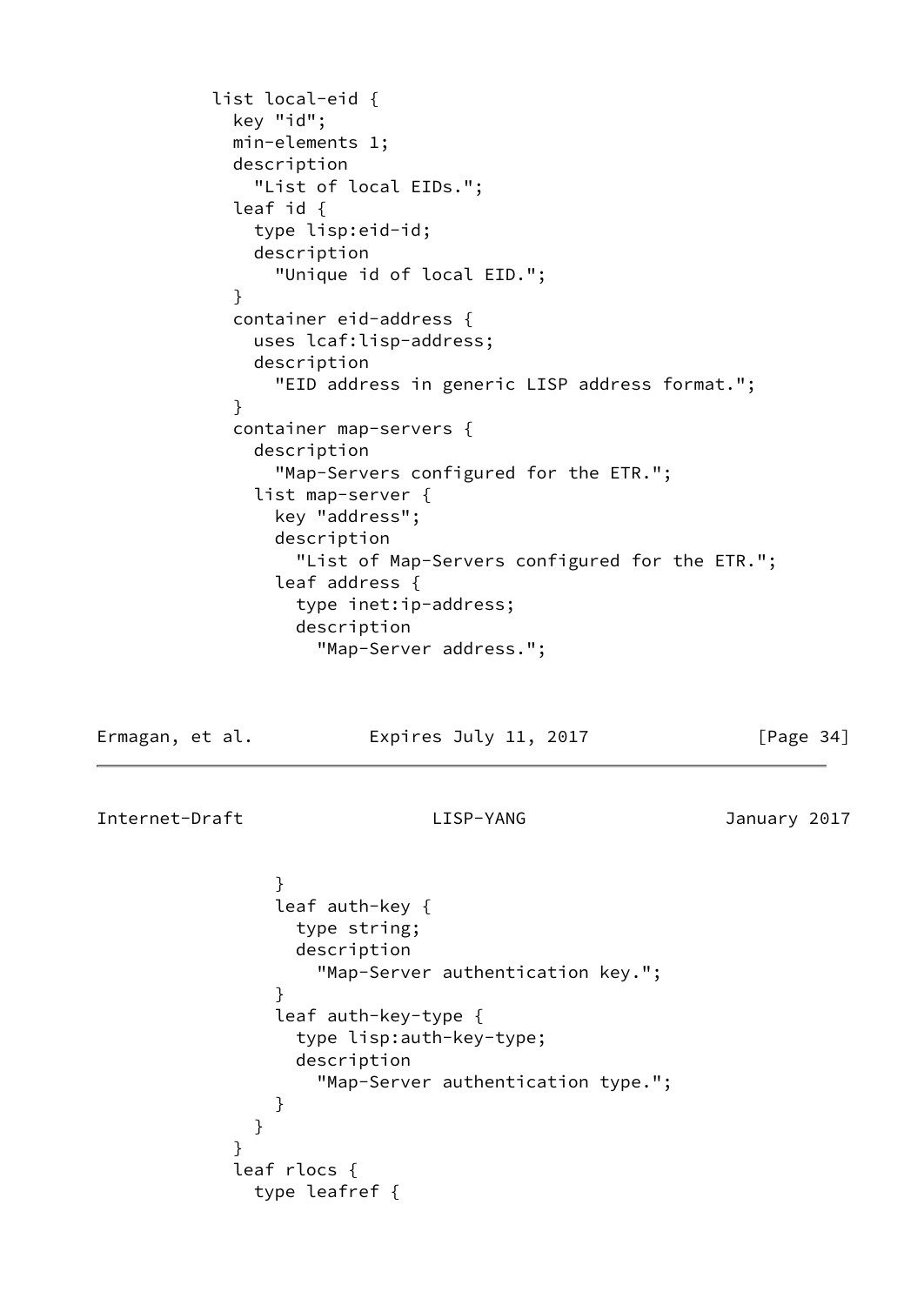```
          list local-eid {
            key "id";
            min-elements 1;
            description
              "List of local EIDs.";
            leaf id {
              type lisp:eid-id;
              description
                "Unique id of local EID.";
            }
            container eid-address {
              uses lcaf:lisp-address;
              description
                "EID address in generic LISP address format.";
            }
            container map-servers {
              description
                "Map-Servers configured for the ETR.";
              list map-server {
                key "address";
                description
                  "List of Map-Servers configured for the ETR.";
                leaf address {
                  type inet:ip-address;
                  description
                    "Map-Server address.";
                }
                leaf auth-key {
                  type string;
                  description
                    "Map-Server authentication key.";
                }
                leaf auth-key-type {
                  type lisp:auth-key-type;
                  description
                    "Map-Server authentication type.";
                }
              }
            }
            leaf rlocs {
              type leafref {
```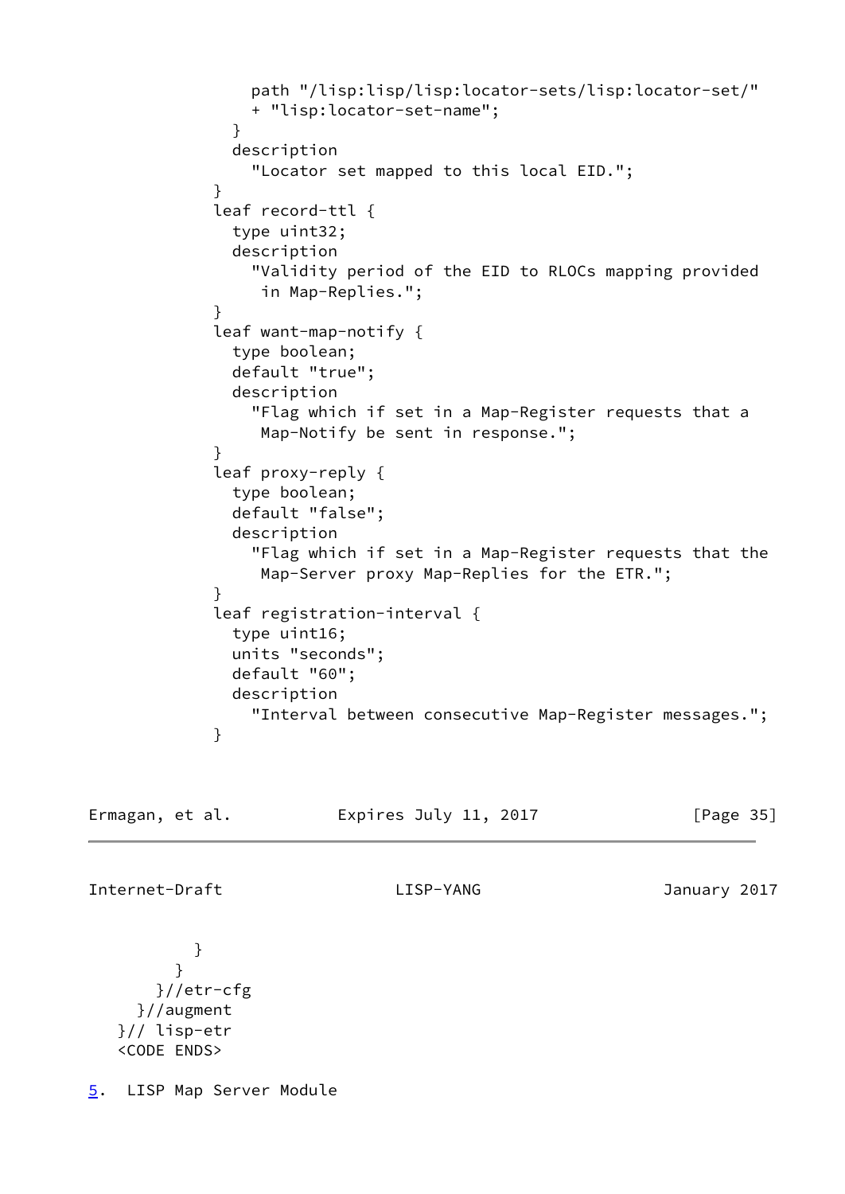```
                path "/lisp:lisp/lisp:locator-sets/lisp:locator-set/"
                + "lisp:locator-set-name";
              }
              description
                "Locator set mapped to this local EID.";
            }
            leaf record-ttl {
              type uint32;
              description
                "Validity period of the EID to RLOCs mapping provided
                 in Map-Replies.";
            }
            leaf want-map-notify {
              type boolean;
              default "true";
              description
                "Flag which if set in a Map-Register requests that a
                 Map-Notify be sent in response.";
            }
            leaf proxy-reply {
              type boolean;
              default "false";
              description
                "Flag which if set in a Map-Register requests that the
                 Map-Server proxy Map-Replies for the ETR.";
            }
            leaf registration-interval {
              type uint16;
              units "seconds";
              default "60";
              description
                "Interval between consecutive Map-Register messages.";
            }
          }
        }
      }//etr-cfg
    }//augment
  }// lisp-etr
  <CODE ENDS>
```

## 5. LISP Map Server Module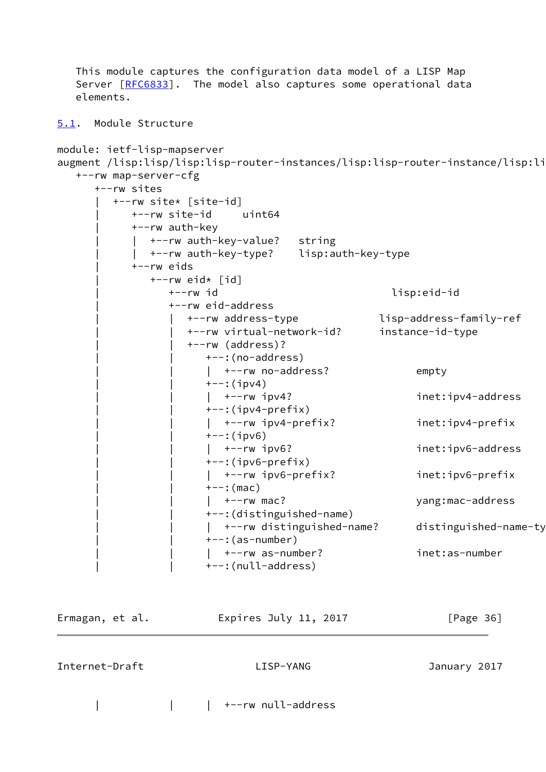This module captures the configuration data model of a LISP Map Server [RFC6833]. The model also captures some operational data elements.

## 5.1. Module Structure

```
module: ietf-lisp-mapserver
augment /lisp:lisp/lisp:lisp-router-instances/lisp:lisp-router-instance/lisp:li
   +--rw map-server-cfg
      +--rw sites
      |  +--rw site* [site-id]
      |     +--rw site-id     uint64
      |     +--rw auth-key
      |     |  +--rw auth-key-value?   string
      |     |  +--rw auth-key-type?    lisp:auth-key-type
      |     +--rw eids
      |        +--rw eid* [id]
      |           +--rw id                              lisp:eid-id
      |           +--rw eid-address
      |           |  +--rw address-type            lisp-address-family-ref
      |           |  +--rw virtual-network-id?      instance-id-type
      |           |  +--rw (address)?
      |           |     +--:(no-address)
      |           |     |  +--rw no-address?              empty
      |           |     +--:(ipv4)
      |           |     |  +--rw ipv4?                    inet:ipv4-address
      |           |     +--:(ipv4-prefix)
      |           |     |  +--rw ipv4-prefix?             inet:ipv4-prefix
      |           |     +--:(ipv6)
      |           |     |  +--rw ipv6?                    inet:ipv6-address
      |           |     +--:(ipv6-prefix)
      |           |     |  +--rw ipv6-prefix?             inet:ipv6-prefix
      |           |     +--:(mac)
      |           |     |  +--rw mac?                     yang:mac-address
      |           |     +--:(distinguished-name)
      |           |     |  +--rw distinguished-name?      distinguished-name-ty
      |           |     +--:(as-number)
      |           |     |  +--rw as-number?               inet:as-number
      |           |     +--:(null-address)
      |           |     |  +--rw null-address
```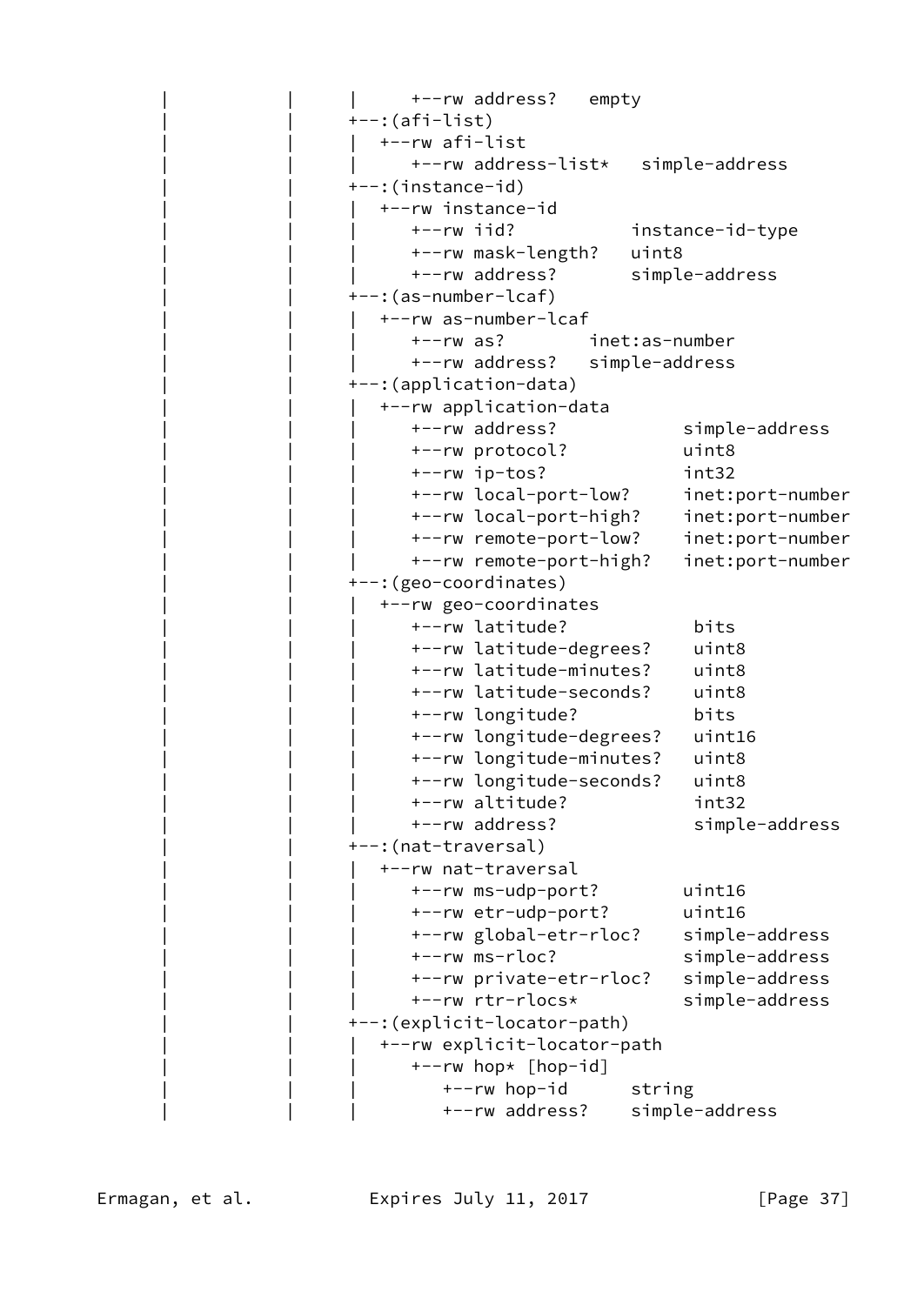```
     |           |     |     +--rw address?   empty
     |           |     +--:(afi-list)
     |           |     |  +--rw afi-list
     |           |     |     +--rw address-list*   simple-address
     |           |     +--:(instance-id)
     |           |     |  +--rw instance-id
     |           |     |     +--rw iid?           instance-id-type
     |           |     |     +--rw mask-length?   uint8
     |           |     |     +--rw address?       simple-address
     |           |     +--:(as-number-lcaf)
     |           |     |  +--rw as-number-lcaf
     |           |     |     +--rw as?        inet:as-number
     |           |     |     +--rw address?   simple-address
     |           |     +--:(application-data)
     |           |     |  +--rw application-data
     |           |     |     +--rw address?            simple-address
     |           |     |     +--rw protocol?           uint8
     |           |     |     +--rw ip-tos?             int32
     |           |     |     +--rw local-port-low?     inet:port-number
     |           |     |     +--rw local-port-high?    inet:port-number
     |           |     |     +--rw remote-port-low?    inet:port-number
     |           |     |     +--rw remote-port-high?   inet:port-number
     |           |     +--:(geo-coordinates)
     |           |     |  +--rw geo-coordinates
     |           |     |     +--rw latitude?            bits
     |           |     |     +--rw latitude-degrees?    uint8
     |           |     |     +--rw latitude-minutes?    uint8
     |           |     |     +--rw latitude-seconds?    uint8
     |           |     |     +--rw longitude?           bits
     |           |     |     +--rw longitude-degrees?   uint16
     |           |     |     +--rw longitude-minutes?   uint8
     |           |     |     +--rw longitude-seconds?   uint8
     |           |     |     +--rw altitude?            int32
     |           |     |     +--rw address?             simple-address
     |           |     +--:(nat-traversal)
     |           |     |  +--rw nat-traversal
     |           |     |     +--rw ms-udp-port?        uint16
     |           |     |     +--rw etr-udp-port?       uint16
     |           |     |     +--rw global-etr-rloc?    simple-address
     |           |     |     +--rw ms-rloc?            simple-address
     |           |     |     +--rw private-etr-rloc?   simple-address
     |           |     |     +--rw rtr-rlocs*          simple-address
     |           |     +--:(explicit-locator-path)
     |           |     |  +--rw explicit-locator-path
     |           |     |     +--rw hop* [hop-id]
     |           |     |        +--rw hop-id      string
     |           |     |        +--rw address?    simple-address
```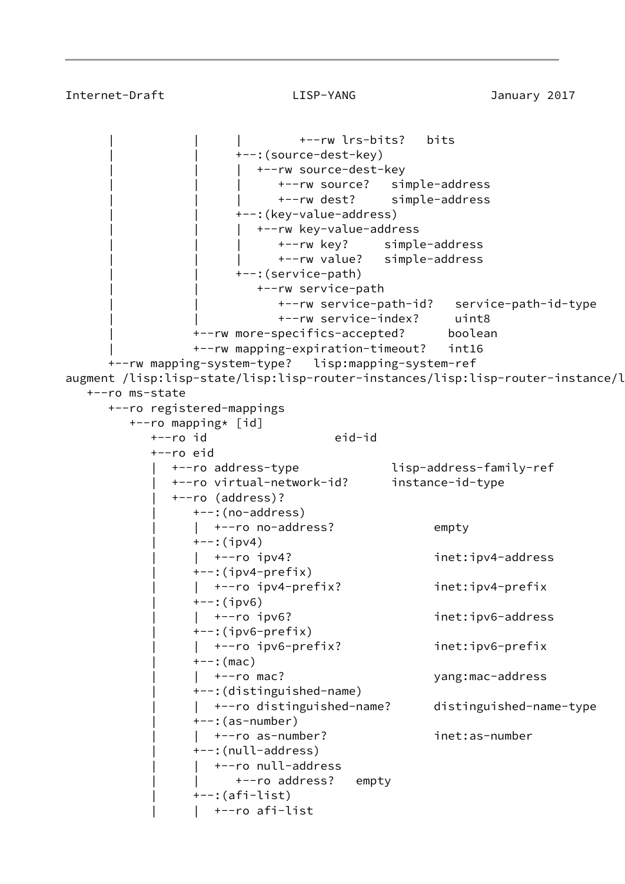```
      |           |     |         +--rw lrs-bits?   bits
      |           |     +--:(source-dest-key)
      |           |     |  +--rw source-dest-key
      |           |     |     +--rw source?   simple-address
      |           |     |     +--rw dest?     simple-address
      |           |     +--:(key-value-address)
      |           |     |  +--rw key-value-address
      |           |     |     +--rw key?     simple-address
      |           |     |     +--rw value?   simple-address
      |           |     +--:(service-path)
      |           |        +--rw service-path
      |           |           +--rw service-path-id?   service-path-id-type
      |           |           +--rw service-index?     uint8
      |           +--rw more-specifics-accepted?      boolean
      |           +--rw mapping-expiration-timeout?   int16
      +--rw mapping-system-type?   lisp:mapping-system-ref
augment /lisp:lisp-state/lisp:lisp-router-instances/lisp:lisp-router-instance/l
   +--ro ms-state
      +--ro registered-mappings
         +--ro mapping* [id]
            +--ro id                  eid-id
            +--ro eid
            |  +--ro address-type             lisp-address-family-ref
            |  +--ro virtual-network-id?      instance-id-type
            |  +--ro (address)?
            |     +--:(no-address)
            |     |  +--ro no-address?              empty
            |     +--:(ipv4)
            |     |  +--ro ipv4?                    inet:ipv4-address
            |     +--:(ipv4-prefix)
            |     |  +--ro ipv4-prefix?             inet:ipv4-prefix
            |     +--:(ipv6)
            |     |  +--ro ipv6?                    inet:ipv6-address
            |     +--:(ipv6-prefix)
            |     |  +--ro ipv6-prefix?             inet:ipv6-prefix
            |     +--:(mac)
            |     |  +--ro mac?                     yang:mac-address
            |     +--:(distinguished-name)
            |     |  +--ro distinguished-name?      distinguished-name-type
            |     +--:(as-number)
            |     |  +--ro as-number?               inet:as-number
            |     +--:(null-address)
            |     |  +--ro null-address
            |     |     +--ro address?   empty
            |     +--:(afi-list)
            |     |  +--ro afi-list
```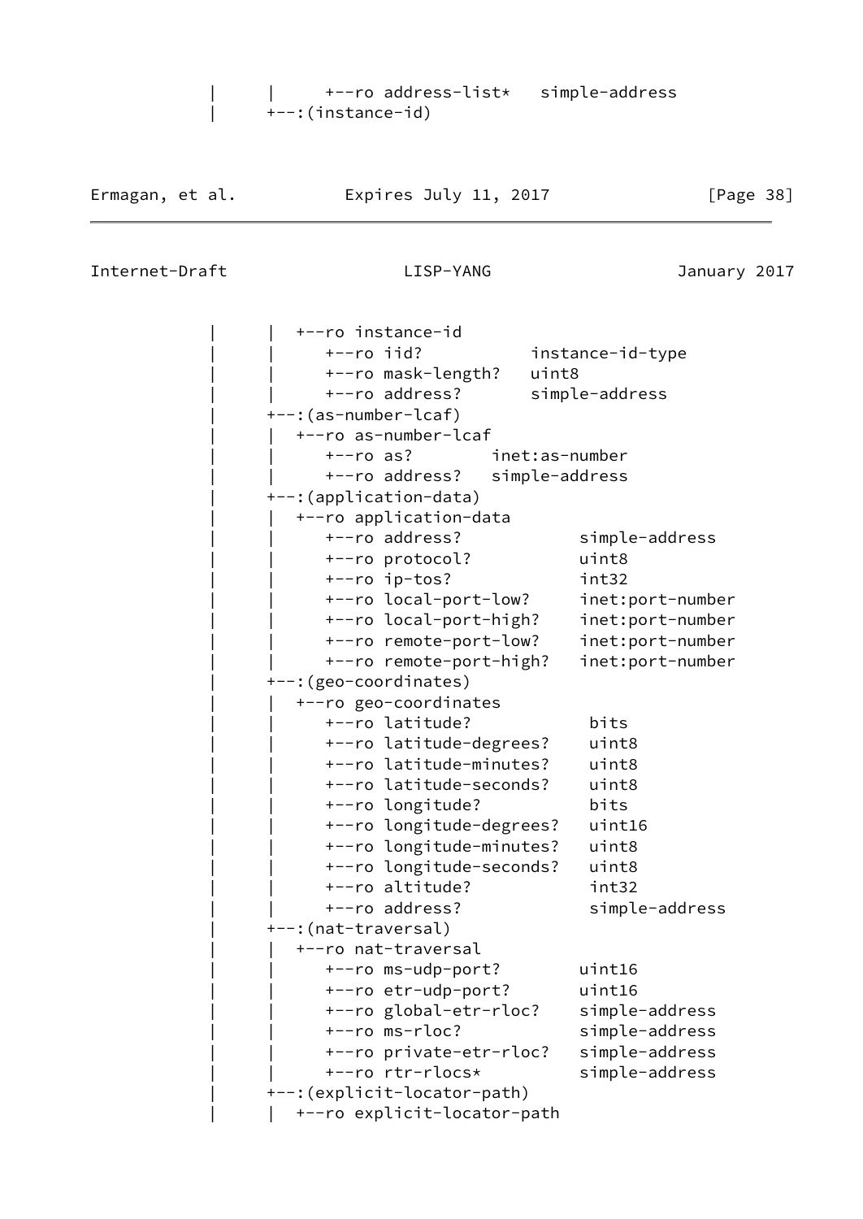```
           |      |     +--ro address-list*   simple-address
           |      +--:(instance-id)
```

```
           |      |  +--ro instance-id
           |      |     +--ro iid?           instance-id-type
           |      |     +--ro mask-length?   uint8
           |      |     +--ro address?       simple-address
           |      +--:(as-number-lcaf)
           |      |  +--ro as-number-lcaf
           |      |     +--ro as?        inet:as-number
           |      |     +--ro address?   simple-address
           |      +--:(application-data)
           |      |  +--ro application-data
           |      |     +--ro address?            simple-address
           |      |     +--ro protocol?           uint8
           |      |     +--ro ip-tos?             int32
           |      |     +--ro local-port-low?     inet:port-number
           |      |     +--ro local-port-high?    inet:port-number
           |      |     +--ro remote-port-low?    inet:port-number
           |      |     +--ro remote-port-high?   inet:port-number
           |      +--:(geo-coordinates)
           |      |  +--ro geo-coordinates
           |      |     +--ro latitude?            bits
           |      |     +--ro latitude-degrees?    uint8
           |      |     +--ro latitude-minutes?    uint8
           |      |     +--ro latitude-seconds?    uint8
           |      |     +--ro longitude?           bits
           |      |     +--ro longitude-degrees?   uint16
           |      |     +--ro longitude-minutes?   uint8
           |      |     +--ro longitude-seconds?   uint8
           |      |     +--ro altitude?            int32
           |      |     +--ro address?             simple-address
           |      +--:(nat-traversal)
           |      |  +--ro nat-traversal
           |      |     +--ro ms-udp-port?        uint16
           |      |     +--ro etr-udp-port?       uint16
           |      |     +--ro global-etr-rloc?    simple-address
           |      |     +--ro ms-rloc?            simple-address
           |      |     +--ro private-etr-rloc?   simple-address
           |      |     +--ro rtr-rlocs*          simple-address
           |      +--:(explicit-locator-path)
           |      |  +--ro explicit-locator-path
```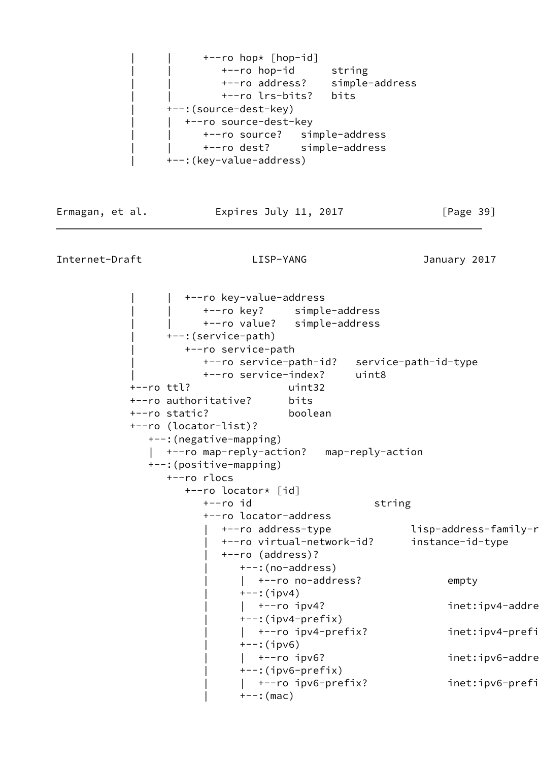```
         |     |     +--ro hop* [hop-id]
         |     |        +--ro hop-id      string
         |     |        +--ro address?    simple-address
         |     |        +--ro lrs-bits?   bits
         |     +--:(source-dest-key)
         |     |  +--ro source-dest-key
         |     |     +--ro source?   simple-address
         |     |     +--ro dest?     simple-address
         |     +--:(key-value-address)
```

```
         |     |  +--ro key-value-address
         |     |     +--ro key?     simple-address
         |     |     +--ro value?   simple-address
         |     +--:(service-path)
         |        +--ro service-path
         |           +--ro service-path-id?   service-path-id-type
         |           +--ro service-index?     uint8
         +--ro ttl?              uint32
         +--ro authoritative?    bits
         +--ro static?           boolean
         +--ro (locator-list)?
            +--:(negative-mapping)
            |  +--ro map-reply-action?   map-reply-action
            +--:(positive-mapping)
               +--ro rlocs
                  +--ro locator* [id]
                     +--ro id                   string
                     +--ro locator-address
                     |  +--ro address-type             lisp-address-family-r
                     |  +--ro virtual-network-id?      instance-id-type
                     |  +--ro (address)?
                     |     +--:(no-address)
                     |     |  +--ro no-address?            empty
                     |     +--:(ipv4)
                     |     |  +--ro ipv4?                  inet:ipv4-addre
                     |     +--:(ipv4-prefix)
                     |     |  +--ro ipv4-prefix?           inet:ipv4-prefi
                     |     +--:(ipv6)
                     |     |  +--ro ipv6?                  inet:ipv6-addre
                     |     +--:(ipv6-prefix)
                     |     |  +--ro ipv6-prefix?           inet:ipv6-prefi
                     |     +--:(mac)
```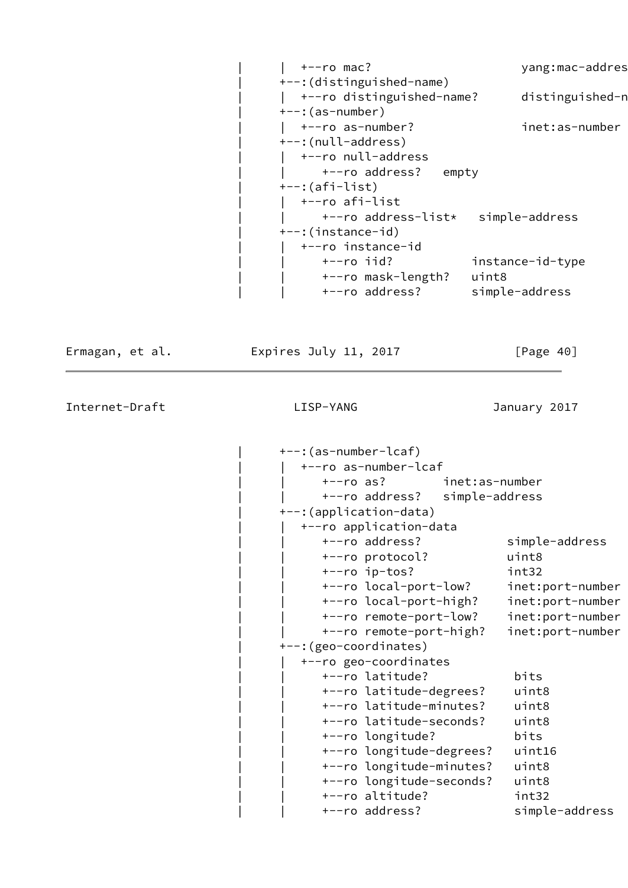```
       |     |  +--ro mac?                    yang:mac-addres
       |     +--:(distinguished-name)
       |     |  +--ro distinguished-name?     distinguished-n
       |     +--:(as-number)
       |     |  +--ro as-number?              inet:as-number
       |     +--:(null-address)
       |     |  +--ro null-address
       |     |     +--ro address?   empty
       |     +--:(afi-list)
       |     |  +--ro afi-list
       |     |     +--ro address-list*   simple-address
       |     +--:(instance-id)
       |     |  +--ro instance-id
       |     |     +--ro iid?           instance-id-type
       |     |     +--ro mask-length?   uint8
       |     |     +--ro address?       simple-address
```

```
       |     +--:(as-number-lcaf)
       |     |  +--ro as-number-lcaf
       |     |     +--ro as?        inet:as-number
       |     |     +--ro address?   simple-address
       |     +--:(application-data)
       |     |  +--ro application-data
       |     |     +--ro address?            simple-address
       |     |     +--ro protocol?           uint8
       |     |     +--ro ip-tos?             int32
       |     |     +--ro local-port-low?     inet:port-number
       |     |     +--ro local-port-high?    inet:port-number
       |     |     +--ro remote-port-low?    inet:port-number
       |     |     +--ro remote-port-high?   inet:port-number
       |     +--:(geo-coordinates)
       |     |  +--ro geo-coordinates
       |     |     +--ro latitude?            bits
       |     |     +--ro latitude-degrees?    uint8
       |     |     +--ro latitude-minutes?    uint8
       |     |     +--ro latitude-seconds?    uint8
       |     |     +--ro longitude?           bits
       |     |     +--ro longitude-degrees?   uint16
       |     |     +--ro longitude-minutes?   uint8
       |     |     +--ro longitude-seconds?   uint8
       |     |     +--ro altitude?            int32
       |     |     +--ro address?             simple-address
```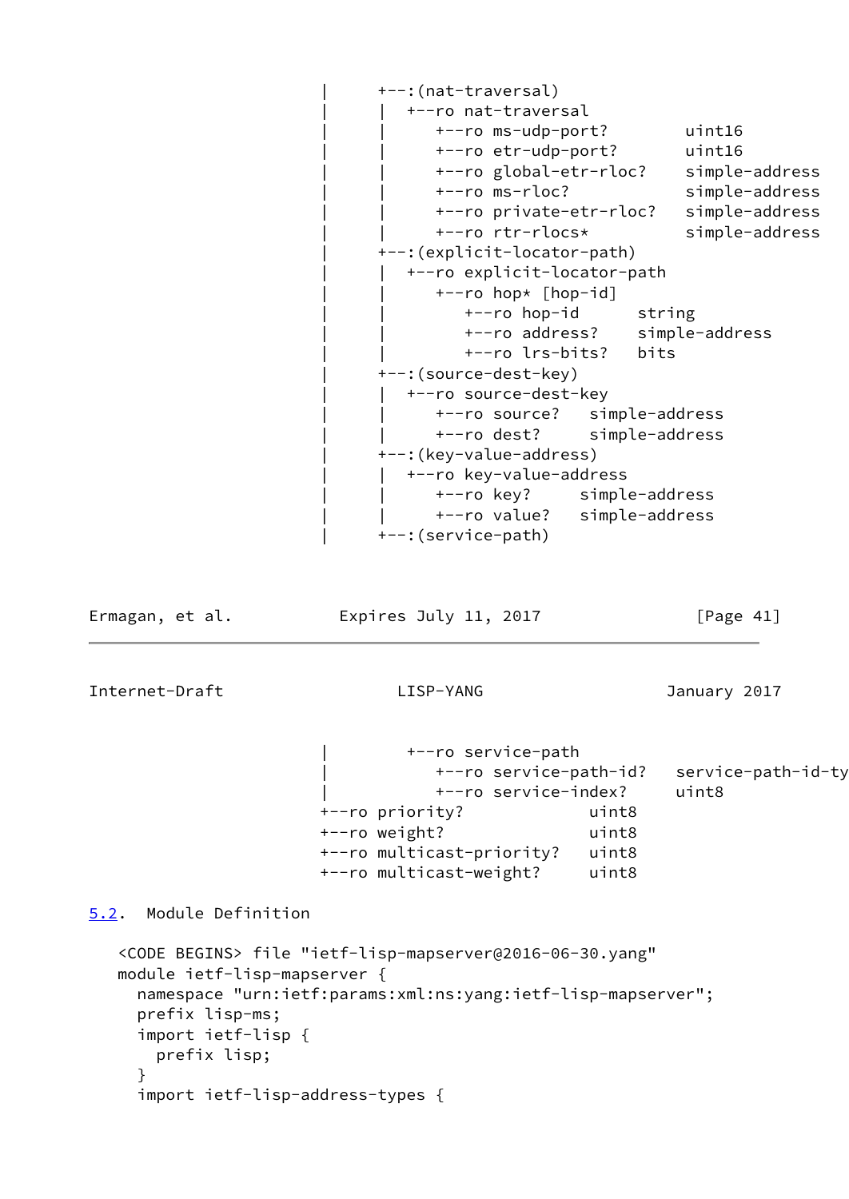```
                          |      +--:(nat-traversal)
                          |      |  +--ro nat-traversal
                          |      |     +--ro ms-udp-port?        uint16
                          |      |     +--ro etr-udp-port?       uint16
                          |      |     +--ro global-etr-rloc?    simple-address
                          |      |     +--ro ms-rloc?            simple-address
                          |      |     +--ro private-etr-rloc?   simple-address
                          |      |     +--ro rtr-rlocs*          simple-address
                          |      +--:(explicit-locator-path)
                          |      |  +--ro explicit-locator-path
                          |      |     +--ro hop* [hop-id]
                          |      |        +--ro hop-id      string
                          |      |        +--ro address?    simple-address
                          |      |        +--ro lrs-bits?   bits
                          |      +--:(source-dest-key)
                          |      |  +--ro source-dest-key
                          |      |     +--ro source?   simple-address
                          |      |     +--ro dest?     simple-address
                          |      +--:(key-value-address)
                          |      |  +--ro key-value-address
                          |      |     +--ro key?     simple-address
                          |      |     +--ro value?   simple-address
                          |      +--:(service-path)
                          |         +--ro service-path
                          |            +--ro service-path-id?   service-path-id-ty
                          |            +--ro service-index?     uint8
                          +--ro priority?            uint8
                          +--ro weight?              uint8
                          +--ro multicast-priority?   uint8
                          +--ro multicast-weight?     uint8
```

## 5.2. Module Definition

```
   <CODE BEGINS> file "ietf-lisp-mapserver@2016-06-30.yang"
   module ietf-lisp-mapserver {
     namespace "urn:ietf:params:xml:ns:yang:ietf-lisp-mapserver";
     prefix lisp-ms;
     import ietf-lisp {
       prefix lisp;
     }
     import ietf-lisp-address-types {
```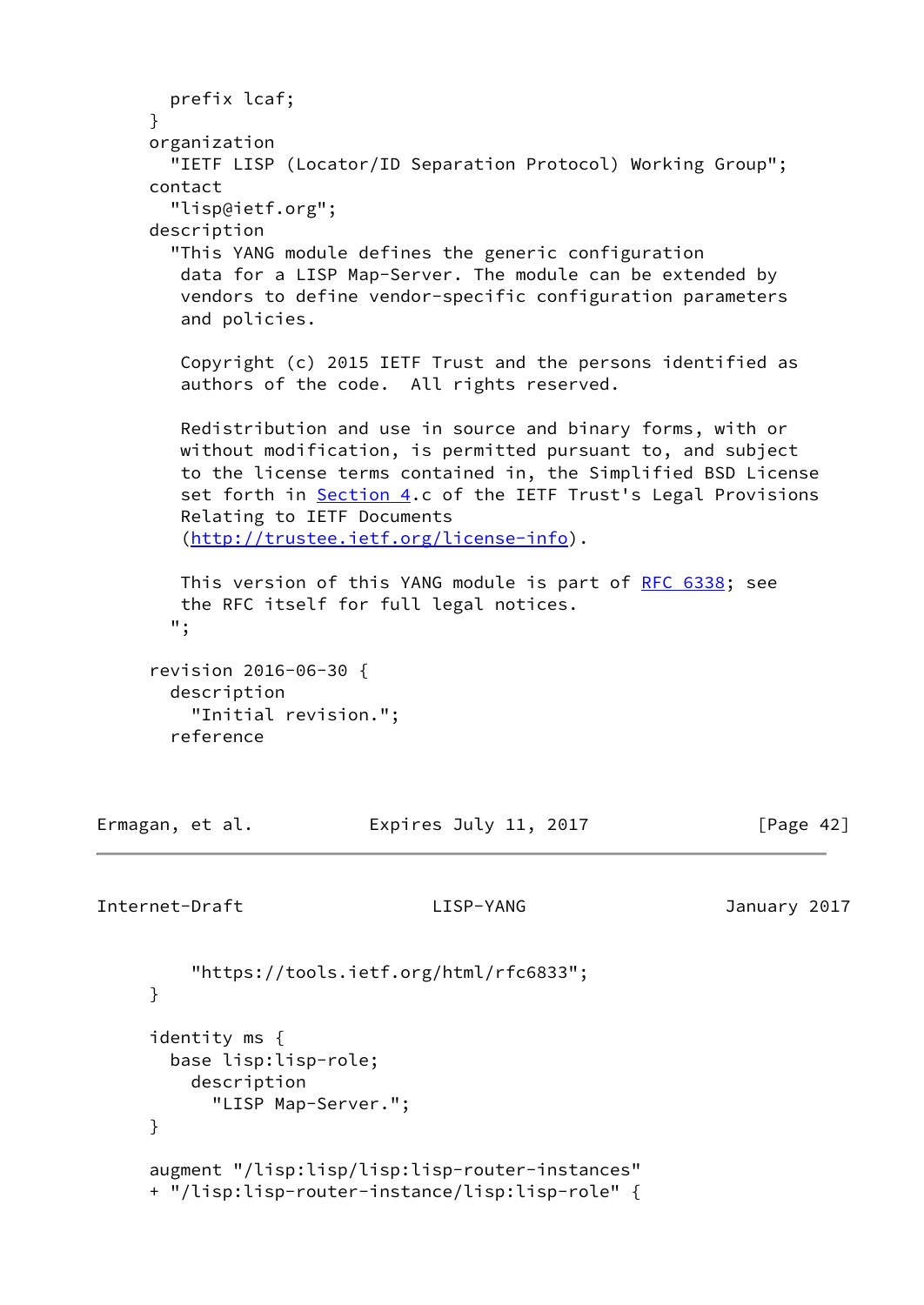```
    prefix lcaf;
  }
  organization
    "IETF LISP (Locator/ID Separation Protocol) Working Group";
  contact
    "lisp@ietf.org";
  description
    "This YANG module defines the generic configuration
     data for a LISP Map-Server. The module can be extended by
     vendors to define vendor-specific configuration parameters
     and policies.

     Copyright (c) 2015 IETF Trust and the persons identified as
     authors of the code.  All rights reserved.

     Redistribution and use in source and binary forms, with or
     without modification, is permitted pursuant to, and subject
     to the license terms contained in, the Simplified BSD License
     set forth in Section 4.c of the IETF Trust's Legal Provisions
     Relating to IETF Documents
     (http://trustee.ietf.org/license-info).

     This version of this YANG module is part of RFC 6338; see
     the RFC itself for full legal notices.
    ";

  revision 2016-06-30 {
    description
      "Initial revision.";
    reference
      "https://tools.ietf.org/html/rfc6833";
  }

  identity ms {
    base lisp:lisp-role;
      description
        "LISP Map-Server.";
  }

  augment "/lisp:lisp/lisp:lisp-router-instances"
  + "/lisp:lisp-router-instance/lisp:lisp-role" {
```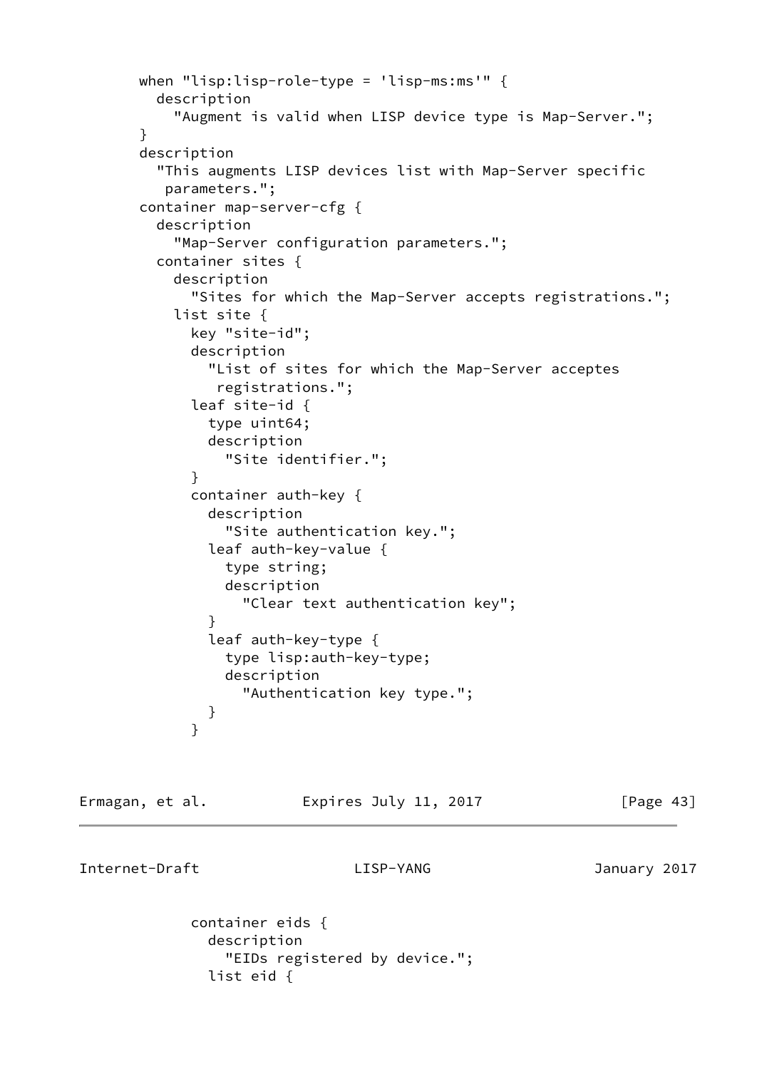```
        when "lisp:lisp-role-type = 'lisp-ms:ms'" {
          description
            "Augment is valid when LISP device type is Map-Server.";
        }
        description
          "This augments LISP devices list with Map-Server specific
           parameters.";
        container map-server-cfg {
          description
            "Map-Server configuration parameters.";
          container sites {
            description
              "Sites for which the Map-Server accepts registrations.";
            list site {
              key "site-id";
              description
                "List of sites for which the Map-Server acceptes
                 registrations.";
              leaf site-id {
                type uint64;
                description
                  "Site identifier.";
              }
              container auth-key {
                description
                  "Site authentication key.";
                leaf auth-key-value {
                  type string;
                  description
                    "Clear text authentication key";
                }
                leaf auth-key-type {
                  type lisp:auth-key-type;
                  description
                    "Authentication key type.";
                }
              }
```

```
              container eids {
                description
                  "EIDs registered by device.";
                list eid {
```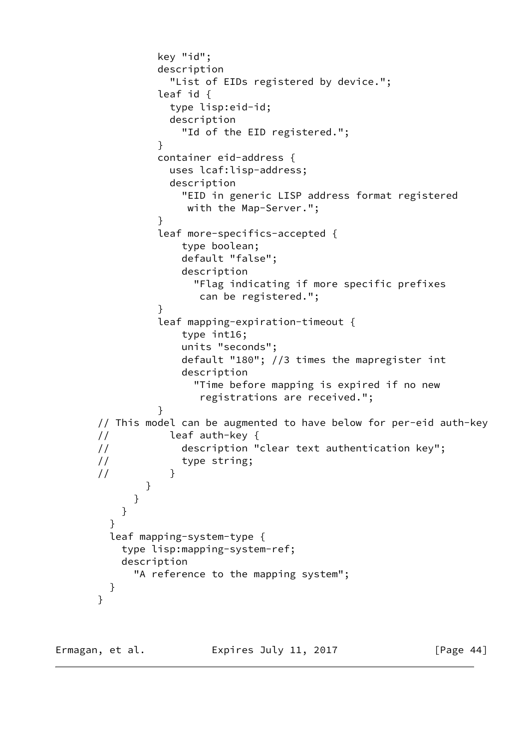```
             key "id";
             description
               "List of EIDs registered by device.";
             leaf id {
               type lisp:eid-id;
               description
                 "Id of the EID registered.";
             }
             container eid-address {
               uses lcaf:lisp-address;
               description
                 "EID in generic LISP address format registered
                  with the Map-Server.";
             }
             leaf more-specifics-accepted {
                 type boolean;
                 default "false";
                 description
                   "Flag indicating if more specific prefixes
                    can be registered.";
             }
             leaf mapping-expiration-timeout {
                 type int16;
                 units "seconds";
                 default "180"; //3 times the mapregister int
                 description
                   "Time before mapping is expired if no new
                    registrations are received.";
             }
     // This model can be augmented to have below for per-eid auth-key
     //          leaf auth-key {
     //            description "clear text authentication key";
     //            type string;
     //          }
           }
         }
       }
     }
     leaf mapping-system-type {
       type lisp:mapping-system-ref;
       description
         "A reference to the mapping system";
     }
   }
```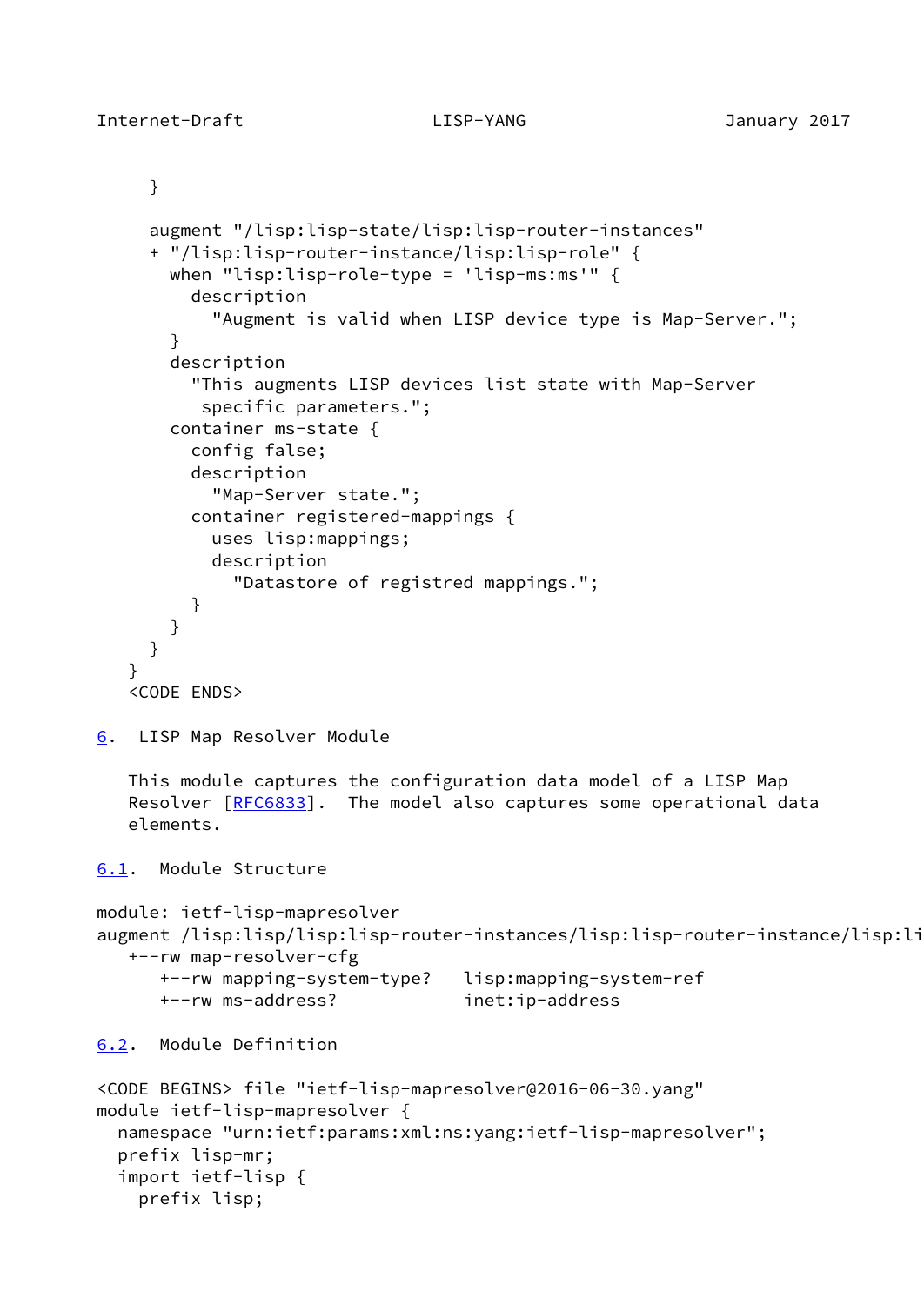```
     }

     augment "/lisp:lisp-state/lisp:lisp-router-instances"
     + "/lisp:lisp-router-instance/lisp:lisp-role" {
       when "lisp:lisp-role-type = 'lisp-ms:ms'" {
         description
           "Augment is valid when LISP device type is Map-Server.";
       }
       description
         "This augments LISP devices list state with Map-Server
          specific parameters.";
       container ms-state {
         config false;
         description
           "Map-Server state.";
         container registered-mappings {
           uses lisp:mappings;
           description
             "Datastore of registred mappings.";
         }
       }
     }
   }
   <CODE ENDS>
```

## 6. LISP Map Resolver Module

This module captures the configuration data model of a LISP Map Resolver [RFC6833]. The model also captures some operational data elements.

### 6.1. Module Structure

```
module: ietf-lisp-mapresolver
augment /lisp:lisp/lisp:lisp-router-instances/lisp:lisp-router-instance/lisp:li
   +--rw map-resolver-cfg
      +--rw mapping-system-type?   lisp:mapping-system-ref
      +--rw ms-address?            inet:ip-address
```

### 6.2. Module Definition

```
<CODE BEGINS> file "ietf-lisp-mapresolver@2016-06-30.yang"
module ietf-lisp-mapresolver {
  namespace "urn:ietf:params:xml:ns:yang:ietf-lisp-mapresolver";
  prefix lisp-mr;
  import ietf-lisp {
    prefix lisp;
```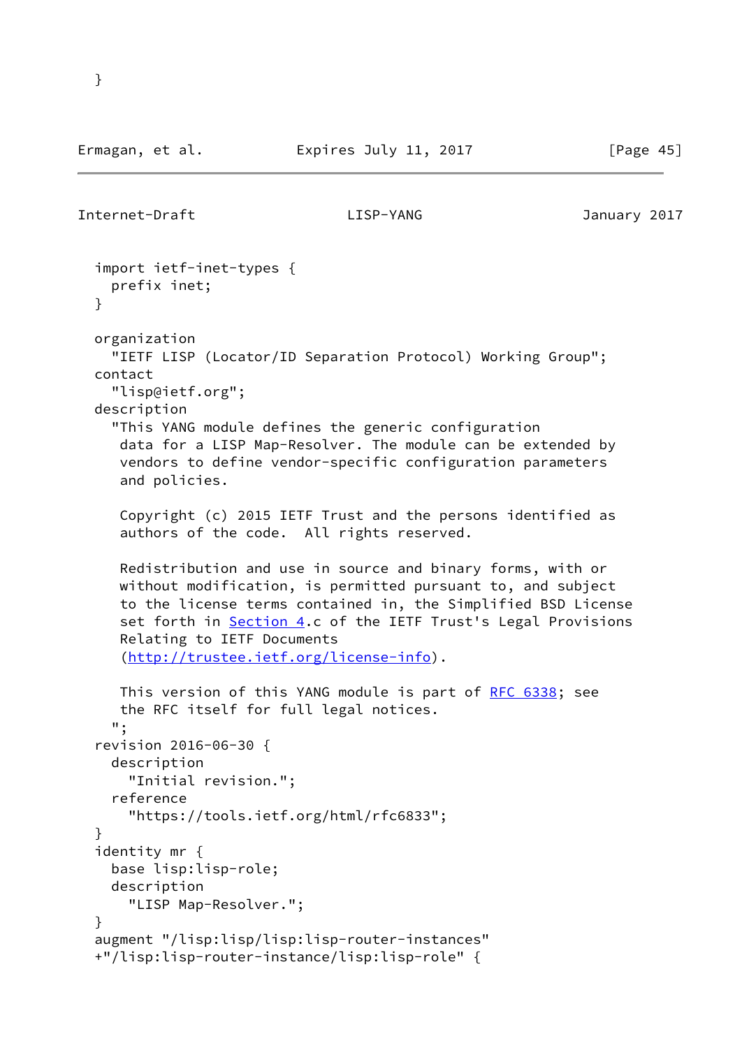```
  }
```

```
  import ietf-inet-types {
    prefix inet;
  }

  organization
    "IETF LISP (Locator/ID Separation Protocol) Working Group";
  contact
    "lisp@ietf.org";
  description
    "This YANG module defines the generic configuration
     data for a LISP Map-Resolver. The module can be extended by
     vendors to define vendor-specific configuration parameters
     and policies.

     Copyright (c) 2015 IETF Trust and the persons identified as
     authors of the code.  All rights reserved.

     Redistribution and use in source and binary forms, with or
     without modification, is permitted pursuant to, and subject
     to the license terms contained in, the Simplified BSD License
     set forth in Section 4.c of the IETF Trust's Legal Provisions
     Relating to IETF Documents
     (http://trustee.ietf.org/license-info).

     This version of this YANG module is part of RFC 6338; see
     the RFC itself for full legal notices.
    ";
  revision 2016-06-30 {
    description
      "Initial revision.";
    reference
      "https://tools.ietf.org/html/rfc6833";
  }
  identity mr {
    base lisp:lisp-role;
    description
      "LISP Map-Resolver.";
  }
  augment "/lisp:lisp/lisp:lisp-router-instances"
  +"/lisp:lisp-router-instance/lisp:lisp-role" {
```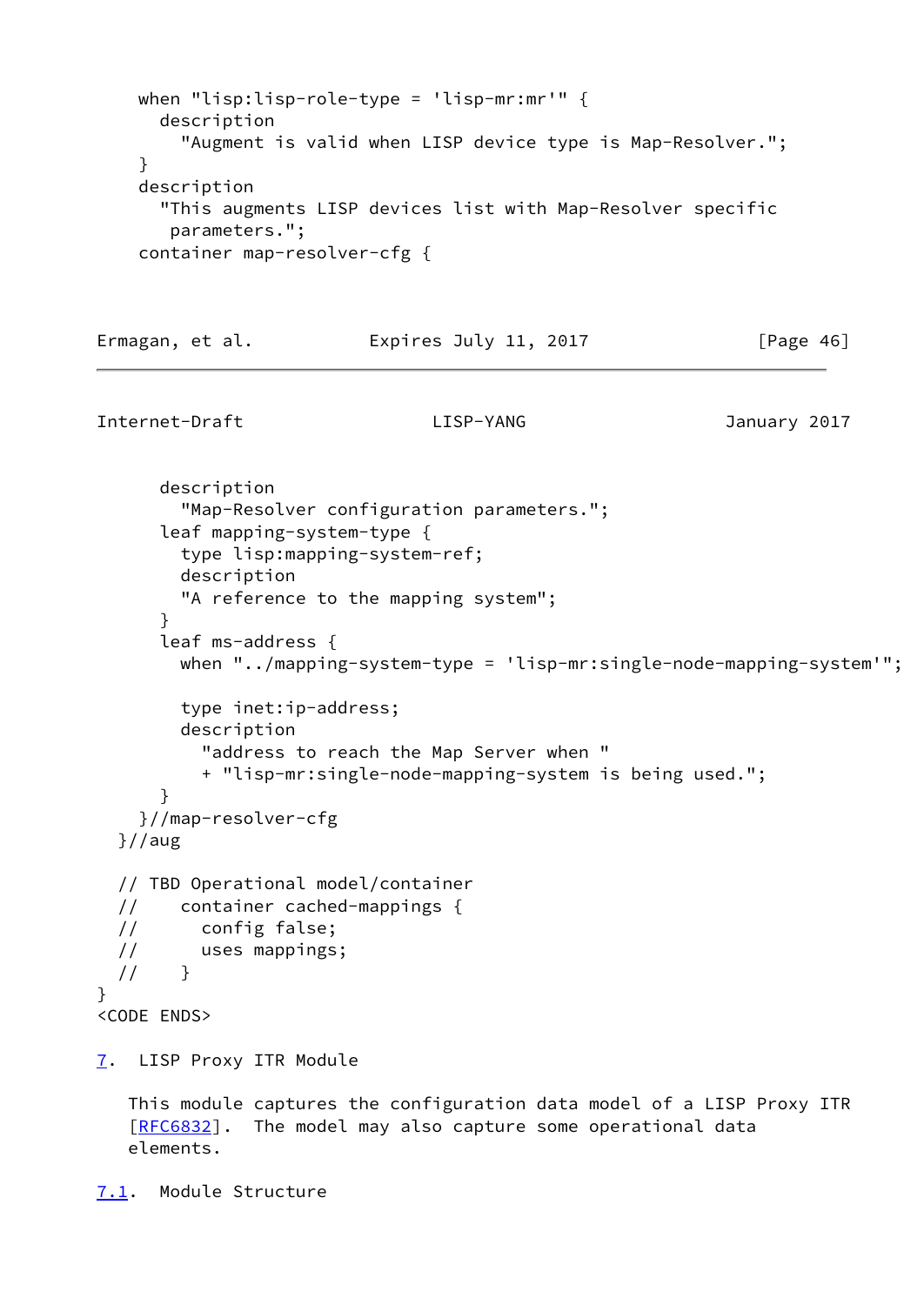```
    when "lisp:lisp-role-type = 'lisp-mr:mr'" {
      description
        "Augment is valid when LISP device type is Map-Resolver.";
    }
    description
      "This augments LISP devices list with Map-Resolver specific
       parameters.";
    container map-resolver-cfg {
      description
        "Map-Resolver configuration parameters.";
      leaf mapping-system-type {
        type lisp:mapping-system-ref;
        description
        "A reference to the mapping system";
      }
      leaf ms-address {
        when "../mapping-system-type = 'lisp-mr:single-node-mapping-system'";

        type inet:ip-address;
        description
          "address to reach the Map Server when "
          + "lisp-mr:single-node-mapping-system is being used.";
      }
    }//map-resolver-cfg
  }//aug

  // TBD Operational model/container
  //    container cached-mappings {
  //      config false;
  //      uses mappings;
  //    }
}
<CODE ENDS>
```

## 7. LISP Proxy ITR Module

This module captures the configuration data model of a LISP Proxy ITR [RFC6832]. The model may also capture some operational data elements.

### 7.1. Module Structure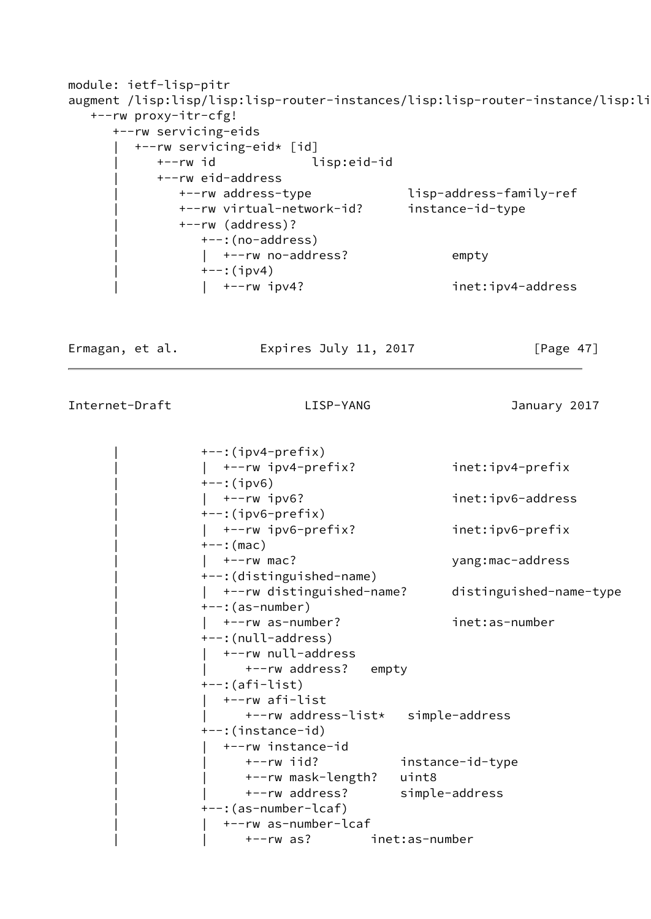```
module: ietf-lisp-pitr
augment /lisp:lisp/lisp:lisp-router-instances/lisp:lisp-router-instance/lisp:li
   +--rw proxy-itr-cfg!
      +--rw servicing-eids
      |  +--rw servicing-eid* [id]
      |     +--rw id             lisp:eid-id
      |     +--rw eid-address
      |        +--rw address-type             lisp-address-family-ref
      |        +--rw virtual-network-id?      instance-id-type
      |        +--rw (address)?
      |           +--:(no-address)
      |           |  +--rw no-address?              empty
      |           +--:(ipv4)
      |           |  +--rw ipv4?                    inet:ipv4-address
```

```
      |           +--:(ipv4-prefix)
      |           |  +--rw ipv4-prefix?             inet:ipv4-prefix
      |           +--:(ipv6)
      |           |  +--rw ipv6?                    inet:ipv6-address
      |           +--:(ipv6-prefix)
      |           |  +--rw ipv6-prefix?             inet:ipv6-prefix
      |           +--:(mac)
      |           |  +--rw mac?                     yang:mac-address
      |           +--:(distinguished-name)
      |           |  +--rw distinguished-name?      distinguished-name-type
      |           +--:(as-number)
      |           |  +--rw as-number?               inet:as-number
      |           +--:(null-address)
      |           |  +--rw null-address
      |           |     +--rw address?   empty
      |           +--:(afi-list)
      |           |  +--rw afi-list
      |           |     +--rw address-list*   simple-address
      |           +--:(instance-id)
      |           |  +--rw instance-id
      |           |     +--rw iid?           instance-id-type
      |           |     +--rw mask-length?   uint8
      |           |     +--rw address?       simple-address
      |           +--:(as-number-lcaf)
      |           |  +--rw as-number-lcaf
      |           |     +--rw as?        inet:as-number
```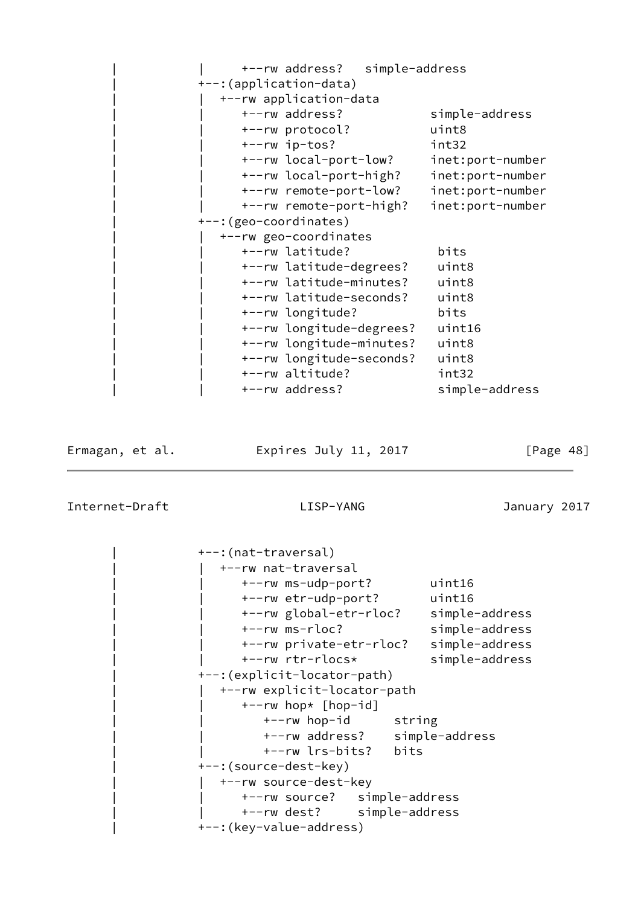```
     |            |     +--rw address?   simple-address
     |            +--:(application-data)
     |            |  +--rw application-data
     |            |     +--rw address?            simple-address
     |            |     +--rw protocol?           uint8
     |            |     +--rw ip-tos?             int32
     |            |     +--rw local-port-low?     inet:port-number
     |            |     +--rw local-port-high?    inet:port-number
     |            |     +--rw remote-port-low?    inet:port-number
     |            |     +--rw remote-port-high?   inet:port-number
     |            +--:(geo-coordinates)
     |            |  +--rw geo-coordinates
     |            |     +--rw latitude?            bits
     |            |     +--rw latitude-degrees?    uint8
     |            |     +--rw latitude-minutes?    uint8
     |            |     +--rw latitude-seconds?    uint8
     |            |     +--rw longitude?           bits
     |            |     +--rw longitude-degrees?   uint16
     |            |     +--rw longitude-minutes?   uint8
     |            |     +--rw longitude-seconds?   uint8
     |            |     +--rw altitude?            int32
     |            |     +--rw address?             simple-address
```

```
     |            +--:(nat-traversal)
     |            |  +--rw nat-traversal
     |            |     +--rw ms-udp-port?        uint16
     |            |     +--rw etr-udp-port?       uint16
     |            |     +--rw global-etr-rloc?    simple-address
     |            |     +--rw ms-rloc?            simple-address
     |            |     +--rw private-etr-rloc?   simple-address
     |            |     +--rw rtr-rlocs*          simple-address
     |            +--:(explicit-locator-path)
     |            |  +--rw explicit-locator-path
     |            |     +--rw hop* [hop-id]
     |            |        +--rw hop-id      string
     |            |        +--rw address?    simple-address
     |            |        +--rw lrs-bits?   bits
     |            +--:(source-dest-key)
     |            |  +--rw source-dest-key
     |            |     +--rw source?   simple-address
     |            |     +--rw dest?     simple-address
     |            +--:(key-value-address)
```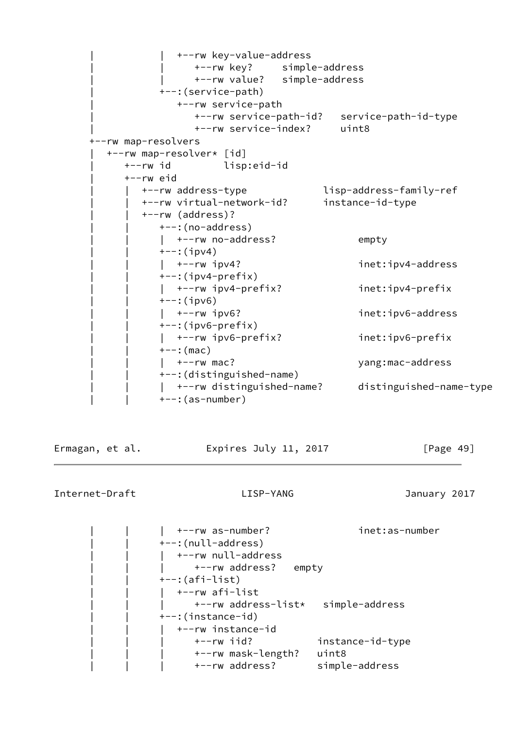```
       |            |  +--rw key-value-address
       |            |     +--rw key?     simple-address
       |            |     +--rw value?   simple-address
       |            +--:(service-path)
       |               +--rw service-path
       |                  +--rw service-path-id?   service-path-id-type
       |                  +--rw service-index?     uint8
       +--rw map-resolvers
       |  +--rw map-resolver* [id]
       |     +--rw id         lisp:eid-id
       |     +--rw eid
       |     |  +--rw address-type            lisp-address-family-ref
       |     |  +--rw virtual-network-id?     instance-id-type
       |     |  +--rw (address)?
       |     |     +--:(no-address)
       |     |     |  +--rw no-address?              empty
       |     |     +--:(ipv4)
       |     |     |  +--rw ipv4?                    inet:ipv4-address
       |     |     +--:(ipv4-prefix)
       |     |     |  +--rw ipv4-prefix?             inet:ipv4-prefix
       |     |     +--:(ipv6)
       |     |     |  +--rw ipv6?                    inet:ipv6-address
       |     |     +--:(ipv6-prefix)
       |     |     |  +--rw ipv6-prefix?             inet:ipv6-prefix
       |     |     +--:(mac)
       |     |     |  +--rw mac?                     yang:mac-address
       |     |     +--:(distinguished-name)
       |     |     |  +--rw distinguished-name?      distinguished-name-type
       |     |     +--:(as-number)
       |     |     |  +--rw as-number?               inet:as-number
       |     |     +--:(null-address)
       |     |     |  +--rw null-address
       |     |     |     +--rw address?   empty
       |     |     +--:(afi-list)
       |     |     |  +--rw afi-list
       |     |     |     +--rw address-list*   simple-address
       |     |     +--:(instance-id)
       |     |     |  +--rw instance-id
       |     |     |     +--rw iid?           instance-id-type
       |     |     |     +--rw mask-length?   uint8
       |     |     |     +--rw address?       simple-address
```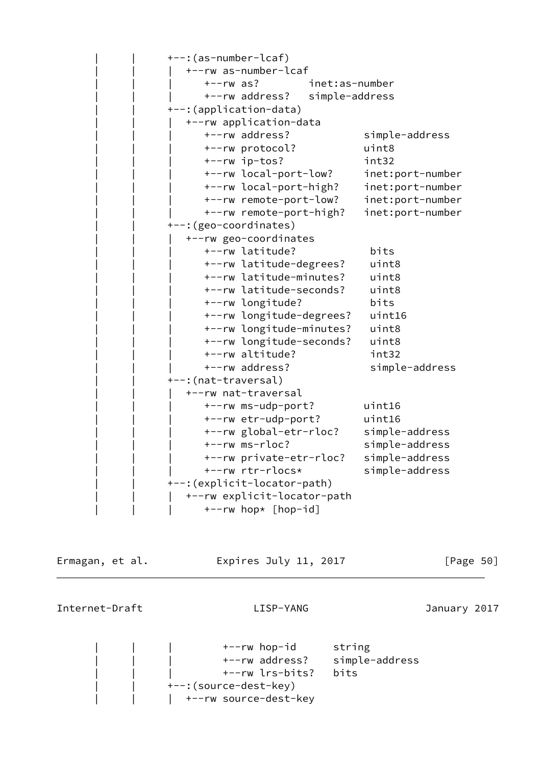```
     |      |      +--:(as-number-lcaf)
     |      |      |  +--rw as-number-lcaf
     |      |      |     +--rw as?        inet:as-number
     |      |      |     +--rw address?   simple-address
     |      |      +--:(application-data)
     |      |      |  +--rw application-data
     |      |      |     +--rw address?            simple-address
     |      |      |     +--rw protocol?           uint8
     |      |      |     +--rw ip-tos?             int32
     |      |      |     +--rw local-port-low?     inet:port-number
     |      |      |     +--rw local-port-high?    inet:port-number
     |      |      |     +--rw remote-port-low?    inet:port-number
     |      |      |     +--rw remote-port-high?   inet:port-number
     |      |      +--:(geo-coordinates)
     |      |      |  +--rw geo-coordinates
     |      |      |     +--rw latitude?            bits
     |      |      |     +--rw latitude-degrees?    uint8
     |      |      |     +--rw latitude-minutes?    uint8
     |      |      |     +--rw latitude-seconds?    uint8
     |      |      |     +--rw longitude?           bits
     |      |      |     +--rw longitude-degrees?   uint16
     |      |      |     +--rw longitude-minutes?   uint8
     |      |      |     +--rw longitude-seconds?   uint8
     |      |      |     +--rw altitude?            int32
     |      |      |     +--rw address?             simple-address
     |      |      +--:(nat-traversal)
     |      |      |  +--rw nat-traversal
     |      |      |     +--rw ms-udp-port?        uint16
     |      |      |     +--rw etr-udp-port?       uint16
     |      |      |     +--rw global-etr-rloc?    simple-address
     |      |      |     +--rw ms-rloc?            simple-address
     |      |      |     +--rw private-etr-rloc?   simple-address
     |      |      |     +--rw rtr-rlocs*          simple-address
     |      |      +--:(explicit-locator-path)
     |      |      |  +--rw explicit-locator-path
     |      |      |     +--rw hop* [hop-id]
     |      |      |        +--rw hop-id      string
     |      |      |        +--rw address?    simple-address
     |      |      |        +--rw lrs-bits?   bits
     |      |      +--:(source-dest-key)
     |      |      |  +--rw source-dest-key
```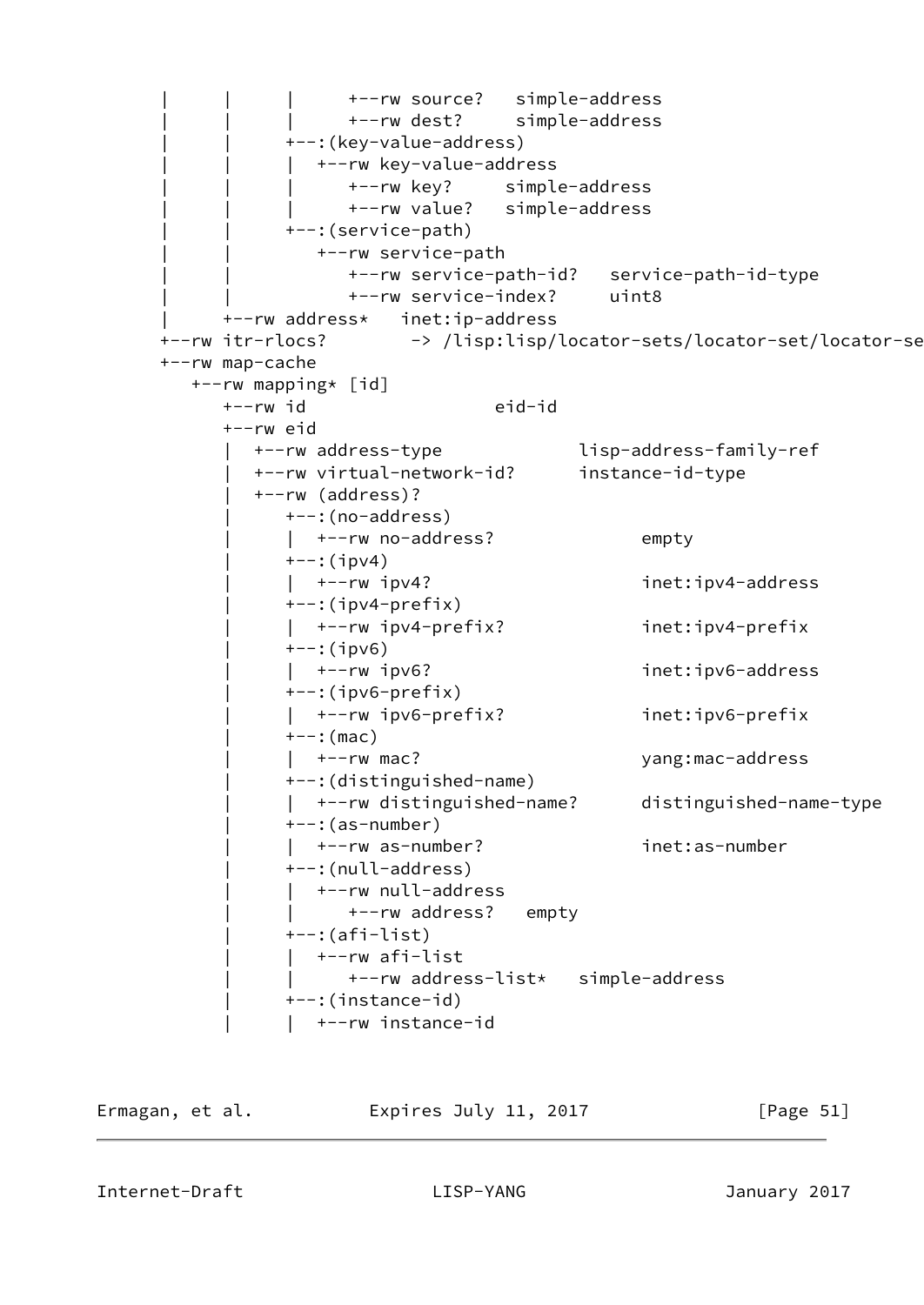```
   |     |     |     +--rw source?   simple-address
   |     |     |     +--rw dest?     simple-address
   |     |     +--:(key-value-address)
   |     |     |  +--rw key-value-address
   |     |     |     +--rw key?     simple-address
   |     |     |     +--rw value?   simple-address
   |     |     +--:(service-path)
   |     |        +--rw service-path
   |     |           +--rw service-path-id?   service-path-id-type
   |     |           +--rw service-index?     uint8
   |     +--rw address*   inet:ip-address
   +--rw itr-rlocs?        -> /lisp:lisp/locator-sets/locator-set/locator-se
   +--rw map-cache
      +--rw mapping* [id]
         +--rw id                  eid-id
         +--rw eid
         |  +--rw address-type             lisp-address-family-ref
         |  +--rw virtual-network-id?      instance-id-type
         |  +--rw (address)?
         |     +--:(no-address)
         |     |  +--rw no-address?               empty
         |     +--:(ipv4)
         |     |  +--rw ipv4?                     inet:ipv4-address
         |     +--:(ipv4-prefix)
         |     |  +--rw ipv4-prefix?              inet:ipv4-prefix
         |     +--:(ipv6)
         |     |  +--rw ipv6?                     inet:ipv6-address
         |     +--:(ipv6-prefix)
         |     |  +--rw ipv6-prefix?              inet:ipv6-prefix
         |     +--:(mac)
         |     |  +--rw mac?                      yang:mac-address
         |     +--:(distinguished-name)
         |     |  +--rw distinguished-name?       distinguished-name-type
         |     +--:(as-number)
         |     |  +--rw as-number?                inet:as-number
         |     +--:(null-address)
         |     |  +--rw null-address
         |     |     +--rw address?   empty
         |     +--:(afi-list)
         |     |  +--rw afi-list
         |     |     +--rw address-list*   simple-address
         |     +--:(instance-id)
         |     |  +--rw instance-id
```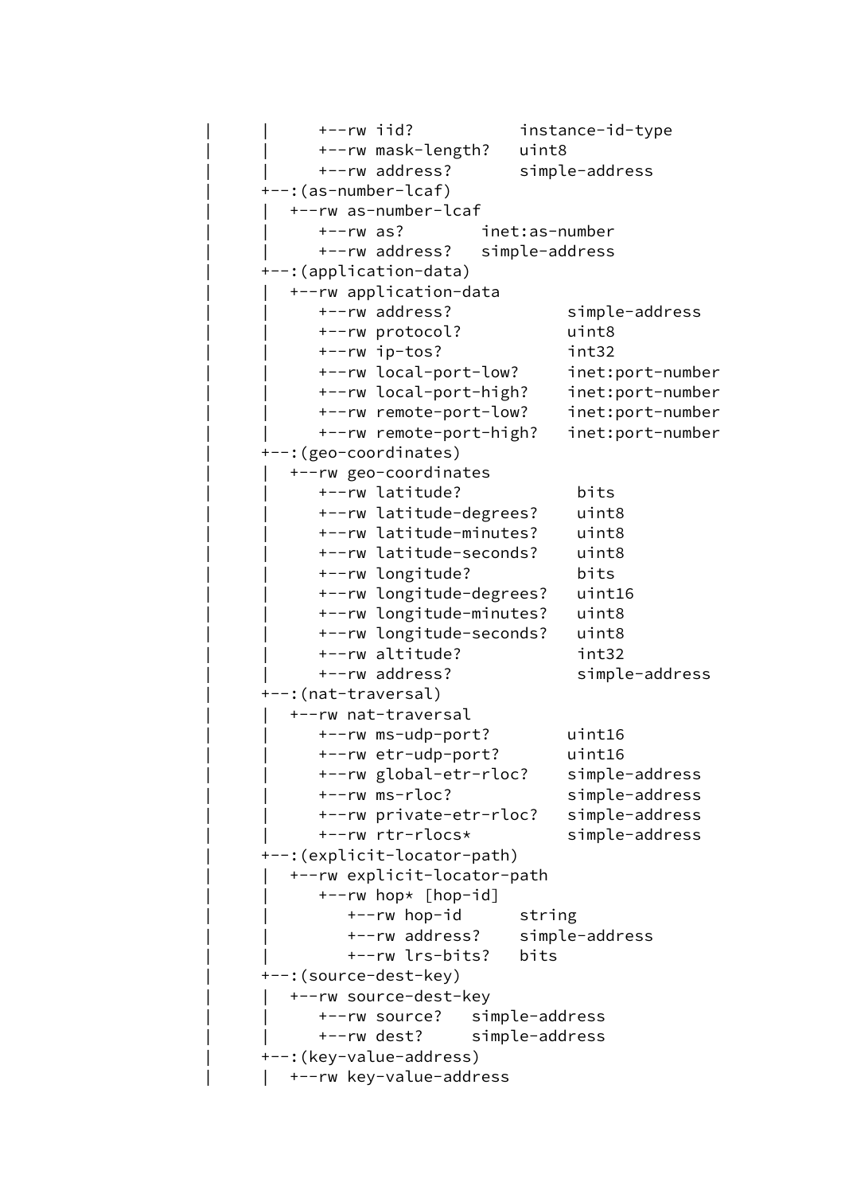```
|     |     +--rw iid?           instance-id-type
|     |     +--rw mask-length?   uint8
|     |     +--rw address?       simple-address
|     +--:(as-number-lcaf)
|     |  +--rw as-number-lcaf
|     |     +--rw as?        inet:as-number
|     |     +--rw address?   simple-address
|     +--:(application-data)
|     |  +--rw application-data
|     |     +--rw address?            simple-address
|     |     +--rw protocol?           uint8
|     |     +--rw ip-tos?             int32
|     |     +--rw local-port-low?     inet:port-number
|     |     +--rw local-port-high?    inet:port-number
|     |     +--rw remote-port-low?    inet:port-number
|     |     +--rw remote-port-high?   inet:port-number
|     +--:(geo-coordinates)
|     |  +--rw geo-coordinates
|     |     +--rw latitude?            bits
|     |     +--rw latitude-degrees?    uint8
|     |     +--rw latitude-minutes?    uint8
|     |     +--rw latitude-seconds?    uint8
|     |     +--rw longitude?           bits
|     |     +--rw longitude-degrees?   uint16
|     |     +--rw longitude-minutes?   uint8
|     |     +--rw longitude-seconds?   uint8
|     |     +--rw altitude?            int32
|     |     +--rw address?             simple-address
|     +--:(nat-traversal)
|     |  +--rw nat-traversal
|     |     +--rw ms-udp-port?        uint16
|     |     +--rw etr-udp-port?       uint16
|     |     +--rw global-etr-rloc?    simple-address
|     |     +--rw ms-rloc?            simple-address
|     |     +--rw private-etr-rloc?   simple-address
|     |     +--rw rtr-rlocs*          simple-address
|     +--:(explicit-locator-path)
|     |  +--rw explicit-locator-path
|     |     +--rw hop* [hop-id]
|     |        +--rw hop-id      string
|     |        +--rw address?    simple-address
|     |        +--rw lrs-bits?   bits
|     +--:(source-dest-key)
|     |  +--rw source-dest-key
|     |     +--rw source?   simple-address
|     |     +--rw dest?     simple-address
|     +--:(key-value-address)
|     |  +--rw key-value-address
```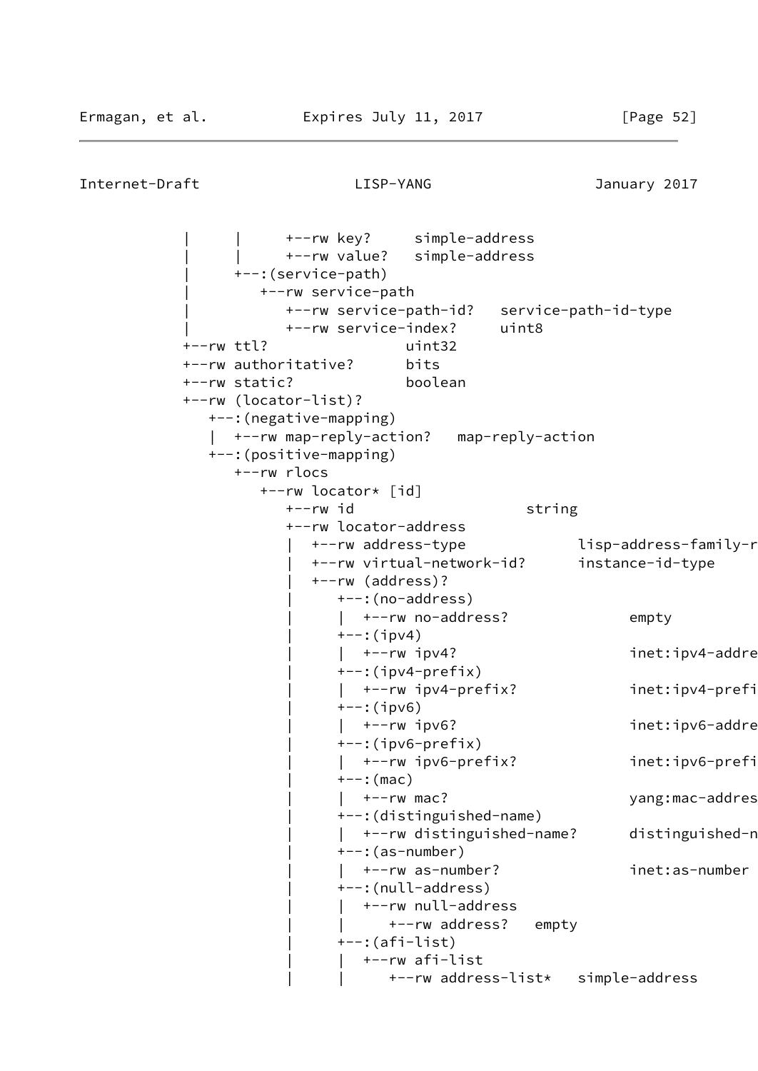```
           |     |     +--rw key?     simple-address
           |     |     +--rw value?   simple-address
           |     +--:(service-path)
           |        +--rw service-path
           |           +--rw service-path-id?   service-path-id-type
           |           +--rw service-index?     uint8
           +--rw ttl?                uint32
           +--rw authoritative?      bits
           +--rw static?             boolean
           +--rw (locator-list)?
              +--:(negative-mapping)
              |  +--rw map-reply-action?   map-reply-action
              +--:(positive-mapping)
                 +--rw rlocs
                    +--rw locator* [id]
                       +--rw id                    string
                       +--rw locator-address
                       |  +--rw address-type             lisp-address-family-r
                       |  +--rw virtual-network-id?      instance-id-type
                       |  +--rw (address)?
                       |     +--:(no-address)
                       |     |  +--rw no-address?              empty
                       |     +--:(ipv4)
                       |     |  +--rw ipv4?                    inet:ipv4-addre
                       |     +--:(ipv4-prefix)
                       |     |  +--rw ipv4-prefix?             inet:ipv4-prefi
                       |     +--:(ipv6)
                       |     |  +--rw ipv6?                    inet:ipv6-addre
                       |     +--:(ipv6-prefix)
                       |     |  +--rw ipv6-prefix?             inet:ipv6-prefi
                       |     +--:(mac)
                       |     |  +--rw mac?                     yang:mac-addres
                       |     +--:(distinguished-name)
                       |     |  +--rw distinguished-name?      distinguished-n
                       |     +--:(as-number)
                       |     |  +--rw as-number?               inet:as-number
                       |     +--:(null-address)
                       |     |  +--rw null-address
                       |     |     +--rw address?   empty
                       |     +--:(afi-list)
                       |     |  +--rw afi-list
                       |     |     +--rw address-list*   simple-address
```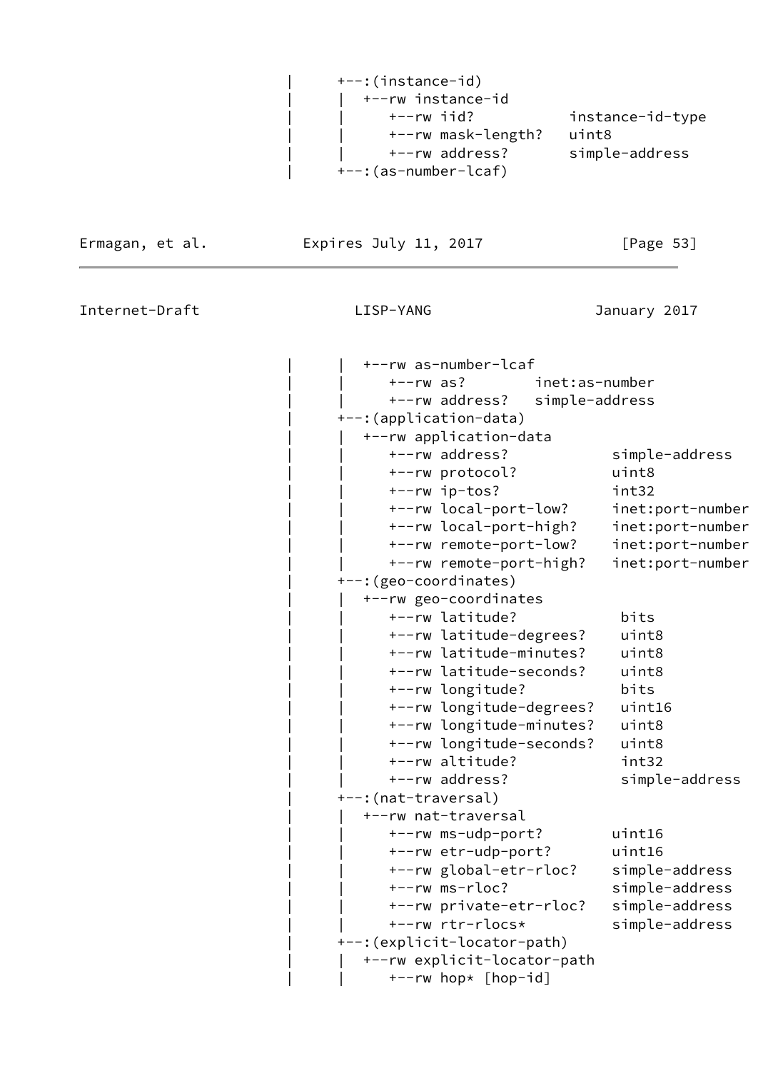```
             |     +--:(instance-id)
             |     |  +--rw instance-id
             |     |     +--rw iid?           instance-id-type
             |     |     +--rw mask-length?   uint8
             |     |     +--rw address?       simple-address
             |     +--:(as-number-lcaf)
```

```
             |     |  +--rw as-number-lcaf
             |     |     +--rw as?        inet:as-number
             |     |     +--rw address?   simple-address
             |     +--:(application-data)
             |     |  +--rw application-data
             |     |     +--rw address?            simple-address
             |     |     +--rw protocol?           uint8
             |     |     +--rw ip-tos?             int32
             |     |     +--rw local-port-low?     inet:port-number
             |     |     +--rw local-port-high?    inet:port-number
             |     |     +--rw remote-port-low?    inet:port-number
             |     |     +--rw remote-port-high?   inet:port-number
             |     +--:(geo-coordinates)
             |     |  +--rw geo-coordinates
             |     |     +--rw latitude?            bits
             |     |     +--rw latitude-degrees?    uint8
             |     |     +--rw latitude-minutes?    uint8
             |     |     +--rw latitude-seconds?    uint8
             |     |     +--rw longitude?           bits
             |     |     +--rw longitude-degrees?   uint16
             |     |     +--rw longitude-minutes?   uint8
             |     |     +--rw longitude-seconds?   uint8
             |     |     +--rw altitude?            int32
             |     |     +--rw address?             simple-address
             |     +--:(nat-traversal)
             |     |  +--rw nat-traversal
             |     |     +--rw ms-udp-port?        uint16
             |     |     +--rw etr-udp-port?       uint16
             |     |     +--rw global-etr-rloc?    simple-address
             |     |     +--rw ms-rloc?            simple-address
             |     |     +--rw private-etr-rloc?   simple-address
             |     |     +--rw rtr-rlocs*          simple-address
             |     +--:(explicit-locator-path)
             |     |  +--rw explicit-locator-path
             |     |     +--rw hop* [hop-id]
```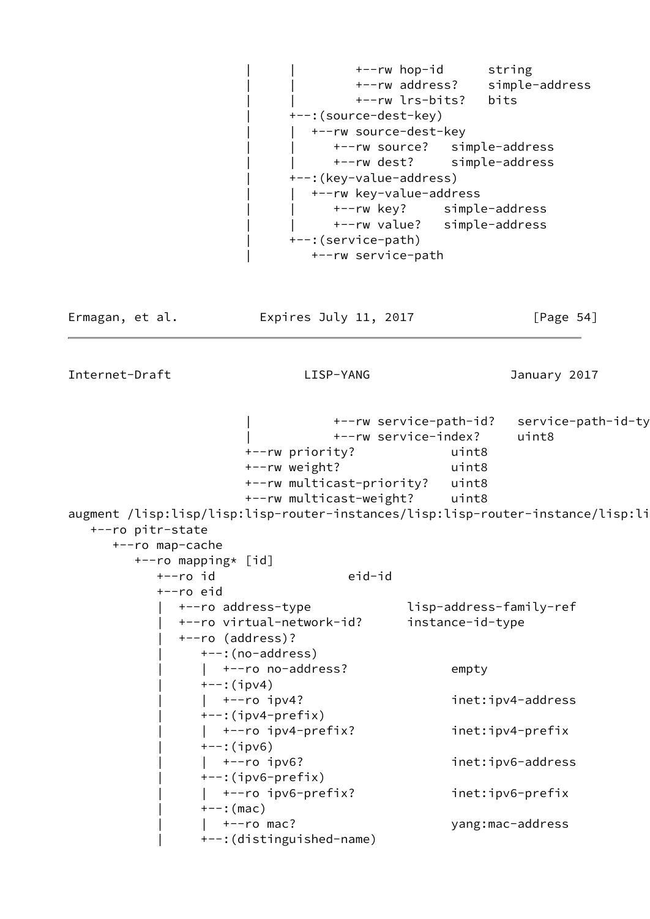```
                   |     |        +--rw hop-id      string
                   |     |        +--rw address?    simple-address
                   |     |        +--rw lrs-bits?   bits
                   |     +--:(source-dest-key)
                   |     |  +--rw source-dest-key
                   |     |     +--rw source?   simple-address
                   |     |     +--rw dest?     simple-address
                   |     +--:(key-value-address)
                   |     |  +--rw key-value-address
                   |     |     +--rw key?     simple-address
                   |     |     +--rw value?   simple-address
                   |     +--:(service-path)
                   |        +--rw service-path
```

```
                   |           +--rw service-path-id?   service-path-id-ty
                   |           +--rw service-index?     uint8
                   +--rw priority?             uint8
                   +--rw weight?               uint8
                   +--rw multicast-priority?   uint8
                   +--rw multicast-weight?     uint8
augment /lisp:lisp/lisp:lisp-router-instances/lisp:lisp-router-instance/lisp:li
   +--ro pitr-state
      +--ro map-cache
         +--ro mapping* [id]
            +--ro id                  eid-id
            +--ro eid
            |  +--ro address-type             lisp-address-family-ref
            |  +--ro virtual-network-id?      instance-id-type
            |  +--ro (address)?
            |     +--:(no-address)
            |     |  +--ro no-address?              empty
            |     +--:(ipv4)
            |     |  +--ro ipv4?                    inet:ipv4-address
            |     +--:(ipv4-prefix)
            |     |  +--ro ipv4-prefix?             inet:ipv4-prefix
            |     +--:(ipv6)
            |     |  +--ro ipv6?                    inet:ipv6-address
            |     +--:(ipv6-prefix)
            |     |  +--ro ipv6-prefix?             inet:ipv6-prefix
            |     +--:(mac)
            |     |  +--ro mac?                     yang:mac-address
            |     +--:(distinguished-name)
```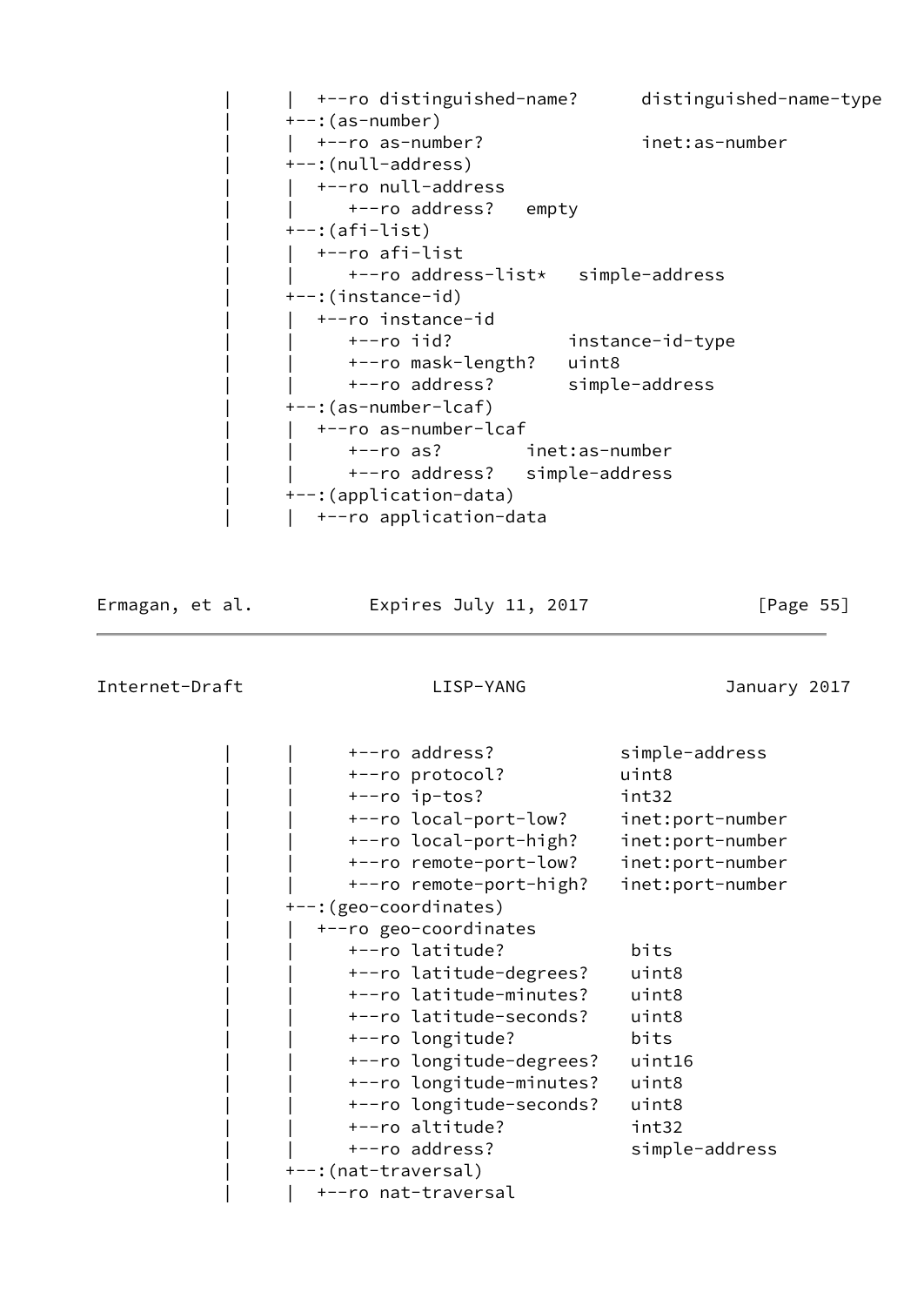```
           |      |  +--ro distinguished-name?      distinguished-name-type
           |      +--:(as-number)
           |      |  +--ro as-number?               inet:as-number
           |      +--:(null-address)
           |      |  +--ro null-address
           |      |     +--ro address?   empty
           |      +--:(afi-list)
           |      |  +--ro afi-list
           |      |     +--ro address-list*   simple-address
           |      +--:(instance-id)
           |      |  +--ro instance-id
           |      |     +--ro iid?           instance-id-type
           |      |     +--ro mask-length?   uint8
           |      |     +--ro address?       simple-address
           |      +--:(as-number-lcaf)
           |      |  +--ro as-number-lcaf
           |      |     +--ro as?        inet:as-number
           |      |     +--ro address?   simple-address
           |      +--:(application-data)
           |      |  +--ro application-data
```

```
           |      |     +--ro address?            simple-address
           |      |     +--ro protocol?           uint8
           |      |     +--ro ip-tos?             int32
           |      |     +--ro local-port-low?     inet:port-number
           |      |     +--ro local-port-high?    inet:port-number
           |      |     +--ro remote-port-low?    inet:port-number
           |      |     +--ro remote-port-high?   inet:port-number
           |      +--:(geo-coordinates)
           |      |  +--ro geo-coordinates
           |      |     +--ro latitude?            bits
           |      |     +--ro latitude-degrees?    uint8
           |      |     +--ro latitude-minutes?    uint8
           |      |     +--ro latitude-seconds?    uint8
           |      |     +--ro longitude?           bits
           |      |     +--ro longitude-degrees?   uint16
           |      |     +--ro longitude-minutes?   uint8
           |      |     +--ro longitude-seconds?   uint8
           |      |     +--ro altitude?            int32
           |      |     +--ro address?             simple-address
           |      +--:(nat-traversal)
           |      |  +--ro nat-traversal
```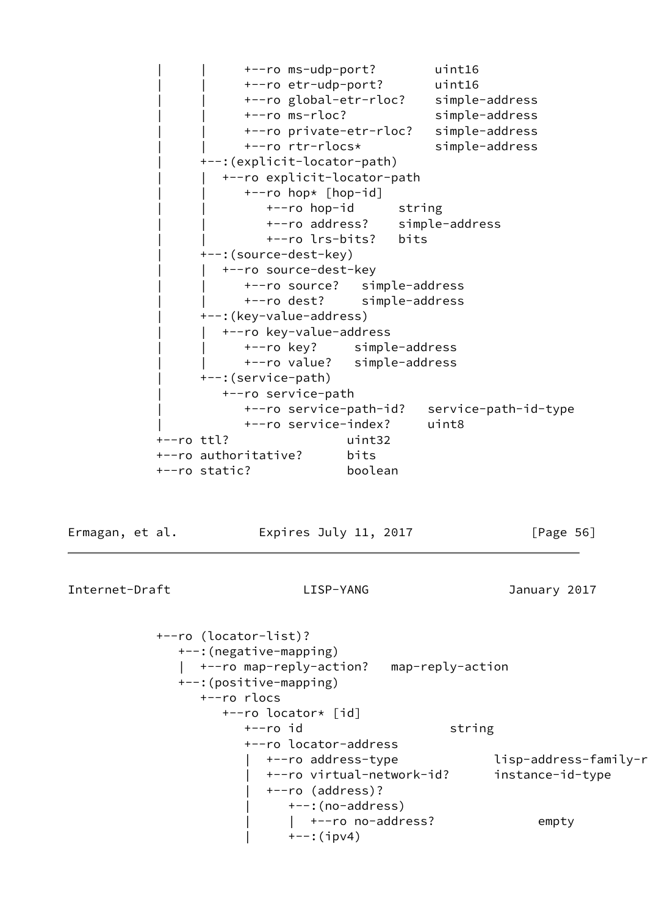```
         |     |     +--ro ms-udp-port?        uint16
         |     |     +--ro etr-udp-port?       uint16
         |     |     +--ro global-etr-rloc?    simple-address
         |     |     +--ro ms-rloc?            simple-address
         |     |     +--ro private-etr-rloc?   simple-address
         |     |     +--ro rtr-rlocs*          simple-address
         |     +--:(explicit-locator-path)
         |     |  +--ro explicit-locator-path
         |     |     +--ro hop* [hop-id]
         |     |        +--ro hop-id      string
         |     |        +--ro address?    simple-address
         |     |        +--ro lrs-bits?   bits
         |     +--:(source-dest-key)
         |     |  +--ro source-dest-key
         |     |     +--ro source?   simple-address
         |     |     +--ro dest?     simple-address
         |     +--:(key-value-address)
         |     |  +--ro key-value-address
         |     |     +--ro key?     simple-address
         |     |     +--ro value?   simple-address
         |     +--:(service-path)
         |        +--ro service-path
         |           +--ro service-path-id?   service-path-id-type
         |           +--ro service-index?     uint8
         +--ro ttl?               uint32
         +--ro authoritative?     bits
         +--ro static?            boolean
```

```
         +--ro (locator-list)?
            +--:(negative-mapping)
            |  +--ro map-reply-action?   map-reply-action
            +--:(positive-mapping)
               +--ro rlocs
                  +--ro locator* [id]
                     +--ro id                    string
                     +--ro locator-address
                     |  +--ro address-type             lisp-address-family-r
                     |  +--ro virtual-network-id?      instance-id-type
                     |  +--ro (address)?
                     |     +--:(no-address)
                     |     |  +--ro no-address?             empty
                     |     +--:(ipv4)
```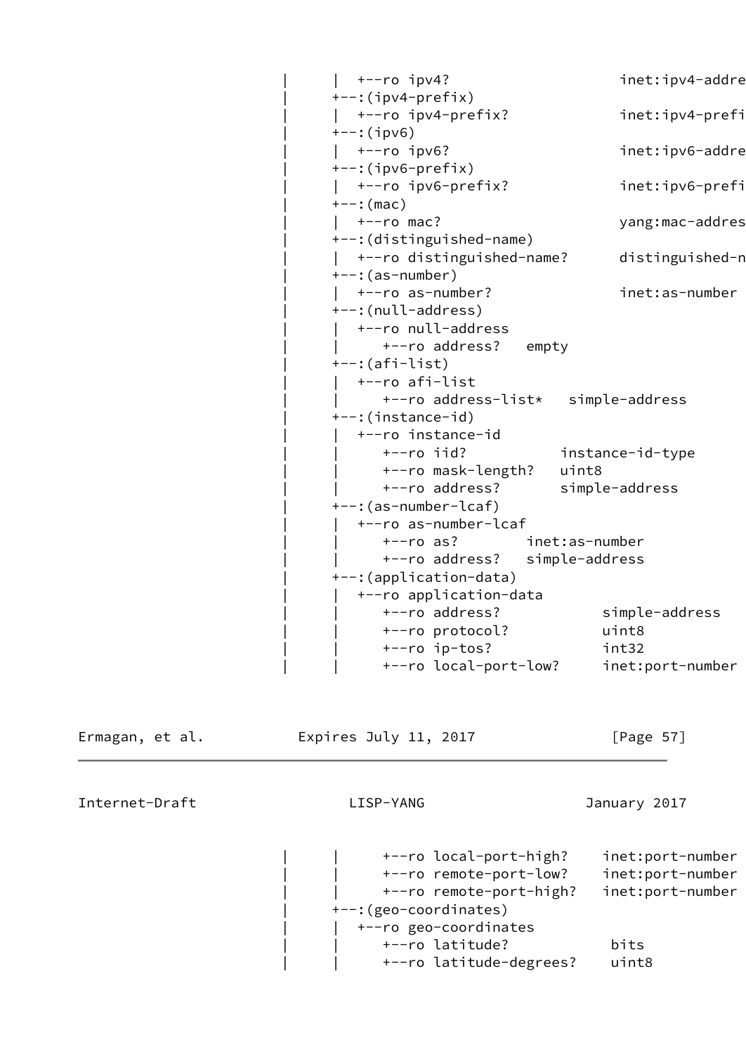```
             |     |  +--ro ipv4?                  inet:ipv4-addre
             |     +--:(ipv4-prefix)
             |     |  +--ro ipv4-prefix?           inet:ipv4-prefi
             |     +--:(ipv6)
             |     |  +--ro ipv6?                  inet:ipv6-addre
             |     +--:(ipv6-prefix)
             |     |  +--ro ipv6-prefix?           inet:ipv6-prefi
             |     +--:(mac)
             |     |  +--ro mac?                   yang:mac-addres
             |     +--:(distinguished-name)
             |     |  +--ro distinguished-name?    distinguished-n
             |     +--:(as-number)
             |     |  +--ro as-number?             inet:as-number
             |     +--:(null-address)
             |     |  +--ro null-address
             |     |     +--ro address?   empty
             |     +--:(afi-list)
             |     |  +--ro afi-list
             |     |     +--ro address-list*   simple-address
             |     +--:(instance-id)
             |     |  +--ro instance-id
             |     |     +--ro iid?           instance-id-type
             |     |     +--ro mask-length?   uint8
             |     |     +--ro address?       simple-address
             |     +--:(as-number-lcaf)
             |     |  +--ro as-number-lcaf
             |     |     +--ro as?        inet:as-number
             |     |     +--ro address?   simple-address
             |     +--:(application-data)
             |     |  +--ro application-data
             |     |     +--ro address?           simple-address
             |     |     +--ro protocol?          uint8
             |     |     +--ro ip-tos?            int32
             |     |     +--ro local-port-low?    inet:port-number
```

```
             |     |     +--ro local-port-high?    inet:port-number
             |     |     +--ro remote-port-low?    inet:port-number
             |     |     +--ro remote-port-high?   inet:port-number
             |     +--:(geo-coordinates)
             |     |  +--ro geo-coordinates
             |     |     +--ro latitude?           bits
             |     |     +--ro latitude-degrees?   uint8
```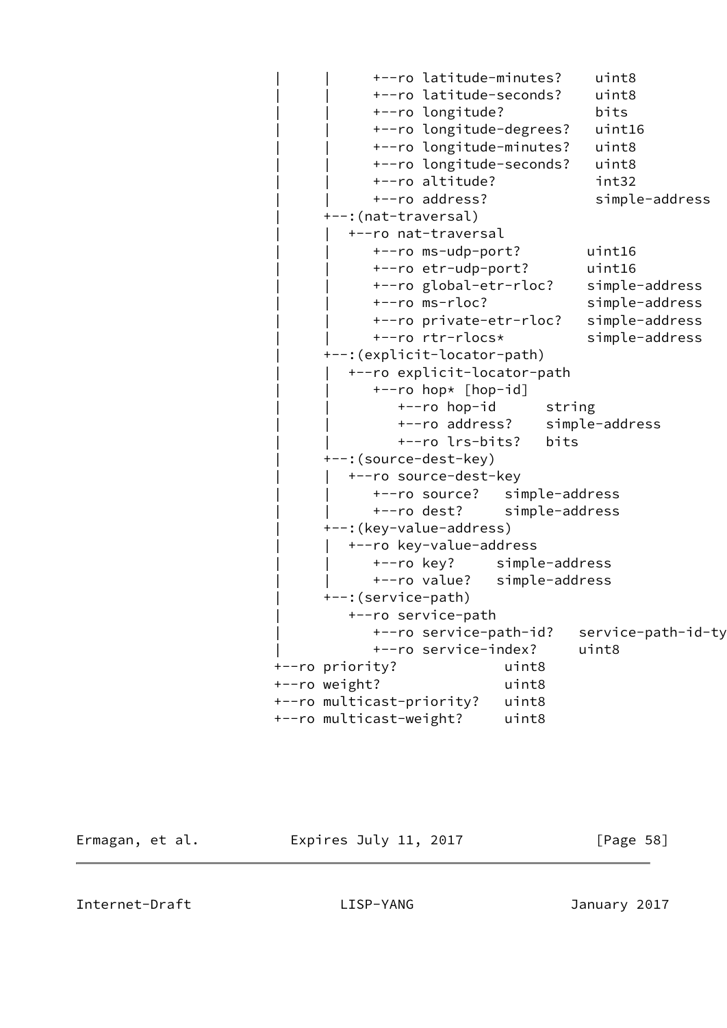```
         |     |     +--ro latitude-minutes?    uint8
         |     |     +--ro latitude-seconds?    uint8
         |     |     +--ro longitude?           bits
         |     |     +--ro longitude-degrees?   uint16
         |     |     +--ro longitude-minutes?   uint8
         |     |     +--ro longitude-seconds?   uint8
         |     |     +--ro altitude?            int32
         |     |     +--ro address?             simple-address
         |     +--:(nat-traversal)
         |     |  +--ro nat-traversal
         |     |     +--ro ms-udp-port?        uint16
         |     |     +--ro etr-udp-port?       uint16
         |     |     +--ro global-etr-rloc?    simple-address
         |     |     +--ro ms-rloc?            simple-address
         |     |     +--ro private-etr-rloc?   simple-address
         |     |     +--ro rtr-rlocs*          simple-address
         |     +--:(explicit-locator-path)
         |     |  +--ro explicit-locator-path
         |     |     +--ro hop* [hop-id]
         |     |        +--ro hop-id      string
         |     |        +--ro address?    simple-address
         |     |        +--ro lrs-bits?   bits
         |     +--:(source-dest-key)
         |     |  +--ro source-dest-key
         |     |     +--ro source?   simple-address
         |     |     +--ro dest?     simple-address
         |     +--:(key-value-address)
         |     |  +--ro key-value-address
         |     |     +--ro key?     simple-address
         |     |     +--ro value?   simple-address
         |     +--:(service-path)
         |        +--ro service-path
         |           +--ro service-path-id?   service-path-id-ty
         |           +--ro service-index?     uint8
         +--ro priority?            uint8
         +--ro weight?              uint8
         +--ro multicast-priority?   uint8
         +--ro multicast-weight?     uint8
```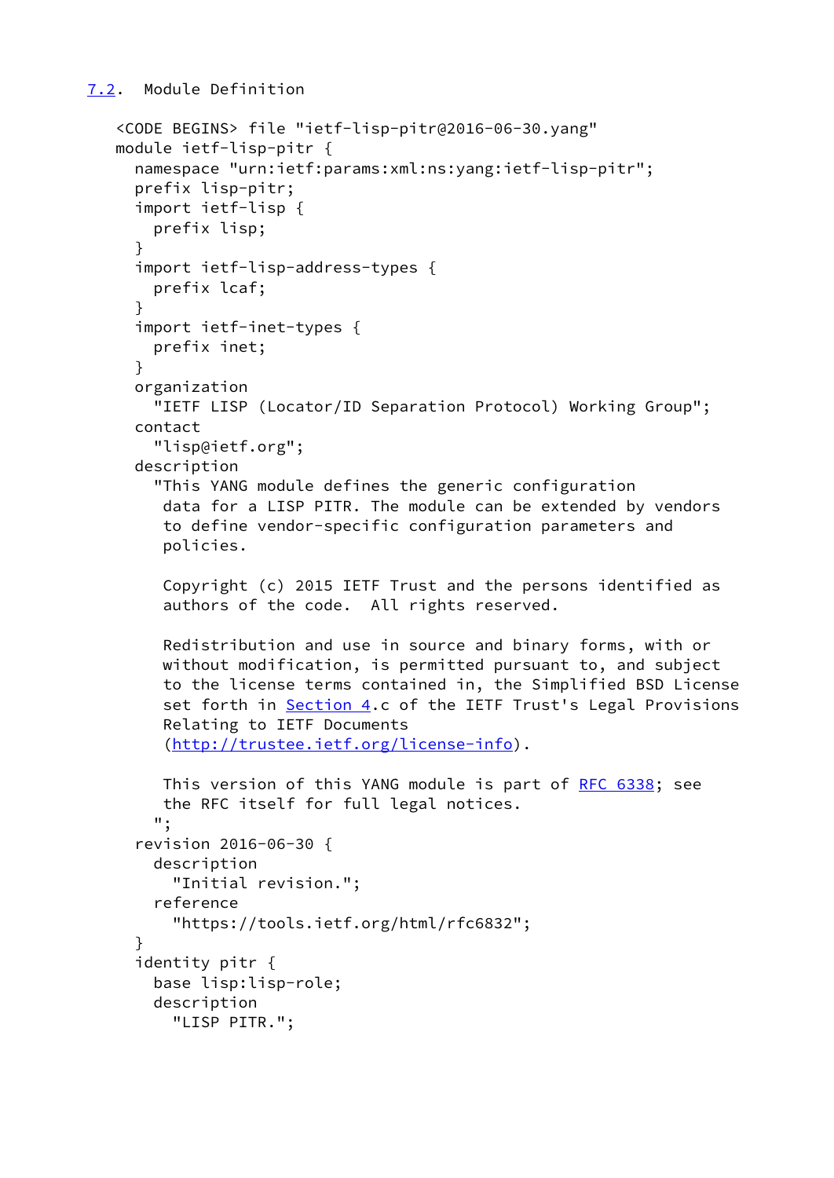## 7.2. Module Definition

```
<CODE BEGINS> file "ietf-lisp-pitr@2016-06-30.yang"
module ietf-lisp-pitr {
  namespace "urn:ietf:params:xml:ns:yang:ietf-lisp-pitr";
  prefix lisp-pitr;
  import ietf-lisp {
    prefix lisp;
  }
  import ietf-lisp-address-types {
    prefix lcaf;
  }
  import ietf-inet-types {
    prefix inet;
  }
  organization
    "IETF LISP (Locator/ID Separation Protocol) Working Group";
  contact
    "lisp@ietf.org";
  description
    "This YANG module defines the generic configuration
     data for a LISP PITR. The module can be extended by vendors
     to define vendor-specific configuration parameters and
     policies.

     Copyright (c) 2015 IETF Trust and the persons identified as
     authors of the code.  All rights reserved.

     Redistribution and use in source and binary forms, with or
     without modification, is permitted pursuant to, and subject
     to the license terms contained in, the Simplified BSD License
     set forth in Section 4.c of the IETF Trust's Legal Provisions
     Relating to IETF Documents
     (http://trustee.ietf.org/license-info).

     This version of this YANG module is part of RFC 6338; see
     the RFC itself for full legal notices.
    ";
  revision 2016-06-30 {
    description
      "Initial revision.";
    reference
      "https://tools.ietf.org/html/rfc6832";
  }
  identity pitr {
    base lisp:lisp-role;
    description
      "LISP PITR.";
```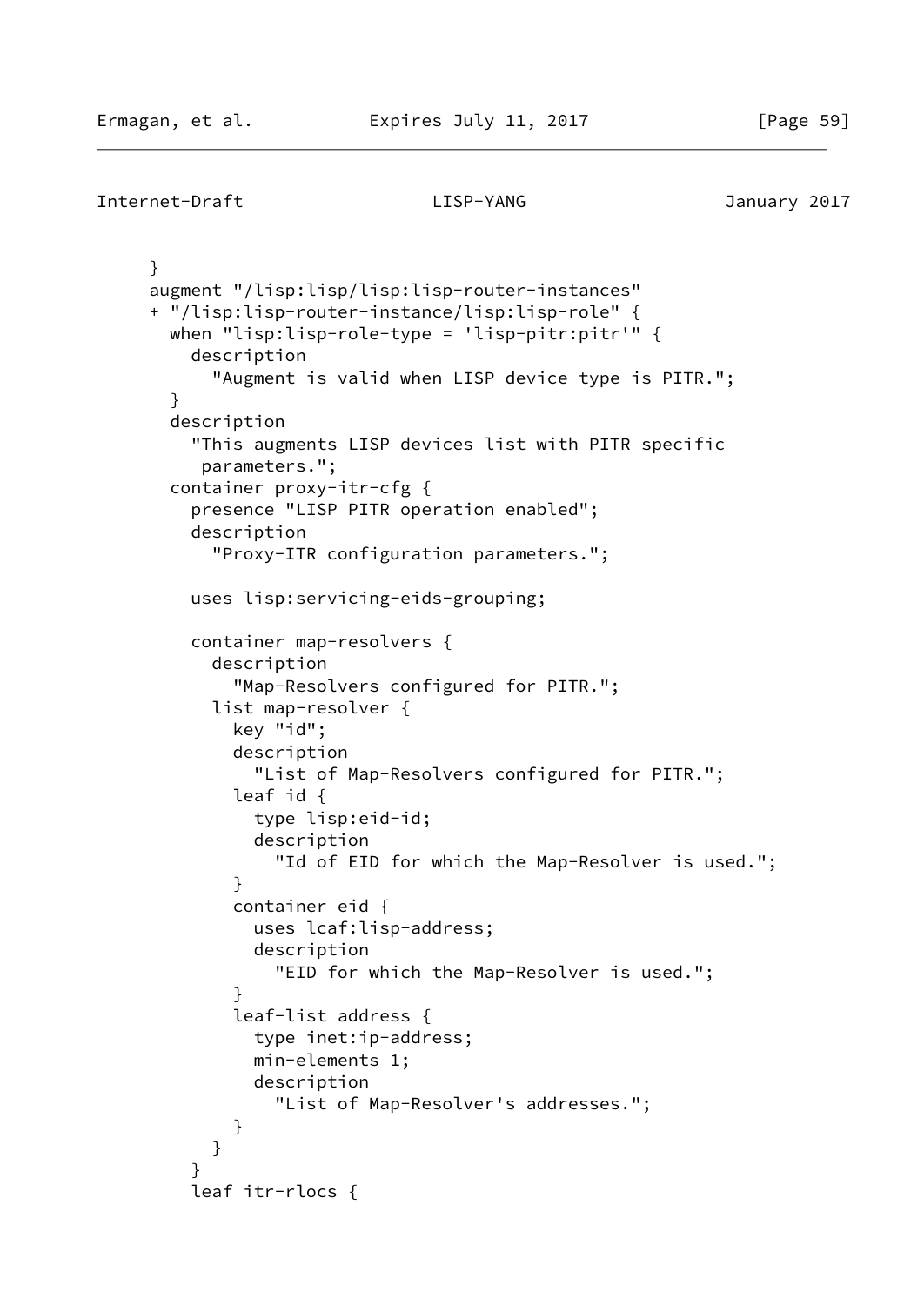```
     }
     augment "/lisp:lisp/lisp:lisp-router-instances"
     + "/lisp:lisp-router-instance/lisp:lisp-role" {
       when "lisp:lisp-role-type = 'lisp-pitr:pitr'" {
         description
           "Augment is valid when LISP device type is PITR.";
       }
       description
         "This augments LISP devices list with PITR specific
          parameters.";
       container proxy-itr-cfg {
         presence "LISP PITR operation enabled";
         description
           "Proxy-ITR configuration parameters.";

         uses lisp:servicing-eids-grouping;

         container map-resolvers {
           description
             "Map-Resolvers configured for PITR.";
           list map-resolver {
             key "id";
             description
               "List of Map-Resolvers configured for PITR.";
             leaf id {
               type lisp:eid-id;
               description
                 "Id of EID for which the Map-Resolver is used.";
             }
             container eid {
               uses lcaf:lisp-address;
               description
                 "EID for which the Map-Resolver is used.";
             }
             leaf-list address {
               type inet:ip-address;
               min-elements 1;
               description
                 "List of Map-Resolver's addresses.";
             }
           }
         }
         leaf itr-rlocs {
```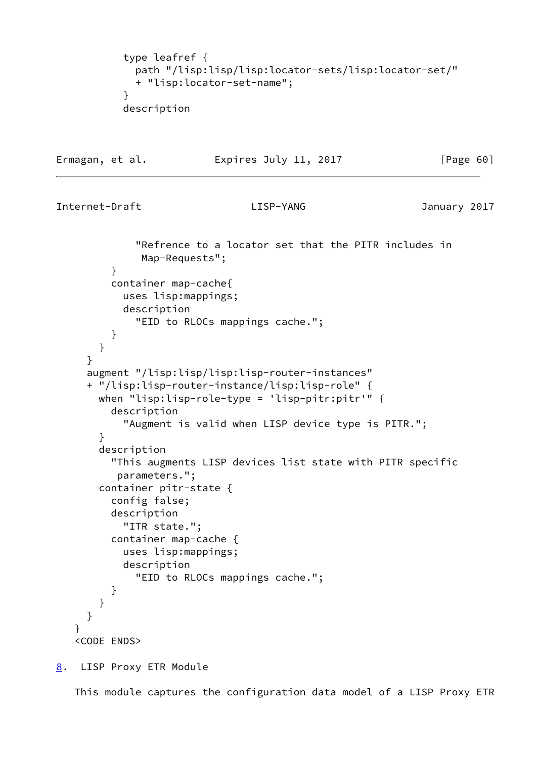```
          type leafref {
            path "/lisp:lisp/lisp:locator-sets/lisp:locator-set/"
            + "lisp:locator-set-name";
          }
          description
            "Refrence to a locator set that the PITR includes in
             Map-Requests";
        }
        container map-cache{
          uses lisp:mappings;
          description
            "EID to RLOCs mappings cache.";
        }
      }
    }
    augment "/lisp:lisp/lisp:lisp-router-instances"
    + "/lisp:lisp-router-instance/lisp:lisp-role" {
      when "lisp:lisp-role-type = 'lisp-pitr:pitr'" {
        description
          "Augment is valid when LISP device type is PITR.";
      }
      description
        "This augments LISP devices list state with PITR specific
         parameters.";
      container pitr-state {
        config false;
        description
          "ITR state.";
        container map-cache {
          uses lisp:mappings;
          description
            "EID to RLOCs mappings cache.";
        }
      }
    }
  }
  <CODE ENDS>
```

## 8. LISP Proxy ETR Module

This module captures the configuration data model of a LISP Proxy ETR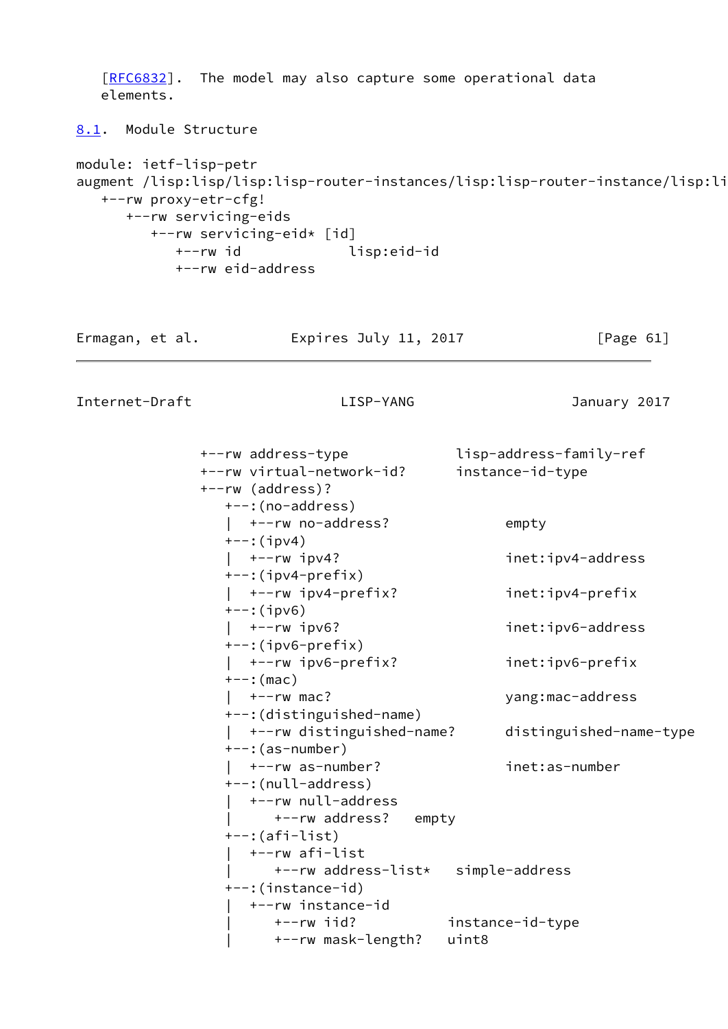[RFC6832].  The model may also capture some operational data elements.

### 8.1.  Module Structure

```
module: ietf-lisp-petr
augment /lisp:lisp/lisp:lisp-router-instances/lisp:lisp-router-instance/lisp:li
   +--rw proxy-etr-cfg!
      +--rw servicing-eids
         +--rw servicing-eid* [id]
            +--rw id             lisp:eid-id
            +--rw eid-address
```

```
               +--rw address-type            lisp-address-family-ref
               +--rw virtual-network-id?     instance-id-type
               +--rw (address)?
                  +--:(no-address)
                  |  +--rw no-address?             empty
                  +--:(ipv4)
                  |  +--rw ipv4?                   inet:ipv4-address
                  +--:(ipv4-prefix)
                  |  +--rw ipv4-prefix?            inet:ipv4-prefix
                  +--:(ipv6)
                  |  +--rw ipv6?                   inet:ipv6-address
                  +--:(ipv6-prefix)
                  |  +--rw ipv6-prefix?            inet:ipv6-prefix
                  +--:(mac)
                  |  +--rw mac?                    yang:mac-address
                  +--:(distinguished-name)
                  |  +--rw distinguished-name?     distinguished-name-type
                  +--:(as-number)
                  |  +--rw as-number?              inet:as-number
                  +--:(null-address)
                  |  +--rw null-address
                  |     +--rw address?   empty
                  +--:(afi-list)
                  |  +--rw afi-list
                  |     +--rw address-list*   simple-address
                  +--:(instance-id)
                  |  +--rw instance-id
                  |     +--rw iid?           instance-id-type
                  |     +--rw mask-length?   uint8
```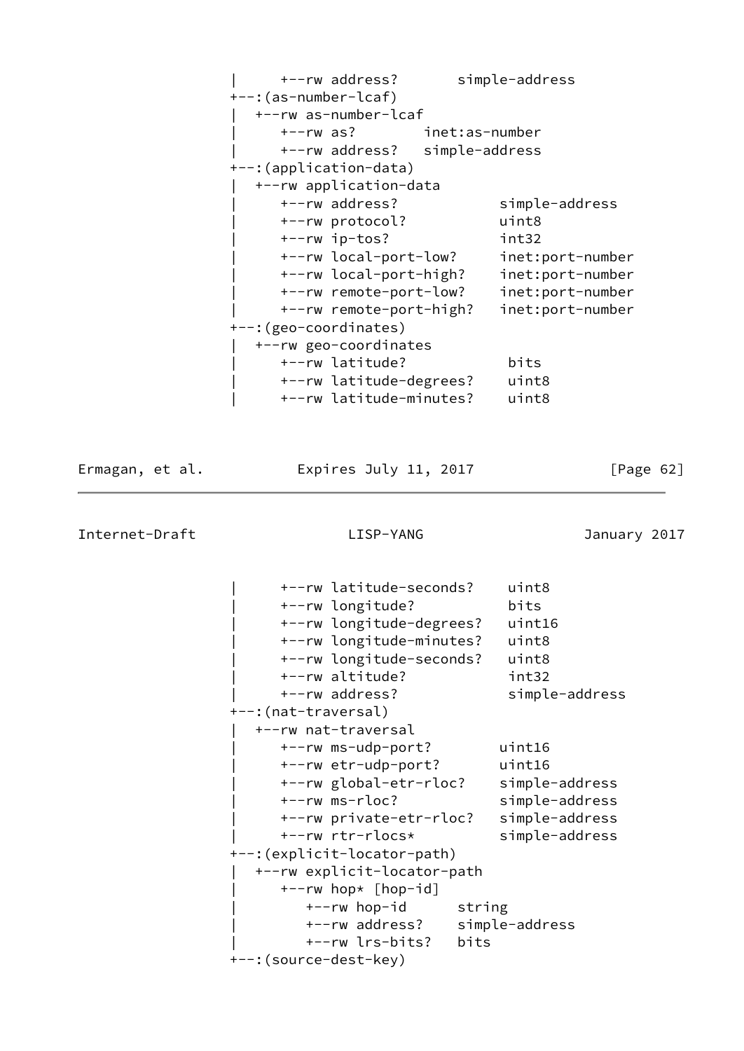```
           |     +--rw address?       simple-address
           +--:(as-number-lcaf)
           |  +--rw as-number-lcaf
           |     +--rw as?        inet:as-number
           |     +--rw address?   simple-address
           +--:(application-data)
           |  +--rw application-data
           |     +--rw address?            simple-address
           |     +--rw protocol?           uint8
           |     +--rw ip-tos?             int32
           |     +--rw local-port-low?     inet:port-number
           |     +--rw local-port-high?    inet:port-number
           |     +--rw remote-port-low?    inet:port-number
           |     +--rw remote-port-high?   inet:port-number
           +--:(geo-coordinates)
           |  +--rw geo-coordinates
           |     +--rw latitude?            bits
           |     +--rw latitude-degrees?    uint8
           |     +--rw latitude-minutes?    uint8
```

```
           |     +--rw latitude-seconds?    uint8
           |     +--rw longitude?           bits
           |     +--rw longitude-degrees?   uint16
           |     +--rw longitude-minutes?   uint8
           |     +--rw longitude-seconds?   uint8
           |     +--rw altitude?            int32
           |     +--rw address?             simple-address
           +--:(nat-traversal)
           |  +--rw nat-traversal
           |     +--rw ms-udp-port?        uint16
           |     +--rw etr-udp-port?       uint16
           |     +--rw global-etr-rloc?    simple-address
           |     +--rw ms-rloc?            simple-address
           |     +--rw private-etr-rloc?   simple-address
           |     +--rw rtr-rlocs*          simple-address
           +--:(explicit-locator-path)
           |  +--rw explicit-locator-path
           |     +--rw hop* [hop-id]
           |        +--rw hop-id      string
           |        +--rw address?    simple-address
           |        +--rw lrs-bits?   bits
           +--:(source-dest-key)
```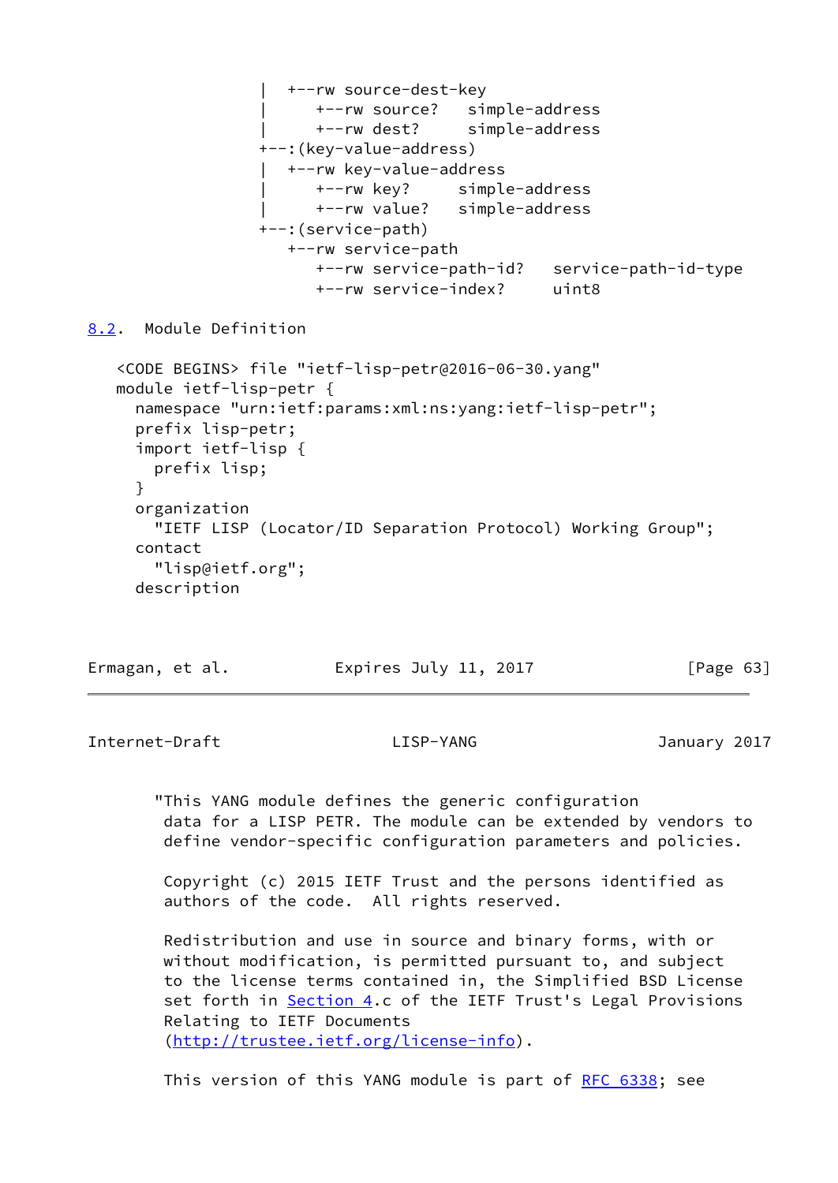```
                    |  +--rw source-dest-key
                    |     +--rw source?   simple-address
                    |     +--rw dest?     simple-address
                    +--:(key-value-address)
                    |  +--rw key-value-address
                    |     +--rw key?     simple-address
                    |     +--rw value?   simple-address
                    +--:(service-path)
                       +--rw service-path
                          +--rw service-path-id?   service-path-id-type
                          +--rw service-index?     uint8
```

## 8.2. Module Definition

```
   <CODE BEGINS> file "ietf-lisp-petr@2016-06-30.yang"
   module ietf-lisp-petr {
     namespace "urn:ietf:params:xml:ns:yang:ietf-lisp-petr";
     prefix lisp-petr;
     import ietf-lisp {
       prefix lisp;
     }
     organization
       "IETF LISP (Locator/ID Separation Protocol) Working Group";
     contact
       "lisp@ietf.org";
     description
       "This YANG module defines the generic configuration
        data for a LISP PETR. The module can be extended by vendors to
        define vendor-specific configuration parameters and policies.

        Copyright (c) 2015 IETF Trust and the persons identified as
        authors of the code.  All rights reserved.

        Redistribution and use in source and binary forms, with or
        without modification, is permitted pursuant to, and subject
        to the license terms contained in, the Simplified BSD License
        set forth in Section 4.c of the IETF Trust's Legal Provisions
        Relating to IETF Documents
        (http://trustee.ietf.org/license-info).

        This version of this YANG module is part of RFC 6338; see
```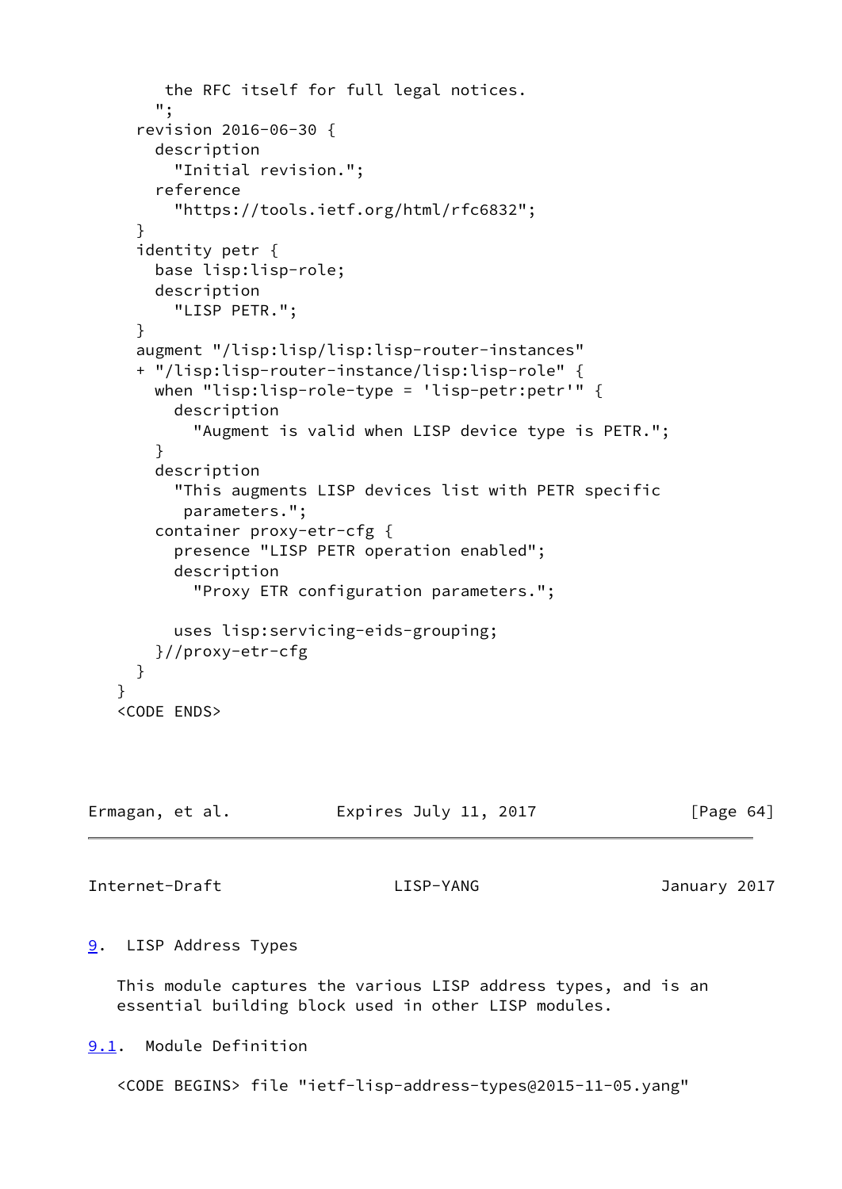```
        the RFC itself for full legal notices.
       ";
     revision 2016-06-30 {
       description
         "Initial revision.";
       reference
         "https://tools.ietf.org/html/rfc6832";
     }
     identity petr {
       base lisp:lisp-role;
       description
         "LISP PETR.";
     }
     augment "/lisp:lisp/lisp:lisp-router-instances"
     + "/lisp:lisp-router-instance/lisp:lisp-role" {
       when "lisp:lisp-role-type = 'lisp-petr:petr'" {
         description
           "Augment is valid when LISP device type is PETR.";
       }
       description
         "This augments LISP devices list with PETR specific
          parameters.";
       container proxy-etr-cfg {
         presence "LISP PETR operation enabled";
         description
           "Proxy ETR configuration parameters.";

         uses lisp:servicing-eids-grouping;
       }//proxy-etr-cfg
     }
   }
   <CODE ENDS>
```

## 9. LISP Address Types

This module captures the various LISP address types, and is an essential building block used in other LISP modules.

### 9.1. Module Definition

<CODE BEGINS> file "ietf-lisp-address-types@2015-11-05.yang"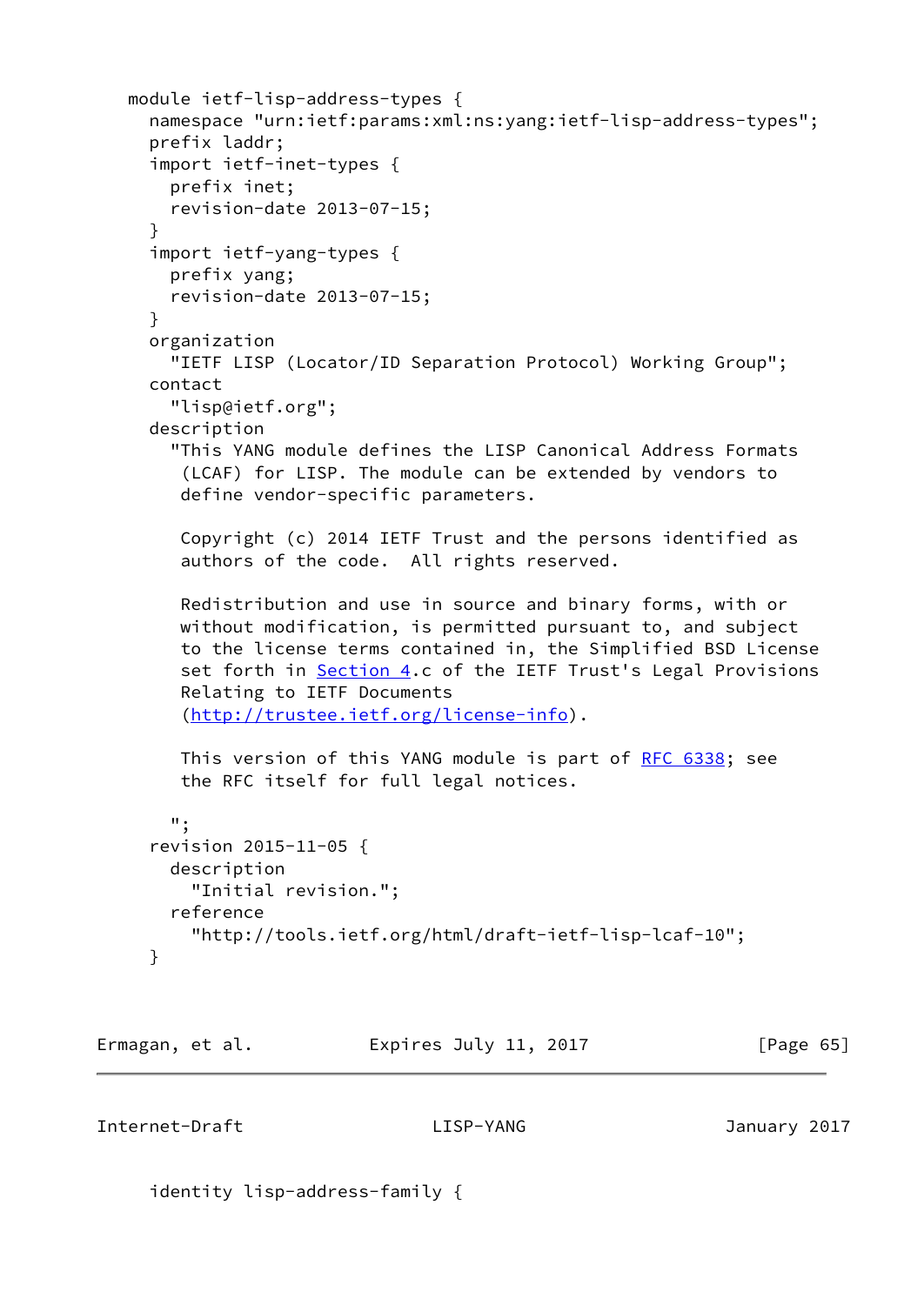```
   module ietf-lisp-address-types {
     namespace "urn:ietf:params:xml:ns:yang:ietf-lisp-address-types";
     prefix laddr;
     import ietf-inet-types {
       prefix inet;
       revision-date 2013-07-15;
     }
     import ietf-yang-types {
       prefix yang;
       revision-date 2013-07-15;
     }
     organization
       "IETF LISP (Locator/ID Separation Protocol) Working Group";
     contact
       "lisp@ietf.org";
     description
       "This YANG module defines the LISP Canonical Address Formats
        (LCAF) for LISP. The module can be extended by vendors to
        define vendor-specific parameters.

        Copyright (c) 2014 IETF Trust and the persons identified as
        authors of the code.  All rights reserved.

        Redistribution and use in source and binary forms, with or
        without modification, is permitted pursuant to, and subject
        to the license terms contained in, the Simplified BSD License
        set forth in Section 4.c of the IETF Trust's Legal Provisions
        Relating to IETF Documents
        (http://trustee.ietf.org/license-info).

        This version of this YANG module is part of RFC 6338; see
        the RFC itself for full legal notices.

       ";
     revision 2015-11-05 {
       description
         "Initial revision.";
       reference
         "http://tools.ietf.org/html/draft-ietf-lisp-lcaf-10";
     }

     identity lisp-address-family {
```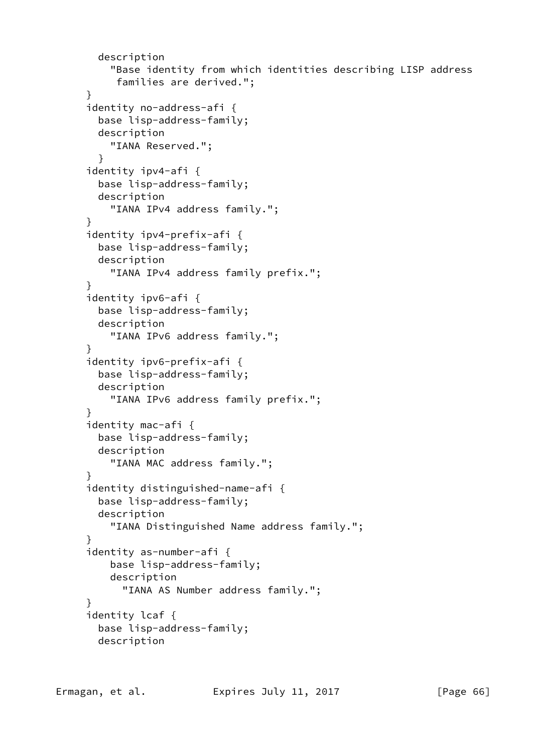```
        description
          "Base identity from which identities describing LISP address
           families are derived.";
      }
      identity no-address-afi {
        base lisp-address-family;
        description
          "IANA Reserved.";
        }
      identity ipv4-afi {
        base lisp-address-family;
        description
          "IANA IPv4 address family.";
      }
      identity ipv4-prefix-afi {
        base lisp-address-family;
        description
          "IANA IPv4 address family prefix.";
      }
      identity ipv6-afi {
        base lisp-address-family;
        description
          "IANA IPv6 address family.";
      }
      identity ipv6-prefix-afi {
        base lisp-address-family;
        description
          "IANA IPv6 address family prefix.";
      }
      identity mac-afi {
        base lisp-address-family;
        description
          "IANA MAC address family.";
      }
      identity distinguished-name-afi {
        base lisp-address-family;
        description
          "IANA Distinguished Name address family.";
      }
      identity as-number-afi {
          base lisp-address-family;
          description
            "IANA AS Number address family.";
      }
      identity lcaf {
        base lisp-address-family;
        description
```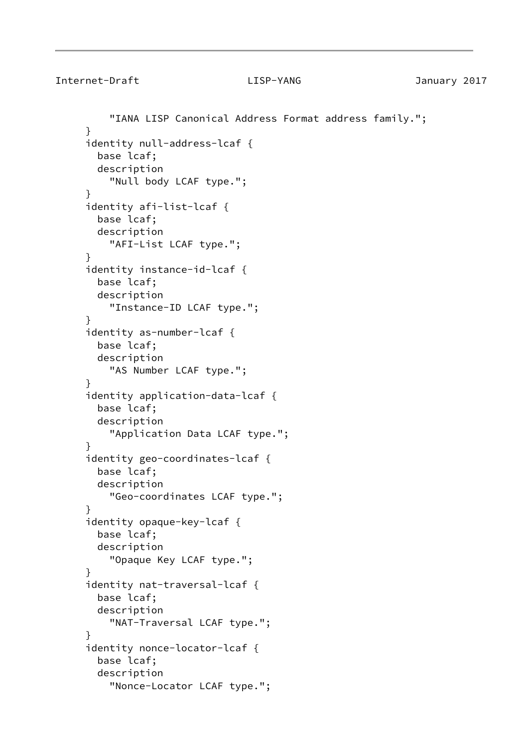```
         "IANA LISP Canonical Address Format address family.";
     }
     identity null-address-lcaf {
       base lcaf;
       description
         "Null body LCAF type.";
     }
     identity afi-list-lcaf {
       base lcaf;
       description
         "AFI-List LCAF type.";
     }
     identity instance-id-lcaf {
       base lcaf;
       description
         "Instance-ID LCAF type.";
     }
     identity as-number-lcaf {
       base lcaf;
       description
         "AS Number LCAF type.";
     }
     identity application-data-lcaf {
       base lcaf;
       description
         "Application Data LCAF type.";
     }
     identity geo-coordinates-lcaf {
       base lcaf;
       description
         "Geo-coordinates LCAF type.";
     }
     identity opaque-key-lcaf {
       base lcaf;
       description
         "Opaque Key LCAF type.";
     }
     identity nat-traversal-lcaf {
       base lcaf;
       description
         "NAT-Traversal LCAF type.";
     }
     identity nonce-locator-lcaf {
       base lcaf;
       description
         "Nonce-Locator LCAF type.";
```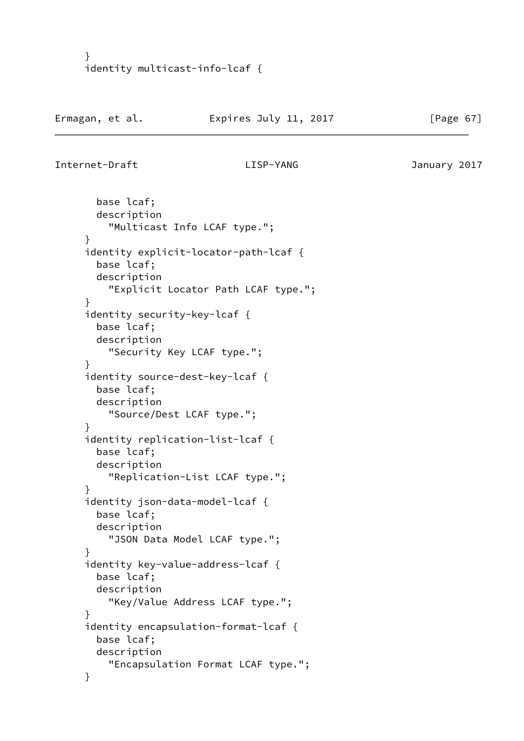```
     }
     identity multicast-info-lcaf {
       base lcaf;
       description
         "Multicast Info LCAF type.";
     }
     identity explicit-locator-path-lcaf {
       base lcaf;
       description
         "Explicit Locator Path LCAF type.";
     }
     identity security-key-lcaf {
       base lcaf;
       description
         "Security Key LCAF type.";
     }
     identity source-dest-key-lcaf {
       base lcaf;
       description
         "Source/Dest LCAF type.";
     }
     identity replication-list-lcaf {
       base lcaf;
       description
         "Replication-List LCAF type.";
     }
     identity json-data-model-lcaf {
       base lcaf;
       description
         "JSON Data Model LCAF type.";
     }
     identity key-value-address-lcaf {
       base lcaf;
       description
         "Key/Value Address LCAF type.";
     }
     identity encapsulation-format-lcaf {
       base lcaf;
       description
         "Encapsulation Format LCAF type.";
     }
```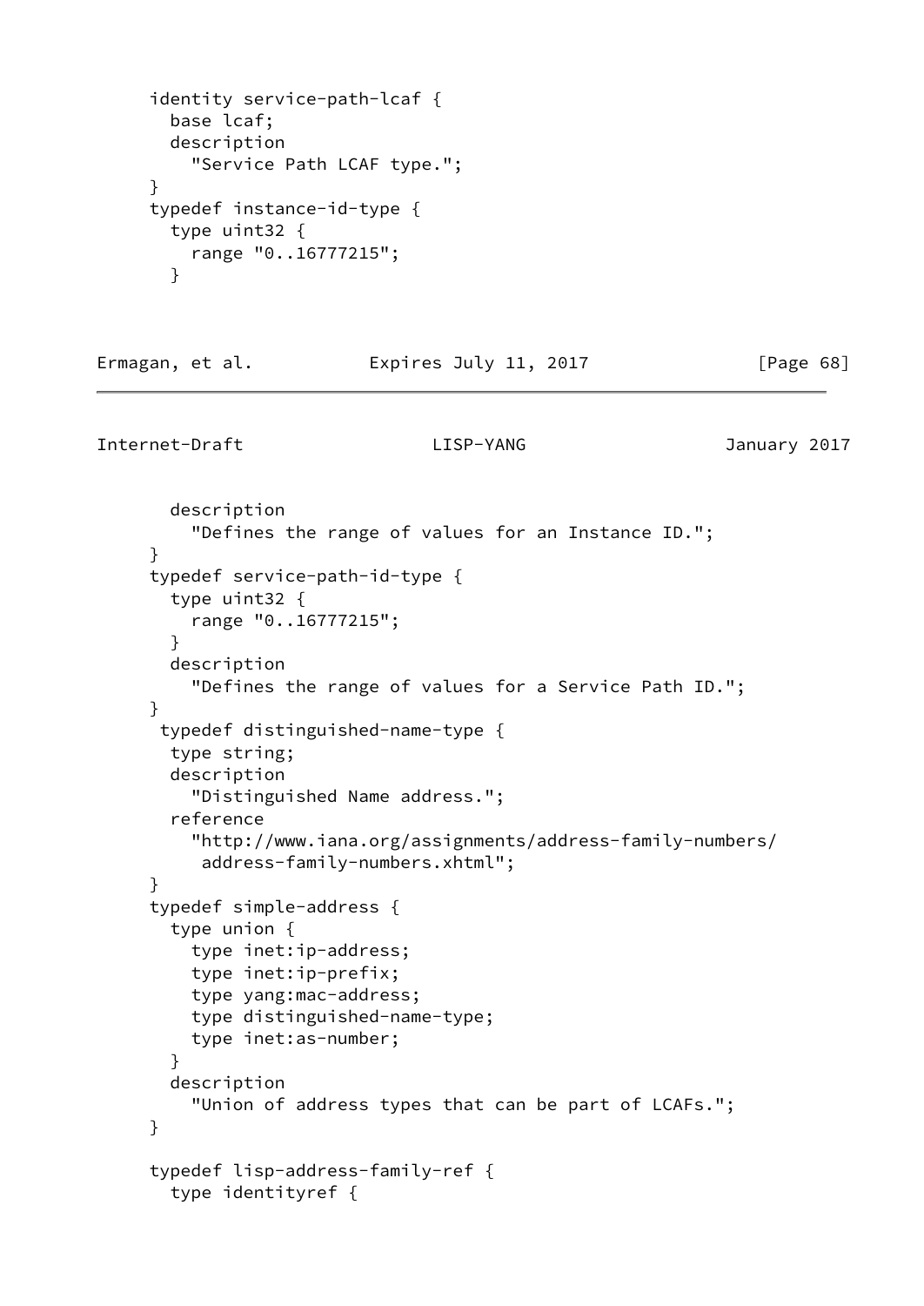```
     identity service-path-lcaf {
       base lcaf;
       description
         "Service Path LCAF type.";
     }
     typedef instance-id-type {
       type uint32 {
         range "0..16777215";
       }
       description
         "Defines the range of values for an Instance ID.";
     }
     typedef service-path-id-type {
       type uint32 {
         range "0..16777215";
       }
       description
         "Defines the range of values for a Service Path ID.";
     }
      typedef distinguished-name-type {
       type string;
       description
         "Distinguished Name address.";
       reference
         "http://www.iana.org/assignments/address-family-numbers/
          address-family-numbers.xhtml";
     }
     typedef simple-address {
       type union {
         type inet:ip-address;
         type inet:ip-prefix;
         type yang:mac-address;
         type distinguished-name-type;
         type inet:as-number;
       }
       description
         "Union of address types that can be part of LCAFs.";
     }

     typedef lisp-address-family-ref {
       type identityref {
```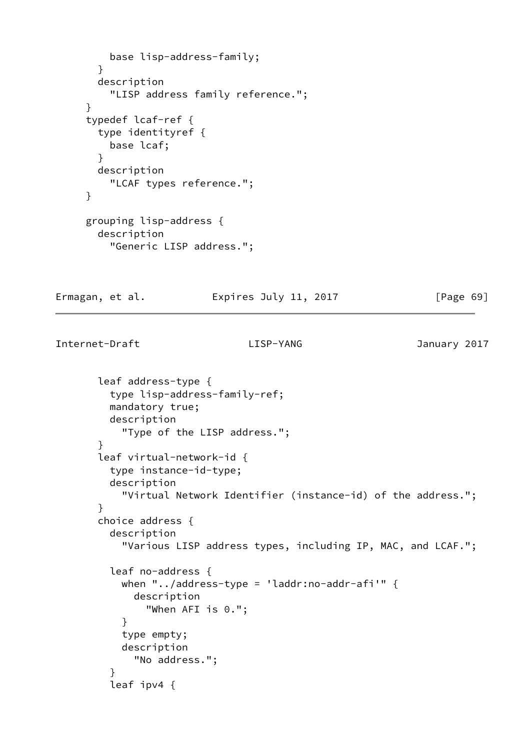```
        base lisp-address-family;
      }
      description
        "LISP address family reference.";
    }
    typedef lcaf-ref {
      type identityref {
        base lcaf;
      }
      description
        "LCAF types reference.";
    }

    grouping lisp-address {
      description
        "Generic LISP address.";
```

```
      leaf address-type {
        type lisp-address-family-ref;
        mandatory true;
        description
          "Type of the LISP address.";
      }
      leaf virtual-network-id {
        type instance-id-type;
        description
          "Virtual Network Identifier (instance-id) of the address.";
      }
      choice address {
        description
          "Various LISP address types, including IP, MAC, and LCAF.";

        leaf no-address {
          when "../address-type = 'laddr:no-addr-afi'" {
            description
              "When AFI is 0.";
          }
          type empty;
          description
            "No address.";
        }
        leaf ipv4 {
```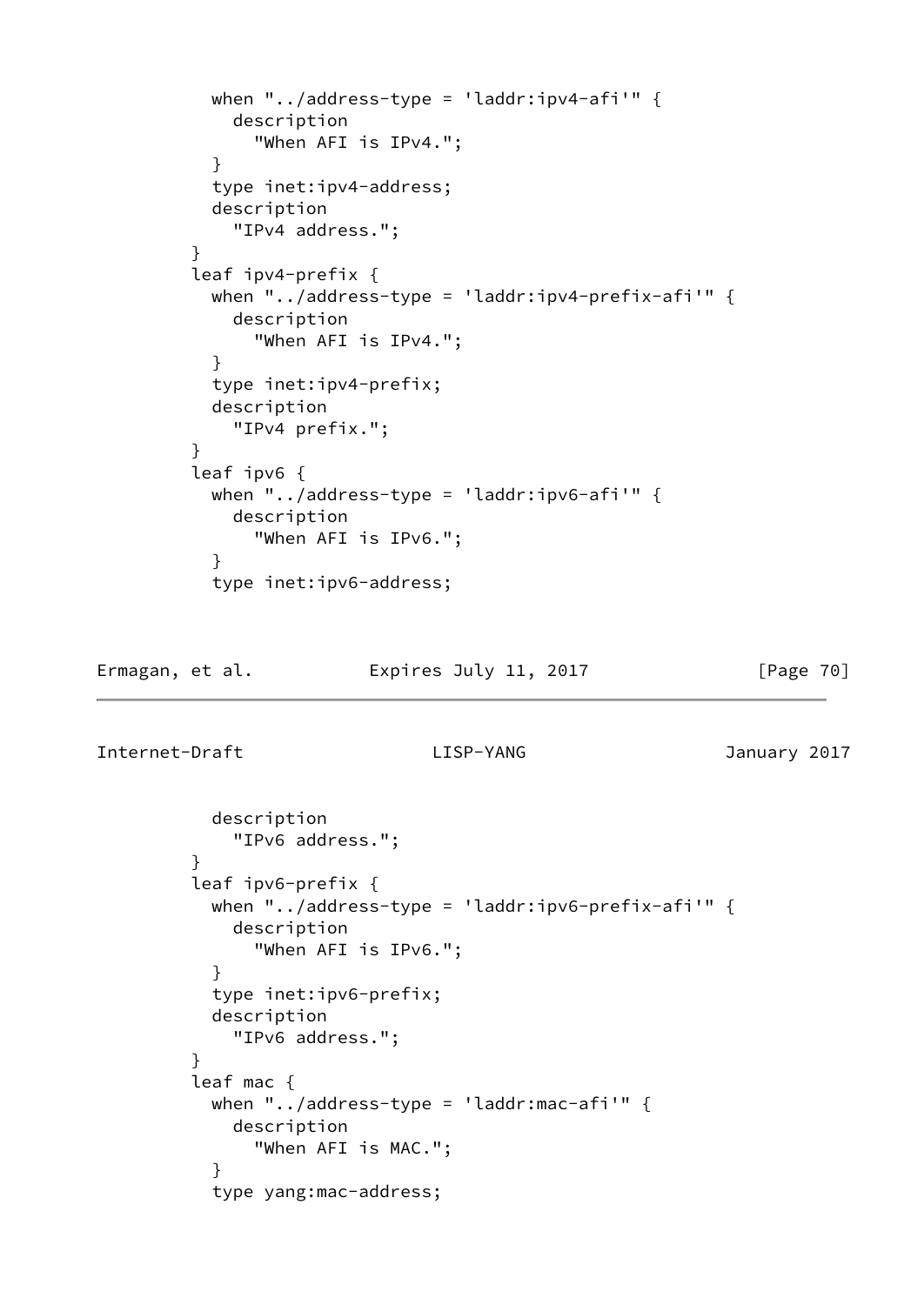```
          when "../address-type = 'laddr:ipv4-afi'" {
            description
              "When AFI is IPv4.";
          }
          type inet:ipv4-address;
          description
            "IPv4 address.";
        }
        leaf ipv4-prefix {
          when "../address-type = 'laddr:ipv4-prefix-afi'" {
            description
              "When AFI is IPv4.";
          }
          type inet:ipv4-prefix;
          description
            "IPv4 prefix.";
        }
        leaf ipv6 {
          when "../address-type = 'laddr:ipv6-afi'" {
            description
              "When AFI is IPv6.";
          }
          type inet:ipv6-address;
          description
            "IPv6 address.";
        }
        leaf ipv6-prefix {
          when "../address-type = 'laddr:ipv6-prefix-afi'" {
            description
              "When AFI is IPv6.";
          }
          type inet:ipv6-prefix;
          description
            "IPv6 address.";
        }
        leaf mac {
          when "../address-type = 'laddr:mac-afi'" {
            description
              "When AFI is MAC.";
          }
          type yang:mac-address;
```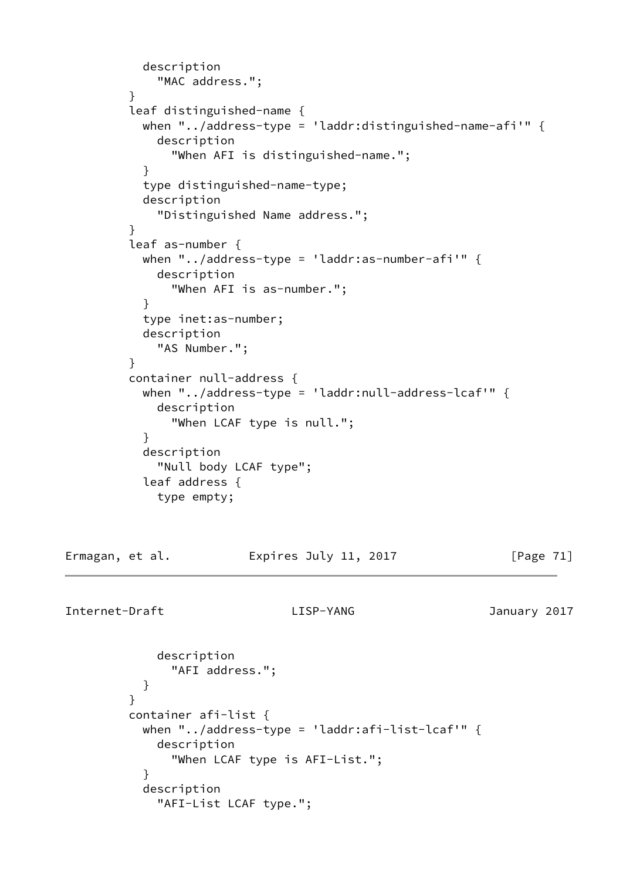```
          description
            "MAC address.";
        }
        leaf distinguished-name {
          when "../address-type = 'laddr:distinguished-name-afi'" {
            description
              "When AFI is distinguished-name.";
          }
          type distinguished-name-type;
          description
            "Distinguished Name address.";
        }
        leaf as-number {
          when "../address-type = 'laddr:as-number-afi'" {
            description
              "When AFI is as-number.";
          }
          type inet:as-number;
          description
            "AS Number.";
        }
        container null-address {
          when "../address-type = 'laddr:null-address-lcaf'" {
            description
              "When LCAF type is null.";
          }
          description
            "Null body LCAF type";
          leaf address {
            type empty;
            description
              "AFI address.";
          }
        }
        container afi-list {
          when "../address-type = 'laddr:afi-list-lcaf'" {
            description
              "When LCAF type is AFI-List.";
          }
          description
            "AFI-List LCAF type.";
```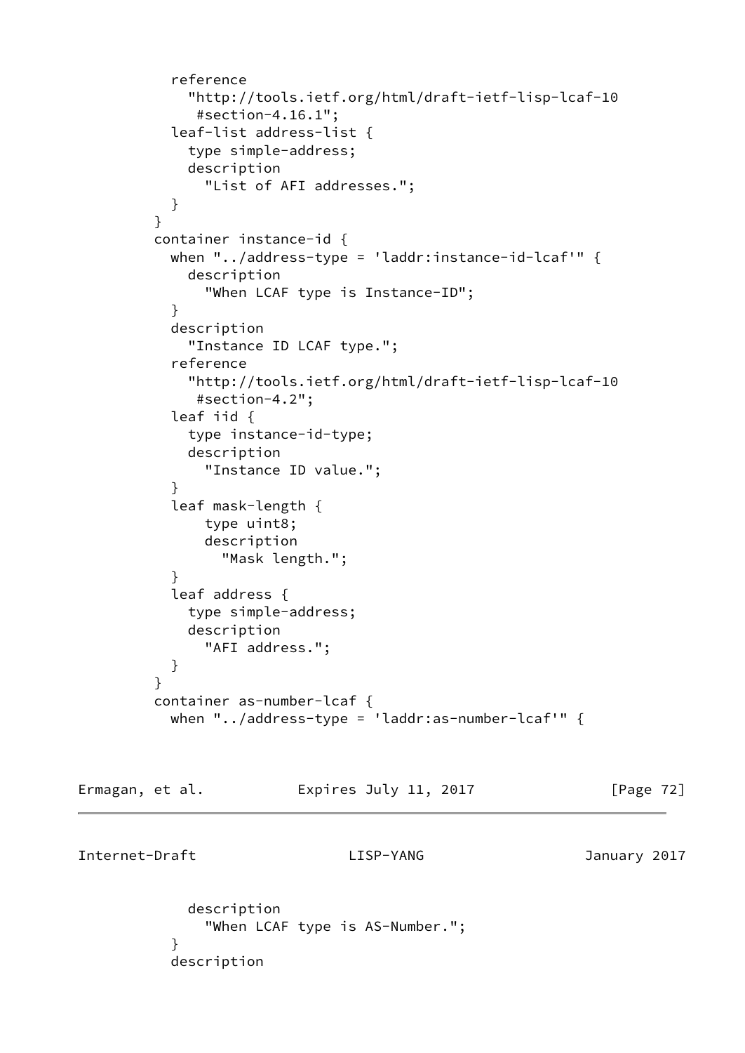```
          reference
            "http://tools.ietf.org/html/draft-ietf-lisp-lcaf-10
             #section-4.16.1";
          leaf-list address-list {
            type simple-address;
            description
              "List of AFI addresses.";
          }
        }
        container instance-id {
          when "../address-type = 'laddr:instance-id-lcaf'" {
            description
              "When LCAF type is Instance-ID";
          }
          description
            "Instance ID LCAF type.";
          reference
            "http://tools.ietf.org/html/draft-ietf-lisp-lcaf-10
             #section-4.2";
          leaf iid {
            type instance-id-type;
            description
              "Instance ID value.";
          }
          leaf mask-length {
              type uint8;
              description
                "Mask length.";
          }
          leaf address {
            type simple-address;
            description
              "AFI address.";
          }
        }
        container as-number-lcaf {
          when "../address-type = 'laddr:as-number-lcaf'" {
            description
              "When LCAF type is AS-Number.";
          }
          description
```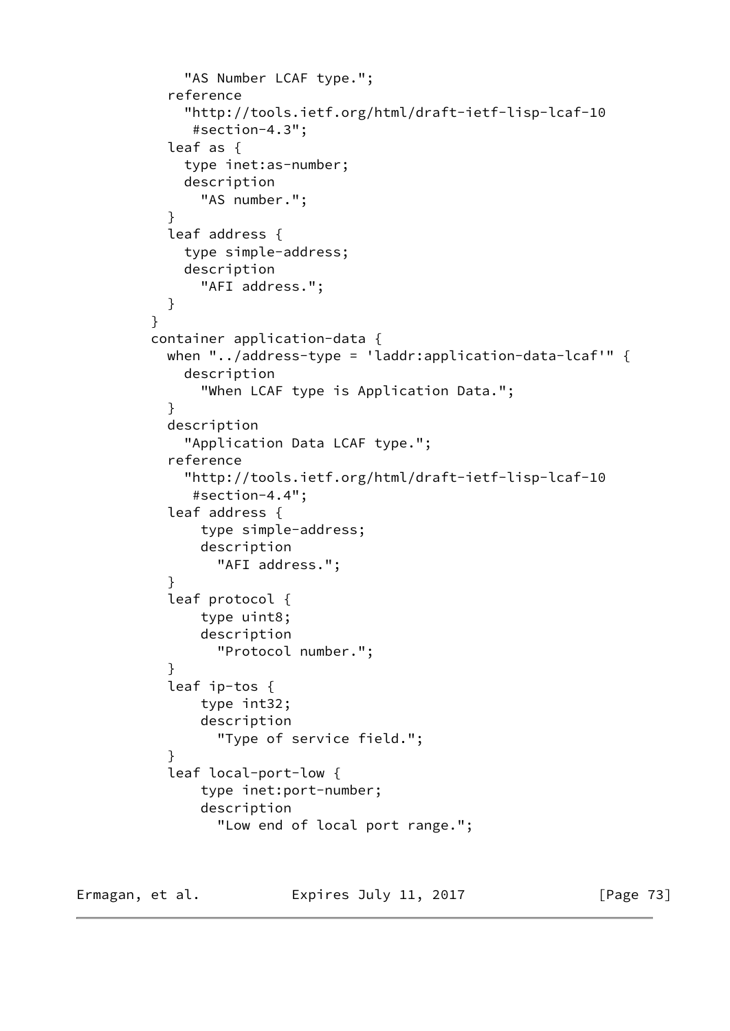```
            "AS Number LCAF type.";
          reference
            "http://tools.ietf.org/html/draft-ietf-lisp-lcaf-10
             #section-4.3";
          leaf as {
            type inet:as-number;
            description
              "AS number.";
          }
          leaf address {
            type simple-address;
            description
              "AFI address.";
          }
        }
        container application-data {
          when "../address-type = 'laddr:application-data-lcaf'" {
            description
              "When LCAF type is Application Data.";
          }
          description
            "Application Data LCAF type.";
          reference
            "http://tools.ietf.org/html/draft-ietf-lisp-lcaf-10
             #section-4.4";
          leaf address {
              type simple-address;
              description
                "AFI address.";
          }
          leaf protocol {
              type uint8;
              description
                "Protocol number.";
          }
          leaf ip-tos {
              type int32;
              description
                "Type of service field.";
          }
          leaf local-port-low {
              type inet:port-number;
              description
                "Low end of local port range.";
```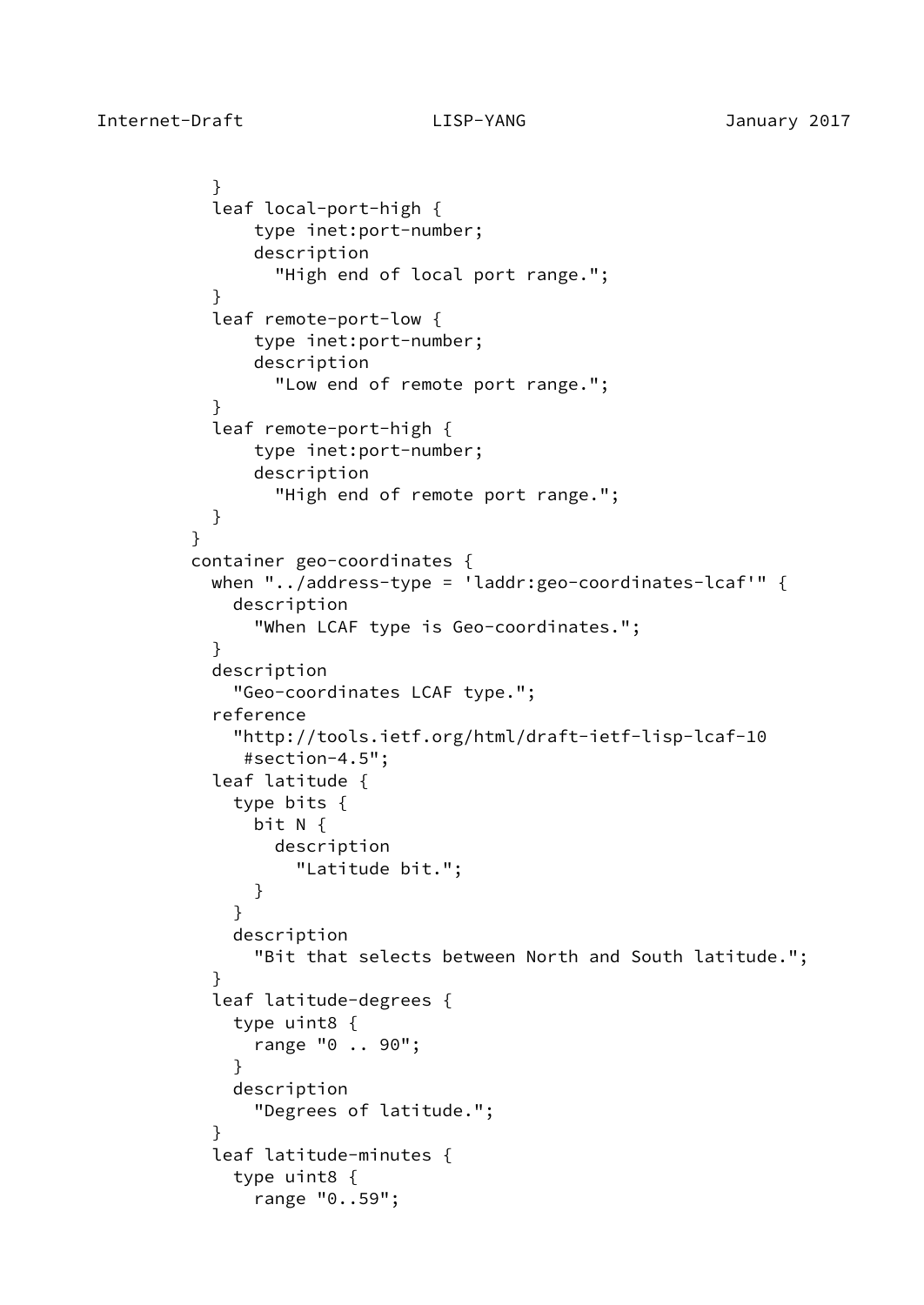```
            }
            leaf local-port-high {
                type inet:port-number;
                description
                  "High end of local port range.";
            }
            leaf remote-port-low {
                type inet:port-number;
                description
                  "Low end of remote port range.";
            }
            leaf remote-port-high {
                type inet:port-number;
                description
                  "High end of remote port range.";
            }
          }
          container geo-coordinates {
            when "../address-type = 'laddr:geo-coordinates-lcaf'" {
              description
                "When LCAF type is Geo-coordinates.";
            }
            description
              "Geo-coordinates LCAF type.";
            reference
              "http://tools.ietf.org/html/draft-ietf-lisp-lcaf-10
               #section-4.5";
            leaf latitude {
              type bits {
                bit N {
                  description
                    "Latitude bit.";
                }
              }
              description
                "Bit that selects between North and South latitude.";
            }
            leaf latitude-degrees {
              type uint8 {
                range "0 .. 90";
              }
              description
                "Degrees of latitude.";
            }
            leaf latitude-minutes {
              type uint8 {
                range "0..59";
```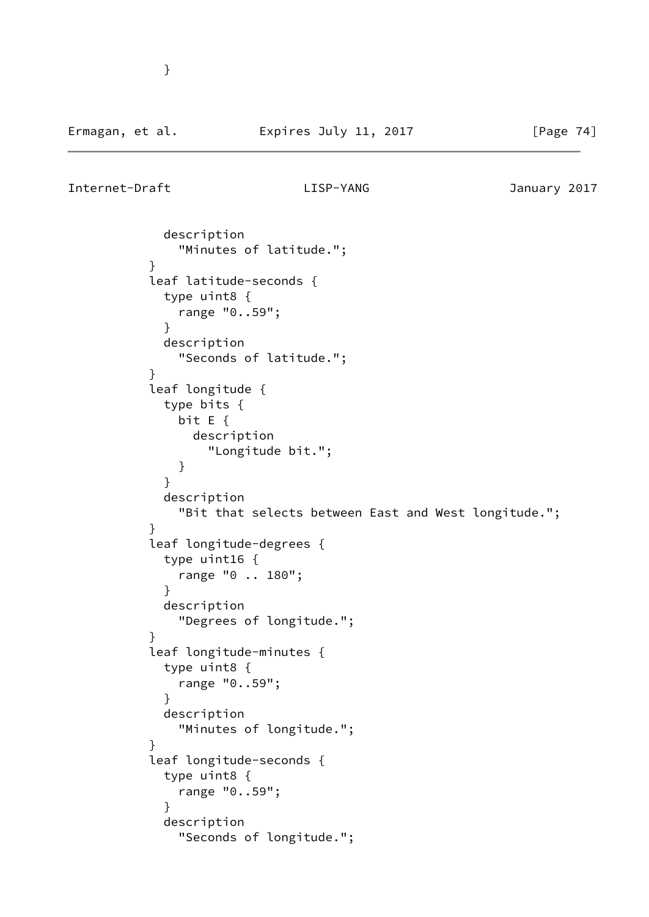```
            }
```

```
            description
              "Minutes of latitude.";
          }
          leaf latitude-seconds {
            type uint8 {
              range "0..59";
            }
            description
              "Seconds of latitude.";
          }
          leaf longitude {
            type bits {
              bit E {
                description
                  "Longitude bit.";
              }
            }
            description
              "Bit that selects between East and West longitude.";
          }
          leaf longitude-degrees {
            type uint16 {
              range "0 .. 180";
            }
            description
              "Degrees of longitude.";
          }
          leaf longitude-minutes {
            type uint8 {
              range "0..59";
            }
            description
              "Minutes of longitude.";
          }
          leaf longitude-seconds {
            type uint8 {
              range "0..59";
            }
            description
              "Seconds of longitude.";
```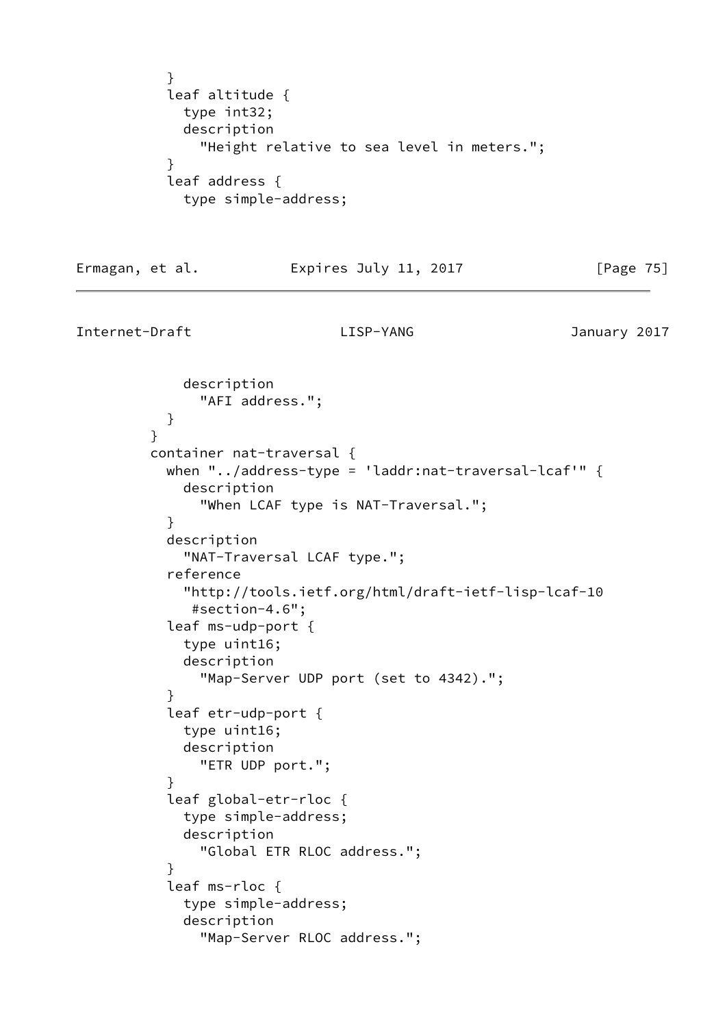```
          }
          leaf altitude {
            type int32;
            description
              "Height relative to sea level in meters.";
          }
          leaf address {
            type simple-address;
            description
              "AFI address.";
          }
        }
        container nat-traversal {
          when "../address-type = 'laddr:nat-traversal-lcaf'" {
            description
              "When LCAF type is NAT-Traversal.";
          }
          description
            "NAT-Traversal LCAF type.";
          reference
            "http://tools.ietf.org/html/draft-ietf-lisp-lcaf-10
             #section-4.6";
          leaf ms-udp-port {
            type uint16;
            description
              "Map-Server UDP port (set to 4342).";
          }
          leaf etr-udp-port {
            type uint16;
            description
              "ETR UDP port.";
          }
          leaf global-etr-rloc {
            type simple-address;
            description
              "Global ETR RLOC address.";
          }
          leaf ms-rloc {
            type simple-address;
            description
              "Map-Server RLOC address.";
```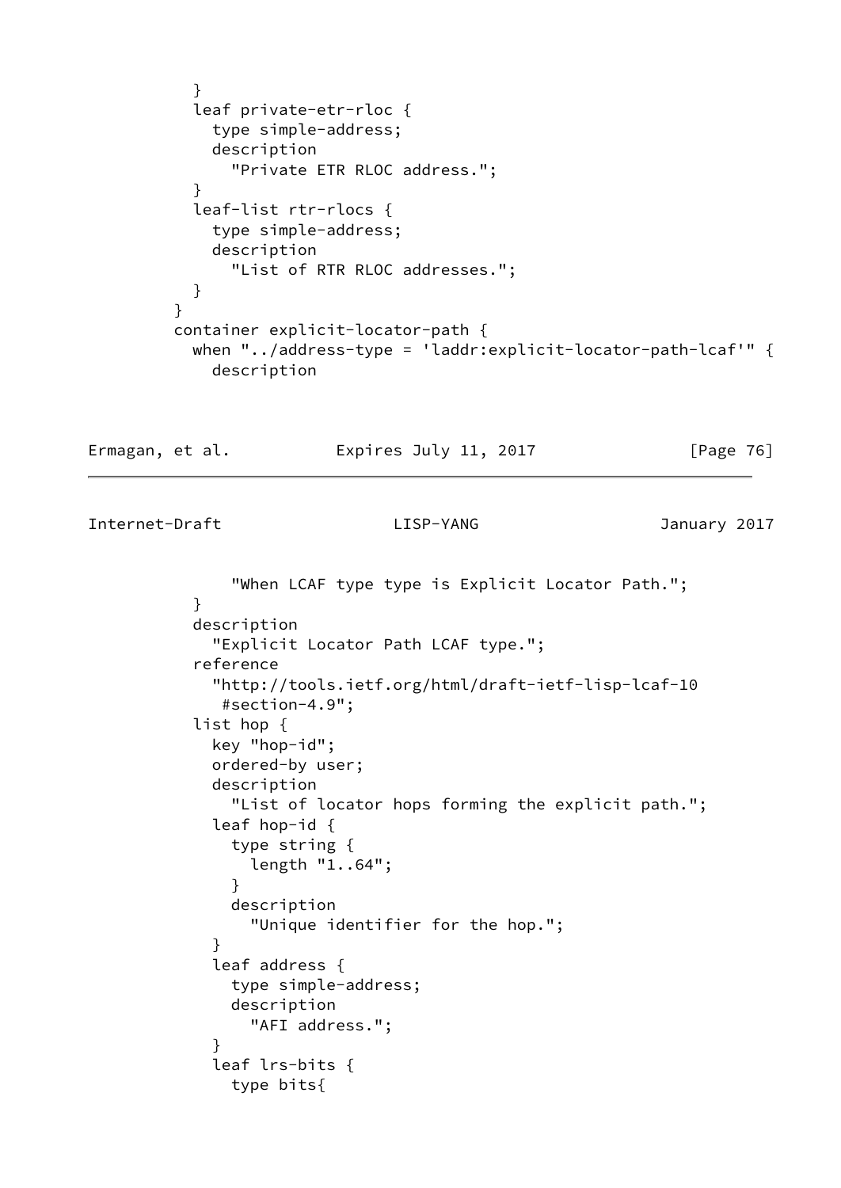```
          }
          leaf private-etr-rloc {
            type simple-address;
            description
              "Private ETR RLOC address.";
          }
          leaf-list rtr-rlocs {
            type simple-address;
            description
              "List of RTR RLOC addresses.";
          }
        }
        container explicit-locator-path {
          when "../address-type = 'laddr:explicit-locator-path-lcaf'" {
            description
              "When LCAF type type is Explicit Locator Path.";
          }
          description
            "Explicit Locator Path LCAF type.";
          reference
            "http://tools.ietf.org/html/draft-ietf-lisp-lcaf-10
             #section-4.9";
          list hop {
            key "hop-id";
            ordered-by user;
            description
              "List of locator hops forming the explicit path.";
            leaf hop-id {
              type string {
                length "1..64";
              }
              description
                "Unique identifier for the hop.";
            }
            leaf address {
              type simple-address;
              description
                "AFI address.";
            }
            leaf lrs-bits {
              type bits{
```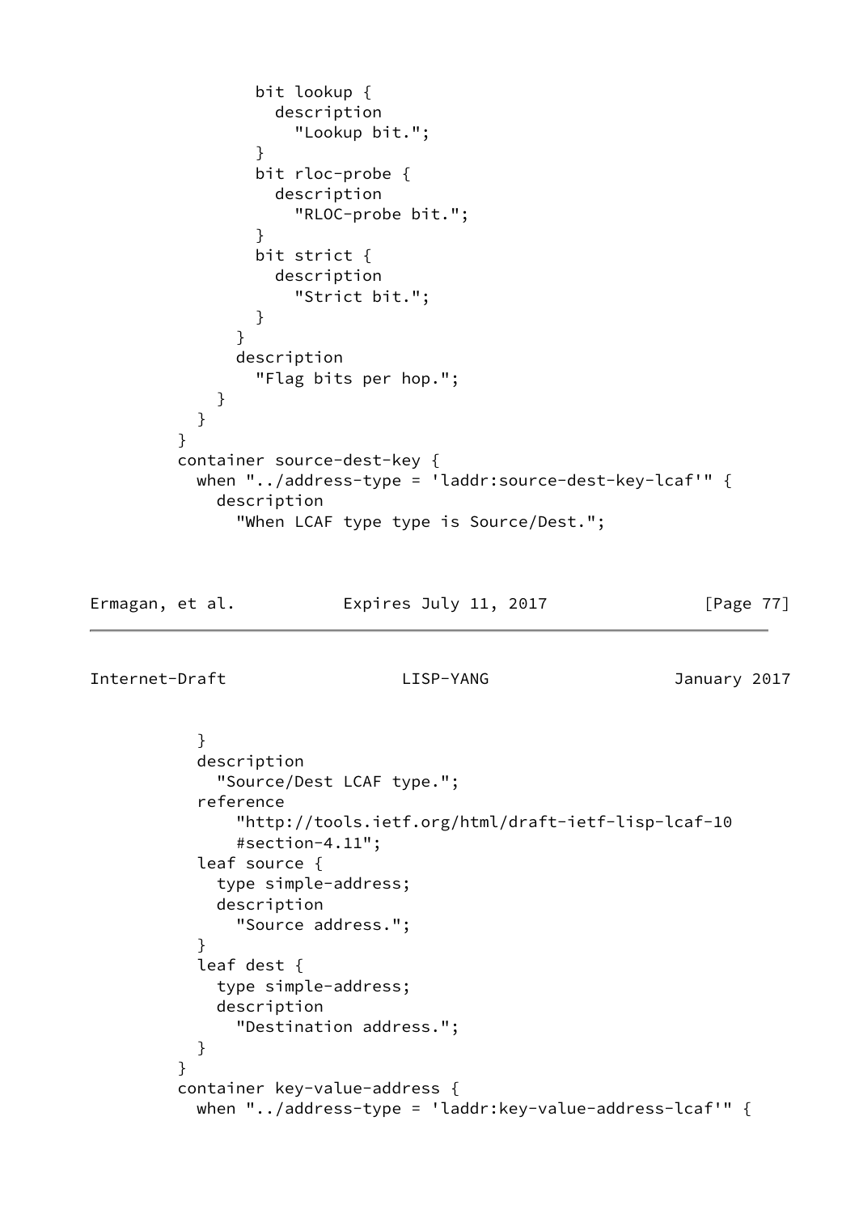```
              bit lookup {
                description
                  "Lookup bit.";
              }
              bit rloc-probe {
                description
                  "RLOC-probe bit.";
              }
              bit strict {
                description
                  "Strict bit.";
              }
            }
            description
              "Flag bits per hop.";
          }
        }
      }
      container source-dest-key {
        when "../address-type = 'laddr:source-dest-key-lcaf'" {
          description
            "When LCAF type type is Source/Dest.";
        }
        description
          "Source/Dest LCAF type.";
        reference
            "http://tools.ietf.org/html/draft-ietf-lisp-lcaf-10
            #section-4.11";
        leaf source {
          type simple-address;
          description
            "Source address.";
        }
        leaf dest {
          type simple-address;
          description
            "Destination address.";
        }
      }
      container key-value-address {
        when "../address-type = 'laddr:key-value-address-lcaf'" {
```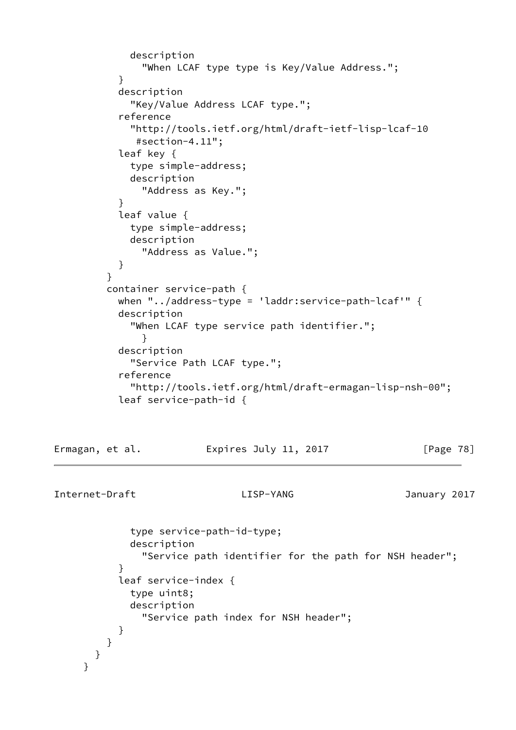```
            description
              "When LCAF type type is Key/Value Address.";
          }
          description
            "Key/Value Address LCAF type.";
          reference
            "http://tools.ietf.org/html/draft-ietf-lisp-lcaf-10
             #section-4.11";
          leaf key {
            type simple-address;
            description
              "Address as Key.";
          }
          leaf value {
            type simple-address;
            description
              "Address as Value.";
          }
        }
        container service-path {
          when "../address-type = 'laddr:service-path-lcaf'" {
          description
            "When LCAF type service path identifier.";
              }
          description
            "Service Path LCAF type.";
          reference
            "http://tools.ietf.org/html/draft-ermagan-lisp-nsh-00";
          leaf service-path-id {
            type service-path-id-type;
            description
              "Service path identifier for the path for NSH header";
          }
          leaf service-index {
            type uint8;
            description
              "Service path index for NSH header";
          }
        }
      }
    }
```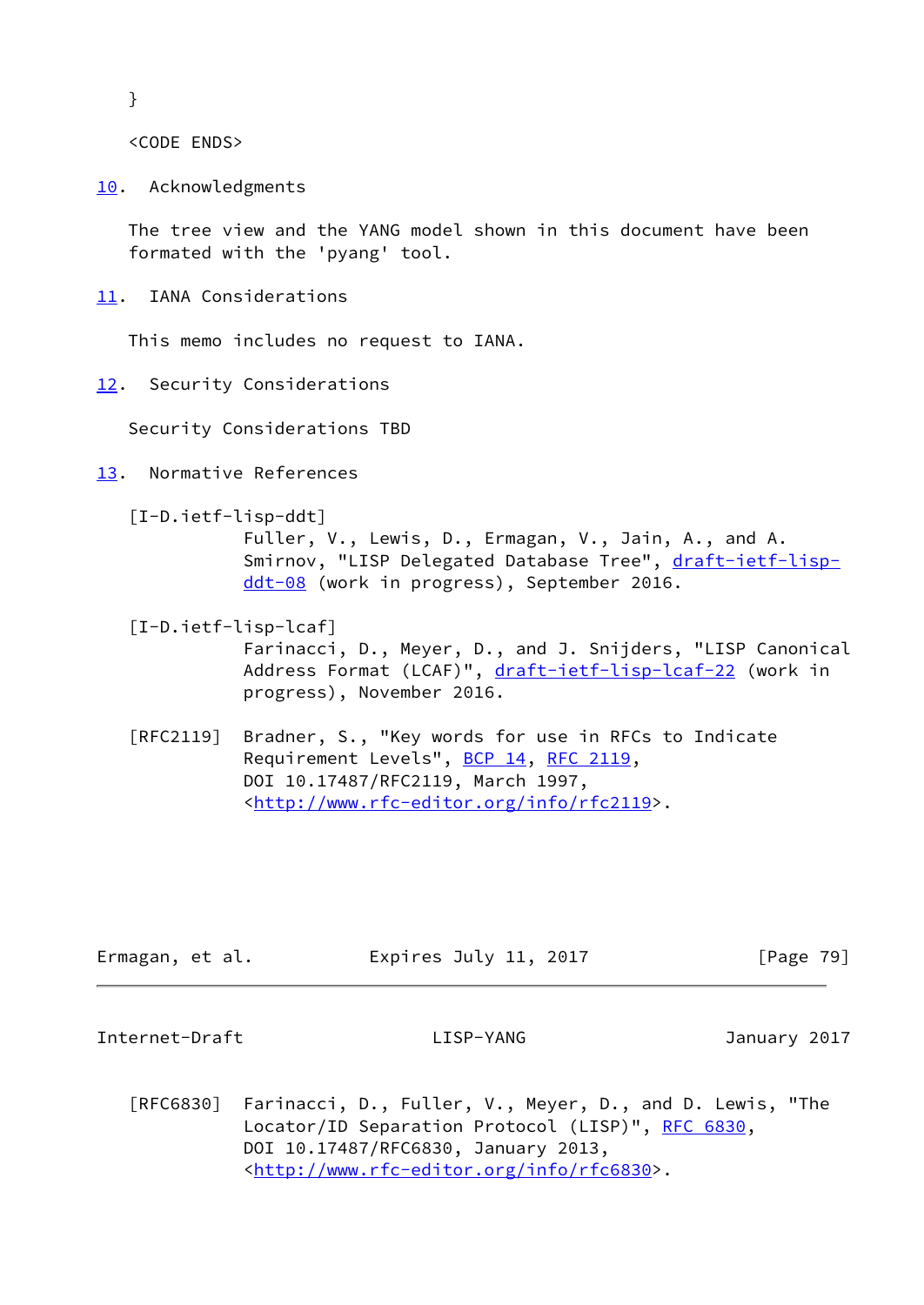```
}

<CODE ENDS>
```

## 10. Acknowledgments

The tree view and the YANG model shown in this document have been formated with the 'pyang' tool.

## 11. IANA Considerations

This memo includes no request to IANA.

## 12. Security Considerations

Security Considerations TBD

## 13. Normative References

[I-D.ietf-lisp-ddt]
Fuller, V., Lewis, D., Ermagan, V., Jain, A., and A. Smirnov, "LISP Delegated Database Tree", draft-ietf-lisp-ddt-08 (work in progress), September 2016.

[I-D.ietf-lisp-lcaf]
Farinacci, D., Meyer, D., and J. Snijders, "LISP Canonical Address Format (LCAF)", draft-ietf-lisp-lcaf-22 (work in progress), November 2016.

[RFC2119] Bradner, S., "Key words for use in RFCs to Indicate Requirement Levels", BCP 14, RFC 2119, DOI 10.17487/RFC2119, March 1997, <http://www.rfc-editor.org/info/rfc2119>.

[RFC6830] Farinacci, D., Fuller, V., Meyer, D., and D. Lewis, "The Locator/ID Separation Protocol (LISP)", RFC 6830, DOI 10.17487/RFC6830, January 2013, <http://www.rfc-editor.org/info/rfc6830>.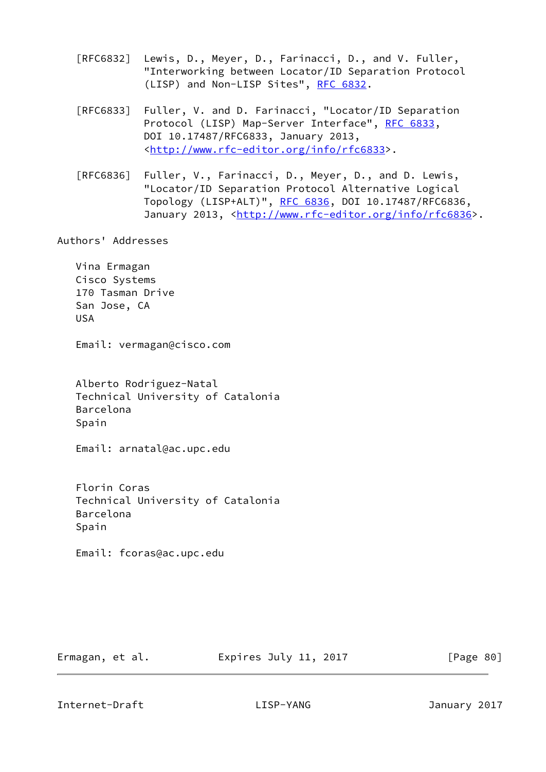[RFC6832] Lewis, D., Meyer, D., Farinacci, D., and V. Fuller, "Interworking between Locator/ID Separation Protocol (LISP) and Non-LISP Sites", RFC 6832.

[RFC6833] Fuller, V. and D. Farinacci, "Locator/ID Separation Protocol (LISP) Map-Server Interface", RFC 6833, DOI 10.17487/RFC6833, January 2013, <http://www.rfc-editor.org/info/rfc6833>.

[RFC6836] Fuller, V., Farinacci, D., Meyer, D., and D. Lewis, "Locator/ID Separation Protocol Alternative Logical Topology (LISP+ALT)", RFC 6836, DOI 10.17487/RFC6836, January 2013, <http://www.rfc-editor.org/info/rfc6836>.

# Authors' Addresses

Vina Ermagan
Cisco Systems
170 Tasman Drive
San Jose, CA
USA

Email: vermagan@cisco.com

Alberto Rodriguez-Natal
Technical University of Catalonia
Barcelona
Spain

Email: arnatal@ac.upc.edu

Florin Coras
Technical University of Catalonia
Barcelona
Spain

Email: fcoras@ac.upc.edu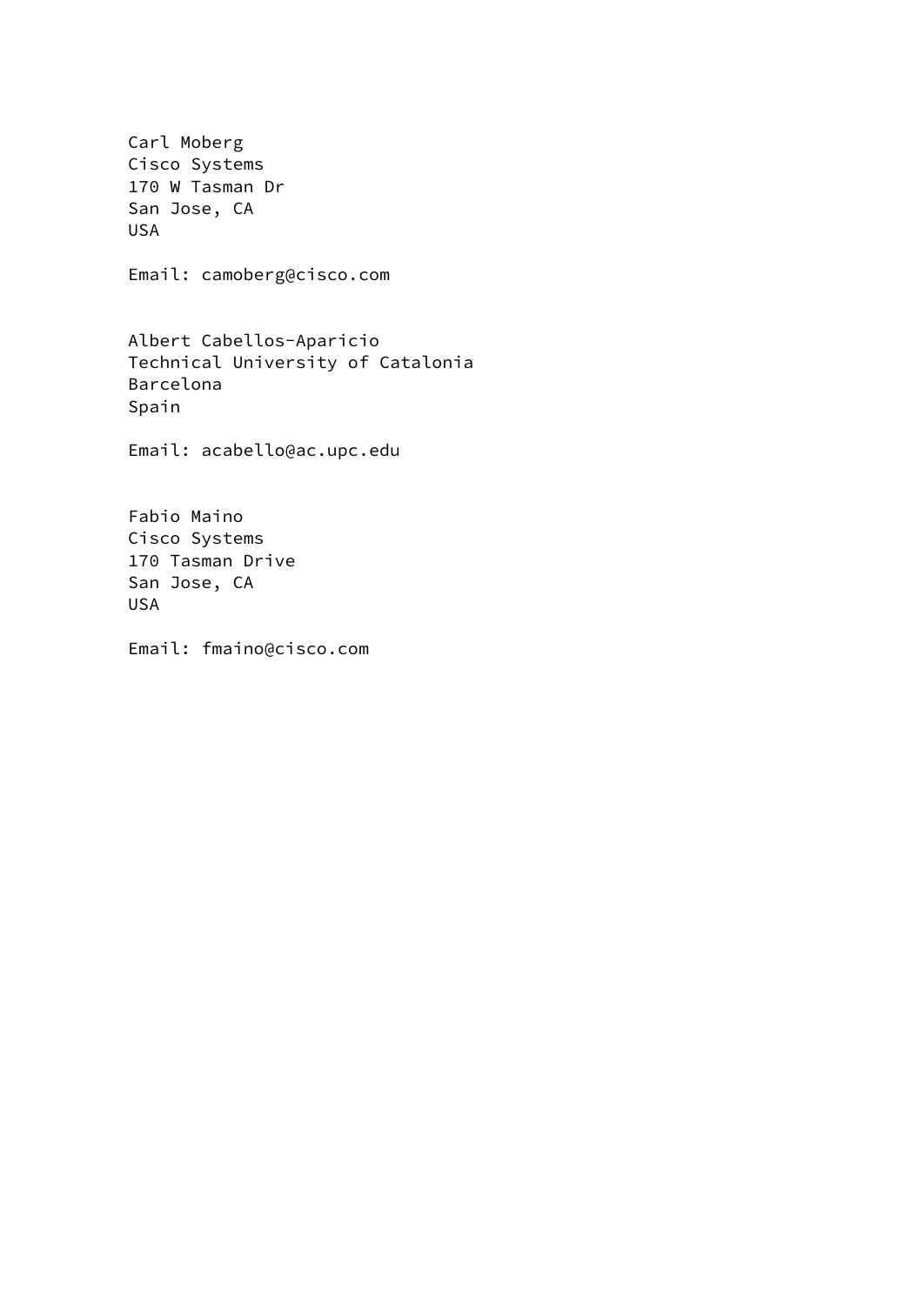Carl Moberg
Cisco Systems
170 W Tasman Dr
San Jose, CA
USA

Email: camoberg@cisco.com

Albert Cabellos-Aparicio
Technical University of Catalonia
Barcelona
Spain

Email: acabello@ac.upc.edu

Fabio Maino
Cisco Systems
170 Tasman Drive
San Jose, CA
USA

Email: fmaino@cisco.com